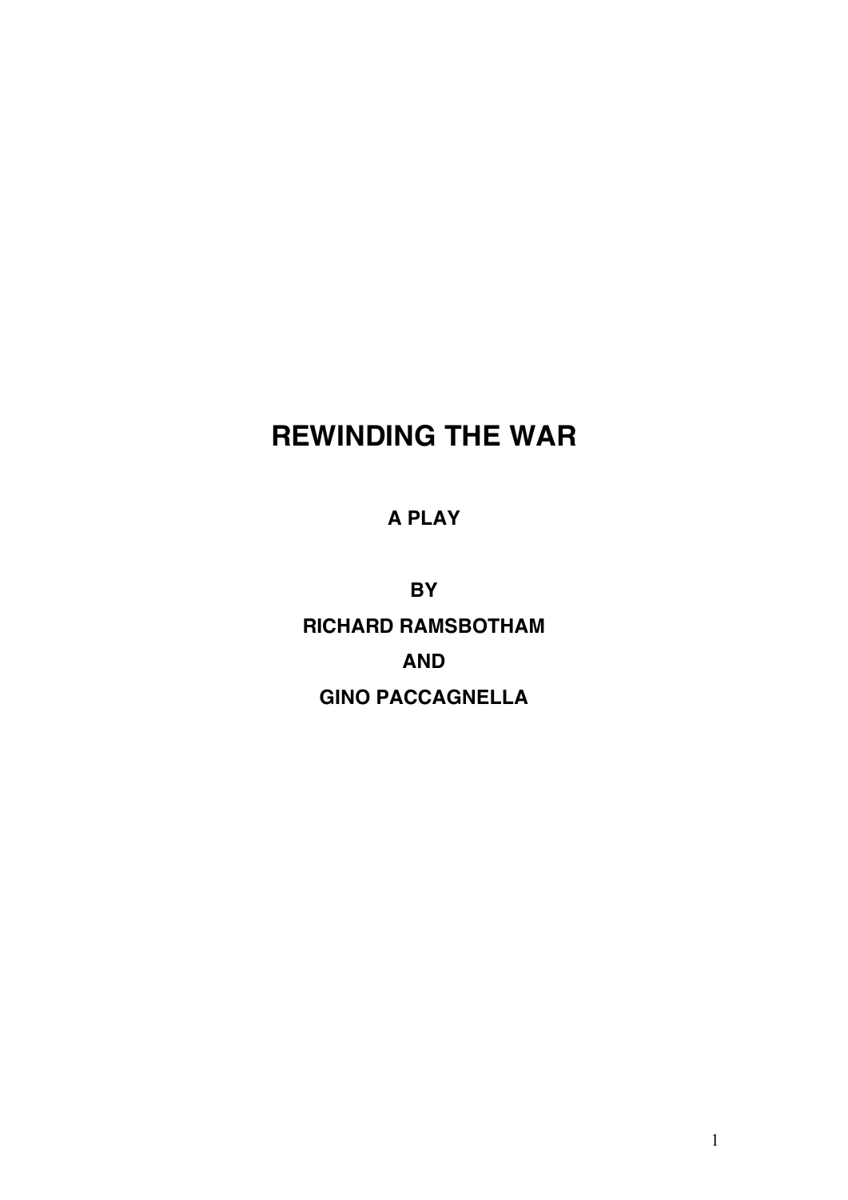# REWINDING THE WAR

**A PLAY**

**BY**

**RICHARD RAMSBOTHAM**

**AND**

**GINO PACCAGNELLA**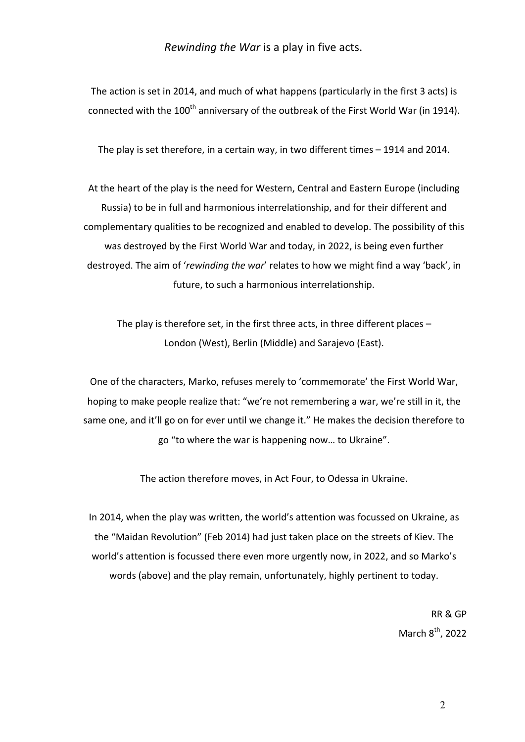*Rewinding the War* is a play in five acts.

The action is set in 2014, and much of what happens (particularly in the first 3 acts) is connected with the 100th anniversary of the outbreak of the First World War (in 1914).

The play is set therefore, in a certain way, in two different times – 1914 and 2014.

At the heart of the play is the need for Western, Central and Eastern Europe (including Russia) to be in full and harmonious interrelationship, and for their different and complementary qualities to be recognized and enabled to develop. The possibility of this was destroyed by the First World War and today, in 2022, is being even further destroyed. The aim of '*rewinding the war*' relates to how we might find a way 'back', in future, to such a harmonious interrelationship.

The play is therefore set, in the first three acts, in three different places – London (West), Berlin (Middle) and Sarajevo (East).

One of the characters, Marko, refuses merely to 'commemorate' the First World War, hoping to make people realize that: "we're not remembering a war, we're still in it, the same one, and it'll go on for ever until we change it." He makes the decision therefore to go "to where the war is happening now… to Ukraine".

The action therefore moves, in Act Four, to Odessa in Ukraine.

In 2014, when the play was written, the world's attention was focussed on Ukraine, as the "Maidan Revolution" (Feb 2014) had just taken place on the streets of Kiev. The world's attention is focussed there even more urgently now, in 2022, and so Marko's words (above) and the play remain, unfortunately, highly pertinent to today.

RR & GP
March 8th, 2022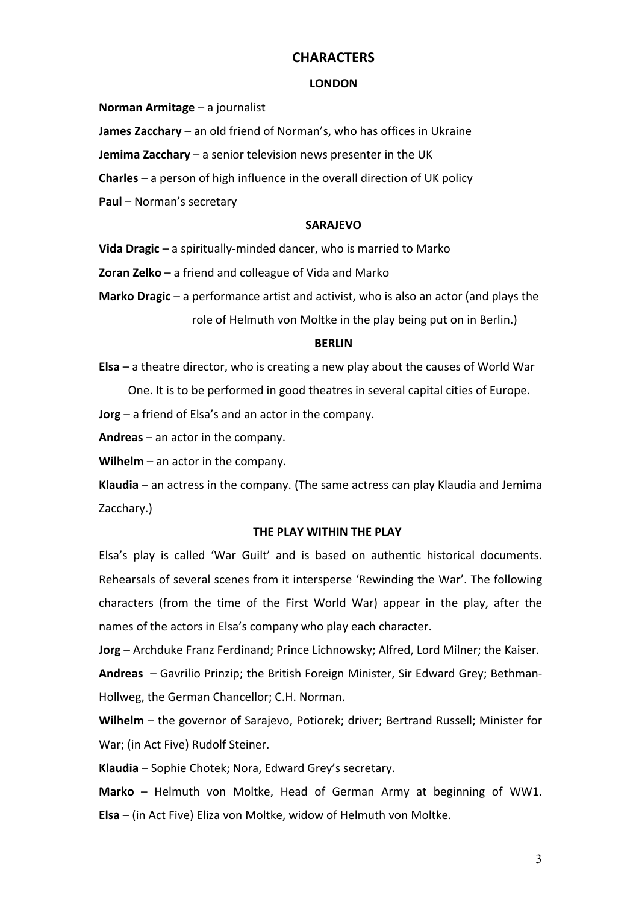# CHARACTERS

## LONDON

**Norman Armitage** – a journalist

**James Zacchary** – an old friend of Norman's, who has offices in Ukraine

**Jemima Zacchary** – a senior television news presenter in the UK

**Charles** – a person of high influence in the overall direction of UK policy

**Paul** – Norman's secretary

## SARAJEVO

**Vida Dragic** – a spiritually-minded dancer, who is married to Marko

**Zoran Zelko** – a friend and colleague of Vida and Marko

**Marko Dragic** – a performance artist and activist, who is also an actor (and plays the role of Helmuth von Moltke in the play being put on in Berlin.)

## BERLIN

**Elsa** – a theatre director, who is creating a new play about the causes of World War One. It is to be performed in good theatres in several capital cities of Europe.

**Jorg** – a friend of Elsa's and an actor in the company.

**Andreas** – an actor in the company.

**Wilhelm** – an actor in the company.

**Klaudia** – an actress in the company. (The same actress can play Klaudia and Jemima Zacchary.)

## THE PLAY WITHIN THE PLAY

Elsa's play is called 'War Guilt' and is based on authentic historical documents. Rehearsals of several scenes from it intersperse 'Rewinding the War'. The following characters (from the time of the First World War) appear in the play, after the names of the actors in Elsa's company who play each character.

**Jorg** – Archduke Franz Ferdinand; Prince Lichnowsky; Alfred, Lord Milner; the Kaiser.

**Andreas** – Gavrilio Prinzip; the British Foreign Minister, Sir Edward Grey; Bethman-Hollweg, the German Chancellor; C.H. Norman.

**Wilhelm** – the governor of Sarajevo, Potiorek; driver; Bertrand Russell; Minister for War; (in Act Five) Rudolf Steiner.

**Klaudia** – Sophie Chotek; Nora, Edward Grey's secretary.

**Marko** – Helmuth von Moltke, Head of German Army at beginning of WW1.

**Elsa** – (in Act Five) Eliza von Moltke, widow of Helmuth von Moltke.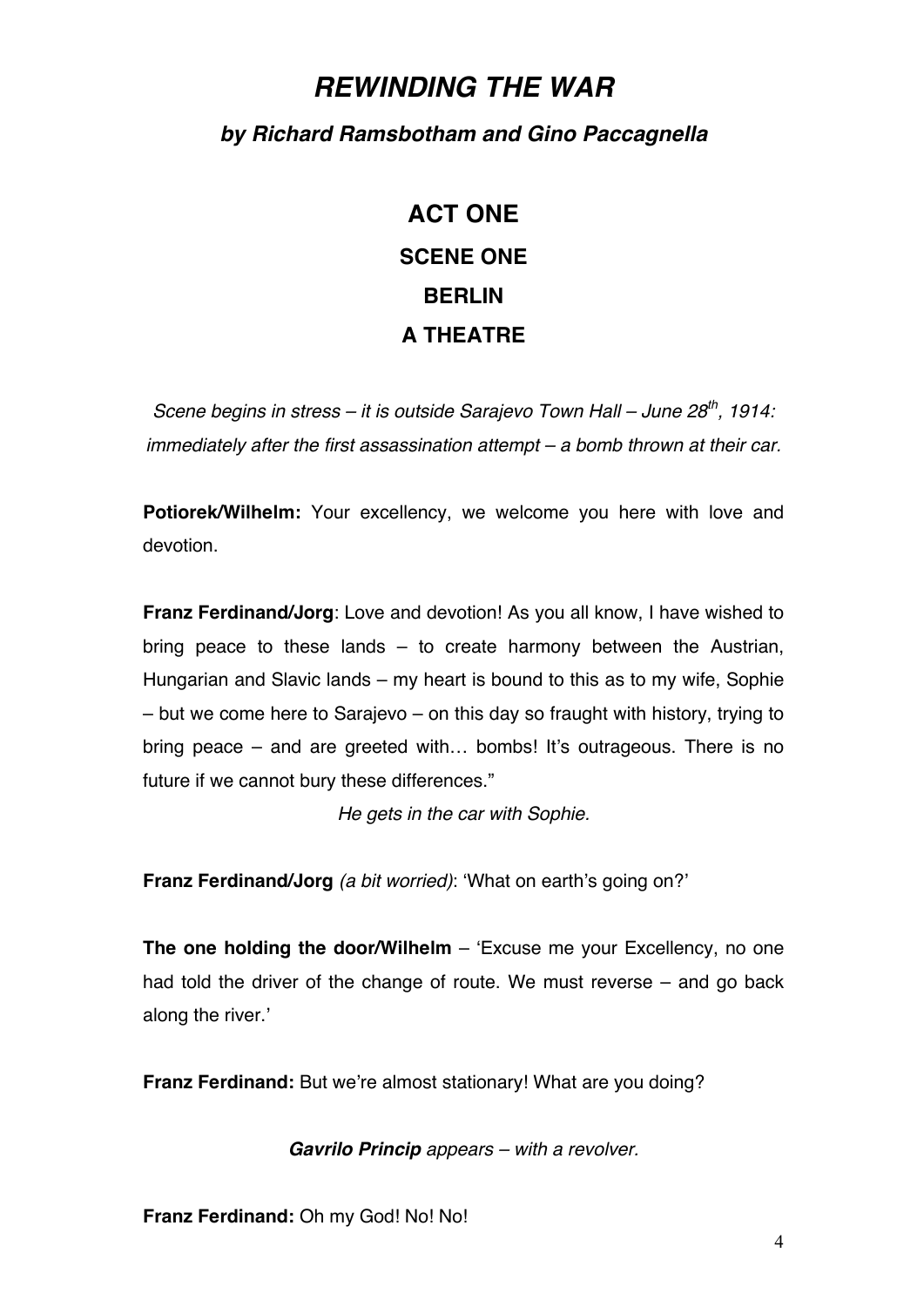# ***REWINDING THE WAR***

### ***by Richard Ramsbotham and Gino Paccagnella***

## ACT ONE

## SCENE ONE

## BERLIN

## A THEATRE

*Scene begins in stress – it is outside Sarajevo Town Hall – June 28th, 1914: immediately after the first assassination attempt – a bomb thrown at their car.*

**Potiorek/Wilhelm:** Your excellency, we welcome you here with love and devotion.

**Franz Ferdinand/Jorg**: Love and devotion! As you all know, I have wished to bring peace to these lands – to create harmony between the Austrian, Hungarian and Slavic lands – my heart is bound to this as to my wife, Sophie – but we come here to Sarajevo – on this day so fraught with history, trying to bring peace – and are greeted with… bombs! It's outrageous. There is no future if we cannot bury these differences."

*He gets in the car with Sophie.*

**Franz Ferdinand/Jorg** *(a bit worried)*: 'What on earth's going on?'

**The one holding the door/Wilhelm** – 'Excuse me your Excellency, no one had told the driver of the change of route. We must reverse – and go back along the river.'

**Franz Ferdinand:** But we're almost stationary! What are you doing?

***Gavrilo Princip*** *appears – with a revolver.*

**Franz Ferdinand:** Oh my God! No! No!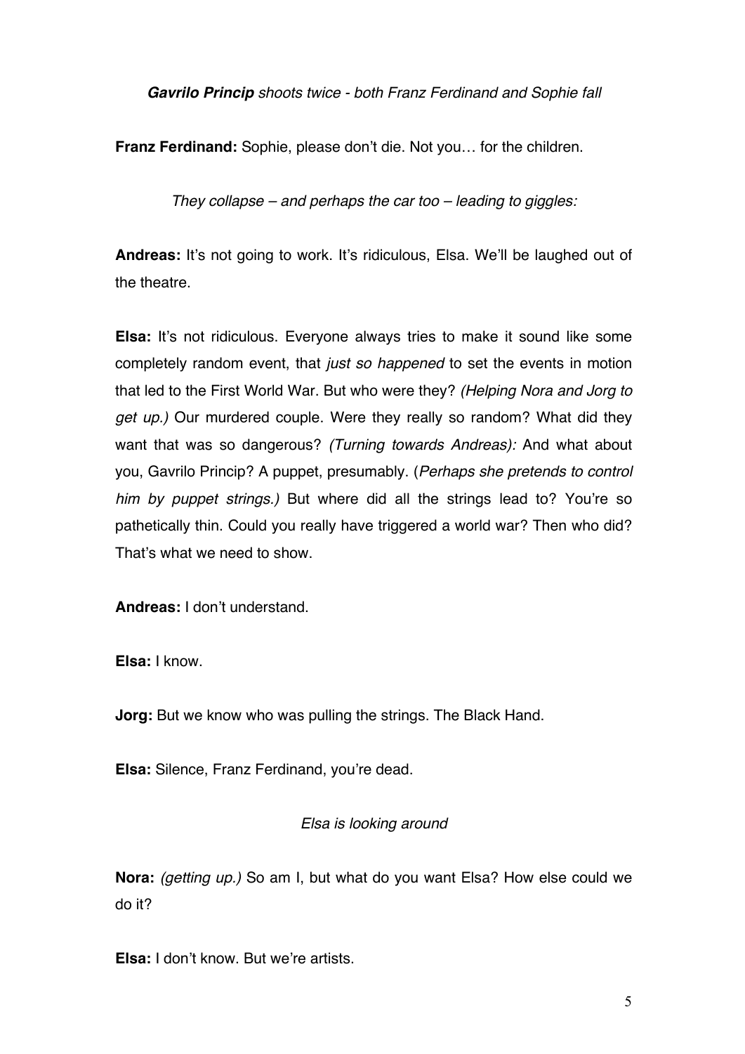***Gavrilo Princip** shoots twice - both Franz Ferdinand and Sophie fall*

**Franz Ferdinand:** Sophie, please don't die. Not you… for the children.

*They collapse – and perhaps the car too – leading to giggles:*

**Andreas:** It's not going to work. It's ridiculous, Elsa. We'll be laughed out of the theatre.

**Elsa:** It's not ridiculous. Everyone always tries to make it sound like some completely random event, that *just so happened* to set the events in motion that led to the First World War. But who were they? *(Helping Nora and Jorg to get up.)* Our murdered couple. Were they really so random? What did they want that was so dangerous? *(Turning towards Andreas):* And what about you, Gavrilo Princip? A puppet, presumably. (*Perhaps she pretends to control him by puppet strings.)* But where did all the strings lead to? You're so pathetically thin. Could you really have triggered a world war? Then who did? That's what we need to show.

**Andreas:** I don't understand.

**Elsa:** I know.

**Jorg:** But we know who was pulling the strings. The Black Hand.

**Elsa:** Silence, Franz Ferdinand, you're dead.

*Elsa is looking around*

**Nora:** *(getting up.)* So am I, but what do you want Elsa? How else could we do it?

**Elsa:** I don't know. But we're artists.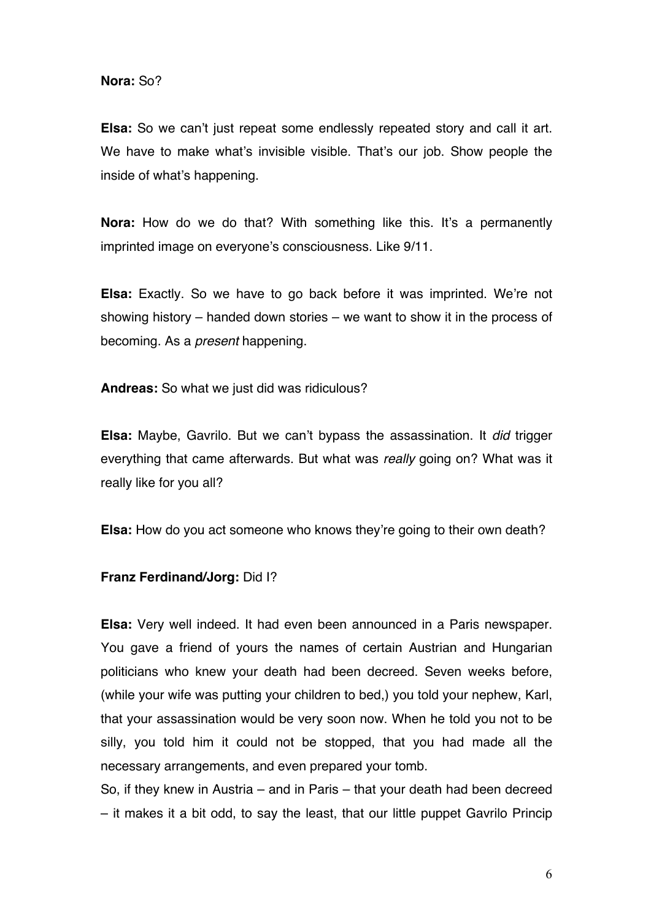**Nora:** So?

**Elsa:** So we can't just repeat some endlessly repeated story and call it art. We have to make what's invisible visible. That's our job. Show people the inside of what's happening.

**Nora:** How do we do that? With something like this. It's a permanently imprinted image on everyone's consciousness. Like 9/11.

**Elsa:** Exactly. So we have to go back before it was imprinted. We're not showing history – handed down stories – we want to show it in the process of becoming. As a *present* happening.

**Andreas:** So what we just did was ridiculous?

**Elsa:** Maybe, Gavrilo. But we can't bypass the assassination. It *did* trigger everything that came afterwards. But what was *really* going on? What was it really like for you all?

**Elsa:** How do you act someone who knows they're going to their own death?

**Franz Ferdinand/Jorg:** Did I?

**Elsa:** Very well indeed. It had even been announced in a Paris newspaper. You gave a friend of yours the names of certain Austrian and Hungarian politicians who knew your death had been decreed. Seven weeks before, (while your wife was putting your children to bed,) you told your nephew, Karl, that your assassination would be very soon now. When he told you not to be silly, you told him it could not be stopped, that you had made all the necessary arrangements, and even prepared your tomb.
So, if they knew in Austria – and in Paris – that your death had been decreed – it makes it a bit odd, to say the least, that our little puppet Gavrilo Princip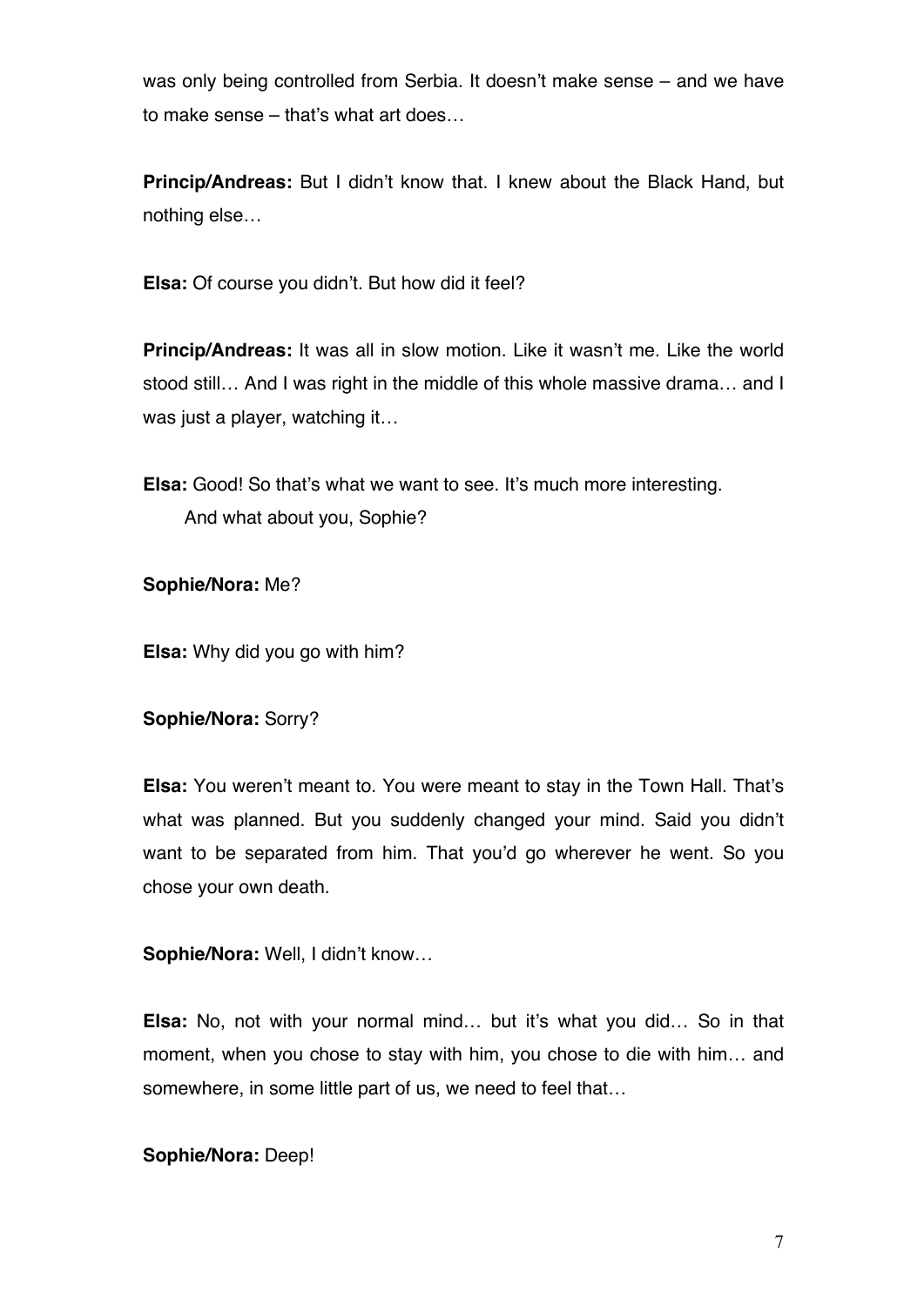was only being controlled from Serbia. It doesn't make sense – and we have to make sense – that's what art does…

**Princip/Andreas:** But I didn't know that. I knew about the Black Hand, but nothing else…

**Elsa:** Of course you didn't. But how did it feel?

**Princip/Andreas:** It was all in slow motion. Like it wasn't me. Like the world stood still… And I was right in the middle of this whole massive drama… and I was just a player, watching it…

**Elsa:** Good! So that's what we want to see. It's much more interesting.
And what about you, Sophie?

**Sophie/Nora:** Me?

**Elsa:** Why did you go with him?

**Sophie/Nora:** Sorry?

**Elsa:** You weren't meant to. You were meant to stay in the Town Hall. That's what was planned. But you suddenly changed your mind. Said you didn't want to be separated from him. That you'd go wherever he went. So you chose your own death.

**Sophie/Nora:** Well, I didn't know…

**Elsa:** No, not with your normal mind… but it's what you did… So in that moment, when you chose to stay with him, you chose to die with him… and somewhere, in some little part of us, we need to feel that…

**Sophie/Nora:** Deep!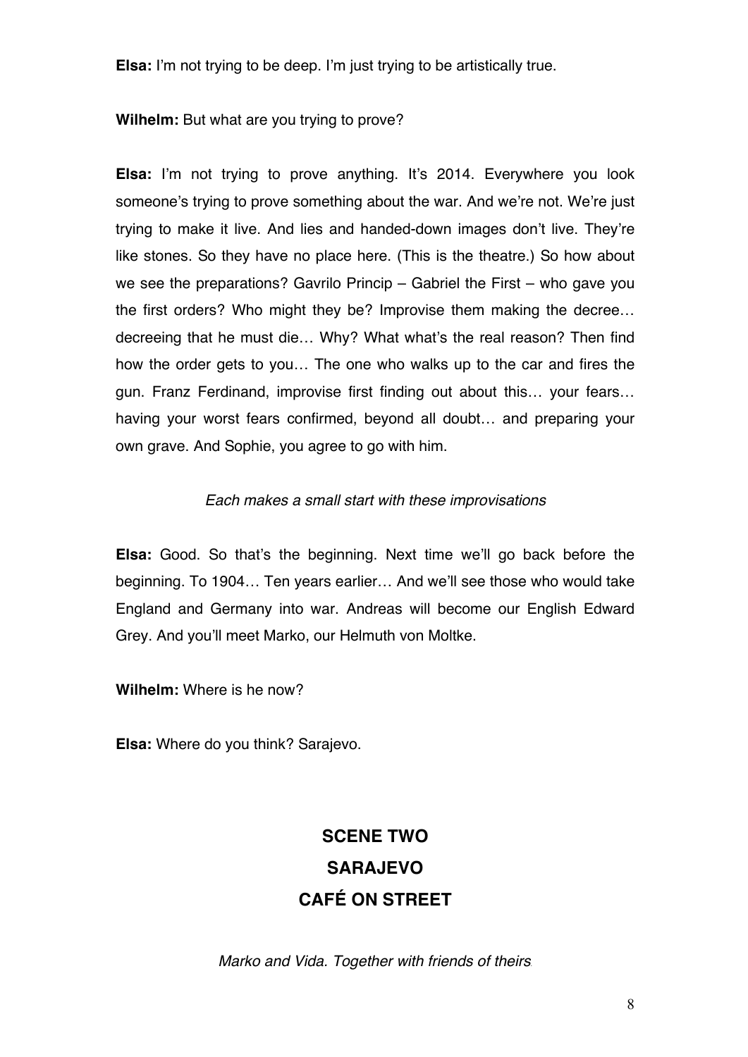**Elsa:** I'm not trying to be deep. I'm just trying to be artistically true.

**Wilhelm:** But what are you trying to prove?

**Elsa:** I'm not trying to prove anything. It's 2014. Everywhere you look someone's trying to prove something about the war. And we're not. We're just trying to make it live. And lies and handed-down images don't live. They're like stones. So they have no place here. (This is the theatre.) So how about we see the preparations? Gavrilo Princip – Gabriel the First – who gave you the first orders? Who might they be? Improvise them making the decree… decreeing that he must die… Why? What what's the real reason? Then find how the order gets to you… The one who walks up to the car and fires the gun. Franz Ferdinand, improvise first finding out about this… your fears… having your worst fears confirmed, beyond all doubt… and preparing your own grave. And Sophie, you agree to go with him.

*Each makes a small start with these improvisations*

**Elsa:** Good. So that's the beginning. Next time we'll go back before the beginning. To 1904… Ten years earlier… And we'll see those who would take England and Germany into war. Andreas will become our English Edward Grey. And you'll meet Marko, our Helmuth von Moltke.

**Wilhelm:** Where is he now?

**Elsa:** Where do you think? Sarajevo.

## SCENE TWO
## SARAJEVO
## CAFÉ ON STREET

*Marko and Vida. Together with friends of theirs.*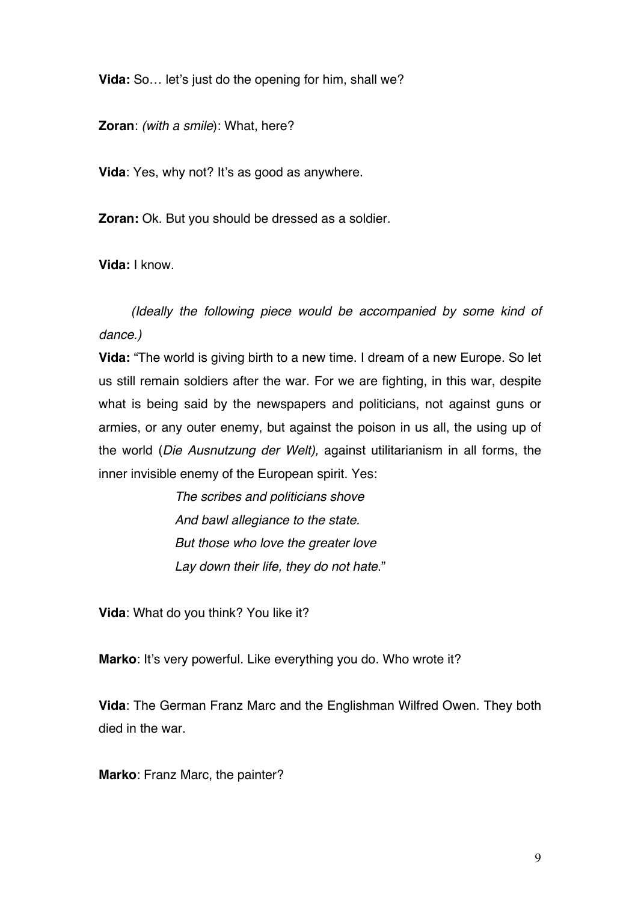**Vida:** So… let's just do the opening for him, shall we?

**Zoran**: *(with a smile*): What, here?

**Vida**: Yes, why not? It's as good as anywhere.

**Zoran:** Ok. But you should be dressed as a soldier.

**Vida:** I know.

*(Ideally the following piece would be accompanied by some kind of dance.)*

**Vida:** "The world is giving birth to a new time. I dream of a new Europe. So let us still remain soldiers after the war. For we are fighting, in this war, despite what is being said by the newspapers and politicians, not against guns or armies, or any outer enemy, but against the poison in us all, the using up of the world (*Die Ausnutzung der Welt),* against utilitarianism in all forms, the inner invisible enemy of the European spirit. Yes:

> *The scribes and politicians shove*
> *And bawl allegiance to the state.*
> *But those who love the greater love*
> *Lay down their life, they do not hate.*"

**Vida**: What do you think? You like it?

**Marko**: It's very powerful. Like everything you do. Who wrote it?

**Vida**: The German Franz Marc and the Englishman Wilfred Owen. They both died in the war.

**Marko**: Franz Marc, the painter?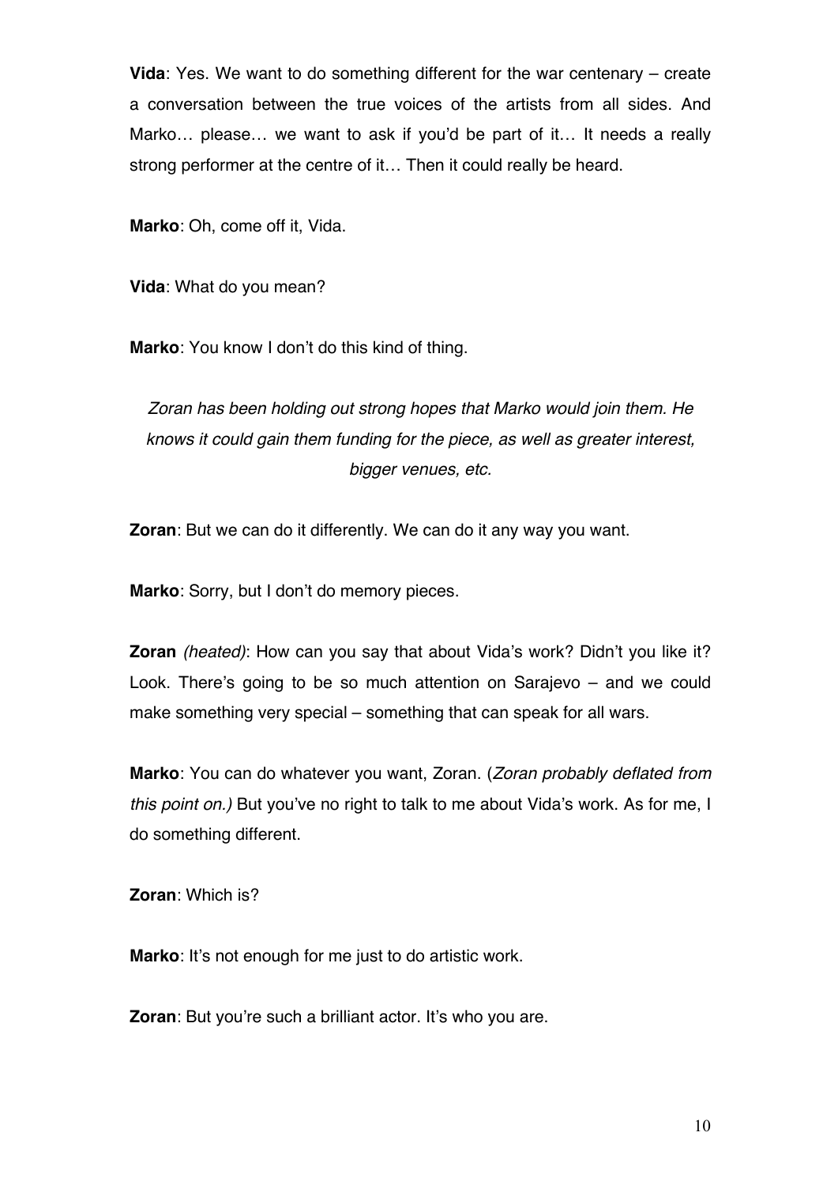**Vida**: Yes. We want to do something different for the war centenary – create a conversation between the true voices of the artists from all sides. And Marko… please… we want to ask if you'd be part of it… It needs a really strong performer at the centre of it… Then it could really be heard.

**Marko**: Oh, come off it, Vida.

**Vida**: What do you mean?

**Marko**: You know I don't do this kind of thing.

*Zoran has been holding out strong hopes that Marko would join them. He knows it could gain them funding for the piece, as well as greater interest, bigger venues, etc.*

**Zoran**: But we can do it differently. We can do it any way you want.

**Marko**: Sorry, but I don't do memory pieces.

**Zoran** *(heated)*: How can you say that about Vida's work? Didn't you like it? Look. There's going to be so much attention on Sarajevo – and we could make something very special – something that can speak for all wars.

**Marko**: You can do whatever you want, Zoran. (*Zoran probably deflated from this point on.)* But you've no right to talk to me about Vida's work. As for me, I do something different.

**Zoran**: Which is?

**Marko**: It's not enough for me just to do artistic work.

**Zoran**: But you're such a brilliant actor. It's who you are.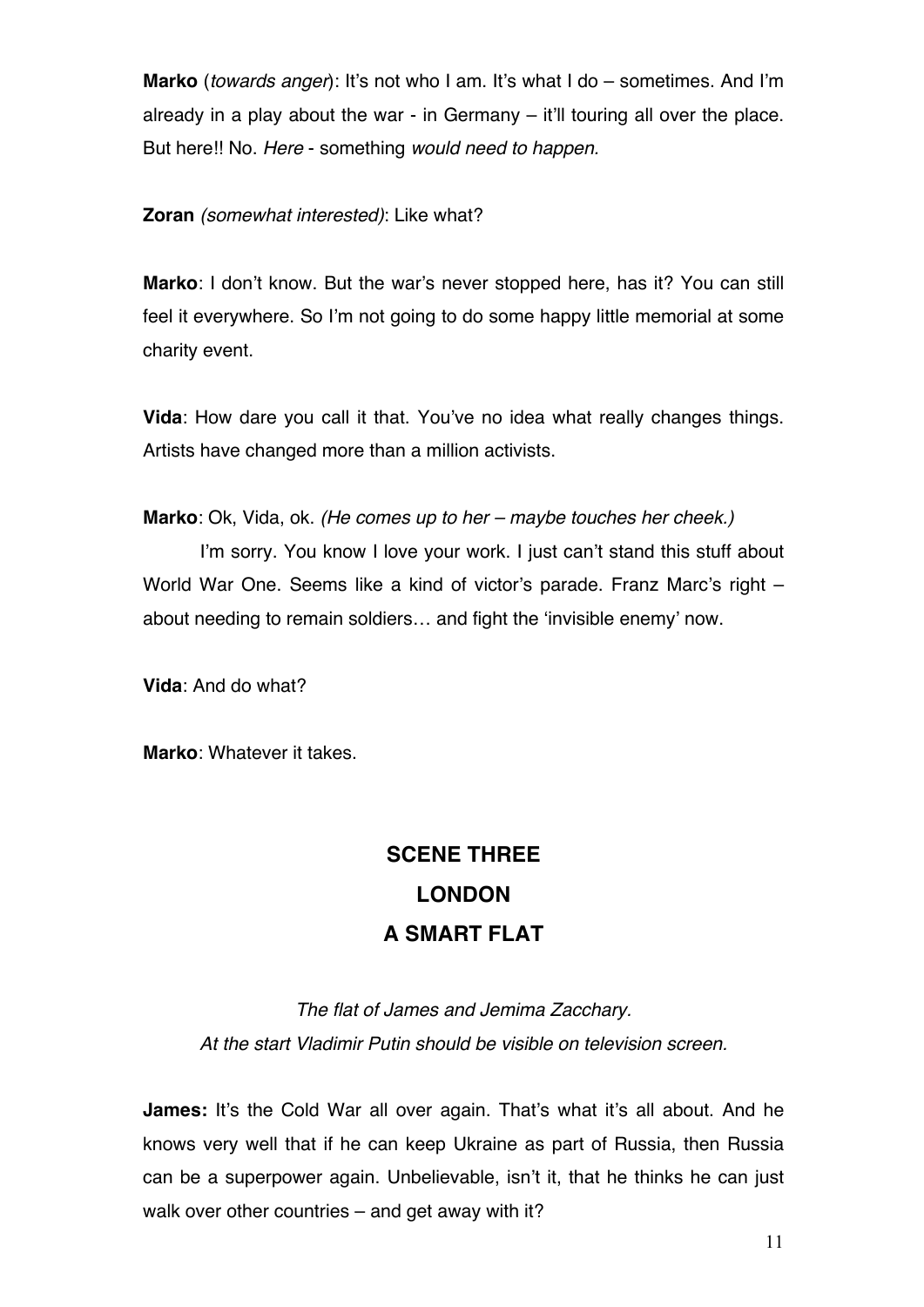**Marko** (*towards anger*): It's not who I am. It's what I do – sometimes. And I'm already in a play about the war - in Germany – it'll touring all over the place. But here!! No. *Here* - something *would need to happen.*

**Zoran** *(somewhat interested)*: Like what?

**Marko**: I don't know. But the war's never stopped here, has it? You can still feel it everywhere. So I'm not going to do some happy little memorial at some charity event.

**Vida**: How dare you call it that. You've no idea what really changes things. Artists have changed more than a million activists.

**Marko**: Ok, Vida, ok. *(He comes up to her – maybe touches her cheek.)*

I'm sorry. You know I love your work. I just can't stand this stuff about World War One. Seems like a kind of victor's parade. Franz Marc's right – about needing to remain soldiers… and fight the 'invisible enemy' now.

**Vida**: And do what?

**Marko**: Whatever it takes.

## SCENE THREE
## LONDON
## A SMART FLAT

*The flat of James and Jemima Zacchary.*
*At the start Vladimir Putin should be visible on television screen.*

**James:** It's the Cold War all over again. That's what it's all about. And he knows very well that if he can keep Ukraine as part of Russia, then Russia can be a superpower again. Unbelievable, isn't it, that he thinks he can just walk over other countries – and get away with it?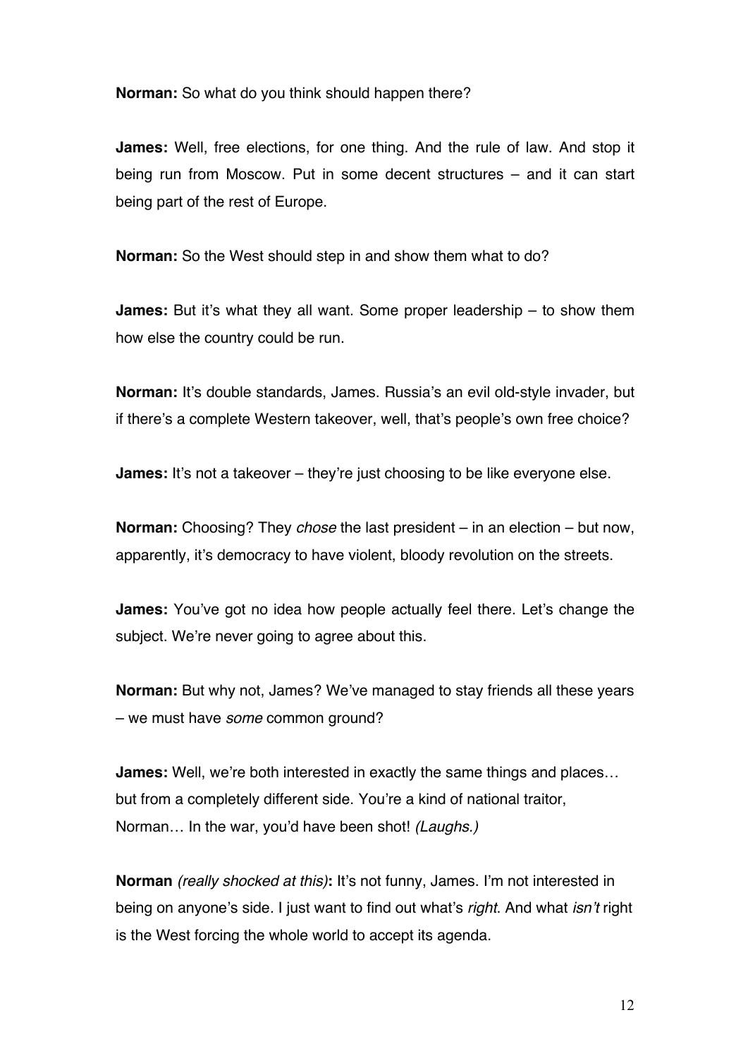**Norman:** So what do you think should happen there?

**James:** Well, free elections, for one thing. And the rule of law. And stop it being run from Moscow. Put in some decent structures – and it can start being part of the rest of Europe.

**Norman:** So the West should step in and show them what to do?

**James:** But it's what they all want. Some proper leadership – to show them how else the country could be run.

**Norman:** It's double standards, James. Russia's an evil old-style invader, but if there's a complete Western takeover, well, that's people's own free choice?

**James:** It's not a takeover – they're just choosing to be like everyone else.

**Norman:** Choosing? They *chose* the last president – in an election – but now, apparently, it's democracy to have violent, bloody revolution on the streets.

**James:** You've got no idea how people actually feel there. Let's change the subject. We're never going to agree about this.

**Norman:** But why not, James? We've managed to stay friends all these years – we must have *some* common ground?

**James:** Well, we're both interested in exactly the same things and places… but from a completely different side. You're a kind of national traitor, Norman… In the war, you'd have been shot! *(Laughs.)*

**Norman** *(really shocked at this)***:** It's not funny, James. I'm not interested in being on anyone's side. I just want to find out what's *right*. And what *isn't* right is the West forcing the whole world to accept its agenda.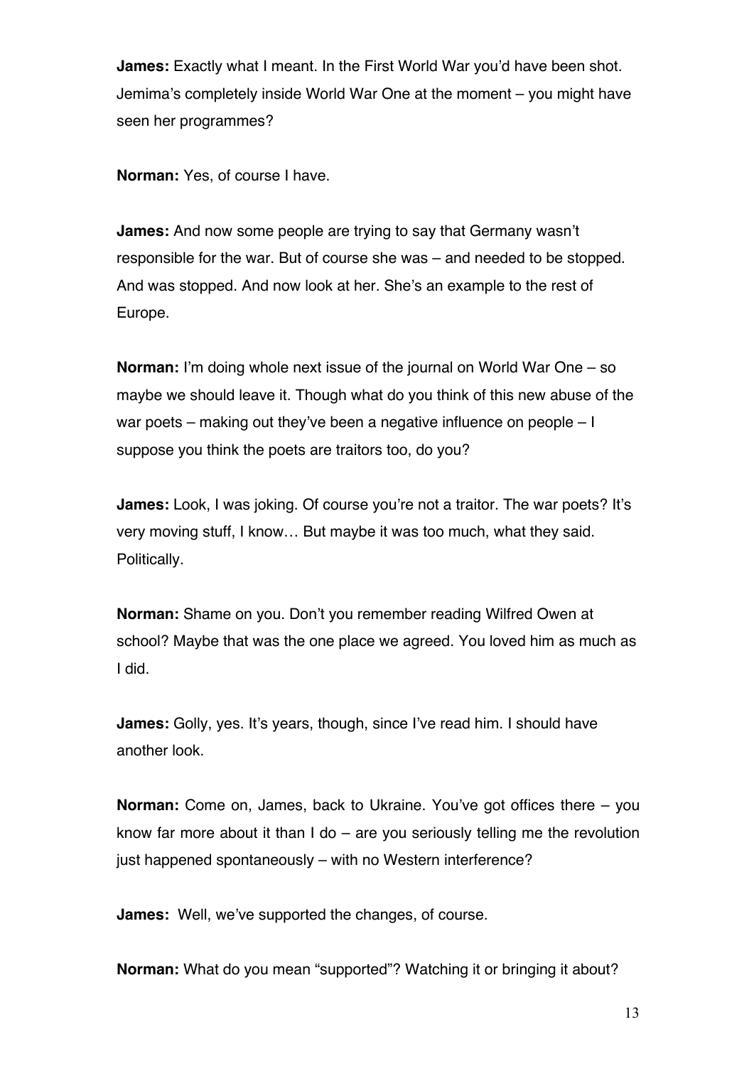**James:** Exactly what I meant. In the First World War you'd have been shot. Jemima's completely inside World War One at the moment – you might have seen her programmes?

**Norman:** Yes, of course I have.

**James:** And now some people are trying to say that Germany wasn't responsible for the war. But of course she was – and needed to be stopped. And was stopped. And now look at her. She's an example to the rest of Europe.

**Norman:** I'm doing whole next issue of the journal on World War One – so maybe we should leave it. Though what do you think of this new abuse of the war poets – making out they've been a negative influence on people – I suppose you think the poets are traitors too, do you?

**James:** Look, I was joking. Of course you're not a traitor. The war poets? It's very moving stuff, I know… But maybe it was too much, what they said. Politically.

**Norman:** Shame on you. Don't you remember reading Wilfred Owen at school? Maybe that was the one place we agreed. You loved him as much as I did.

**James:** Golly, yes. It's years, though, since I've read him. I should have another look.

**Norman:** Come on, James, back to Ukraine. You've got offices there – you know far more about it than I do – are you seriously telling me the revolution just happened spontaneously – with no Western interference?

**James:** Well, we've supported the changes, of course.

**Norman:** What do you mean "supported"? Watching it or bringing it about?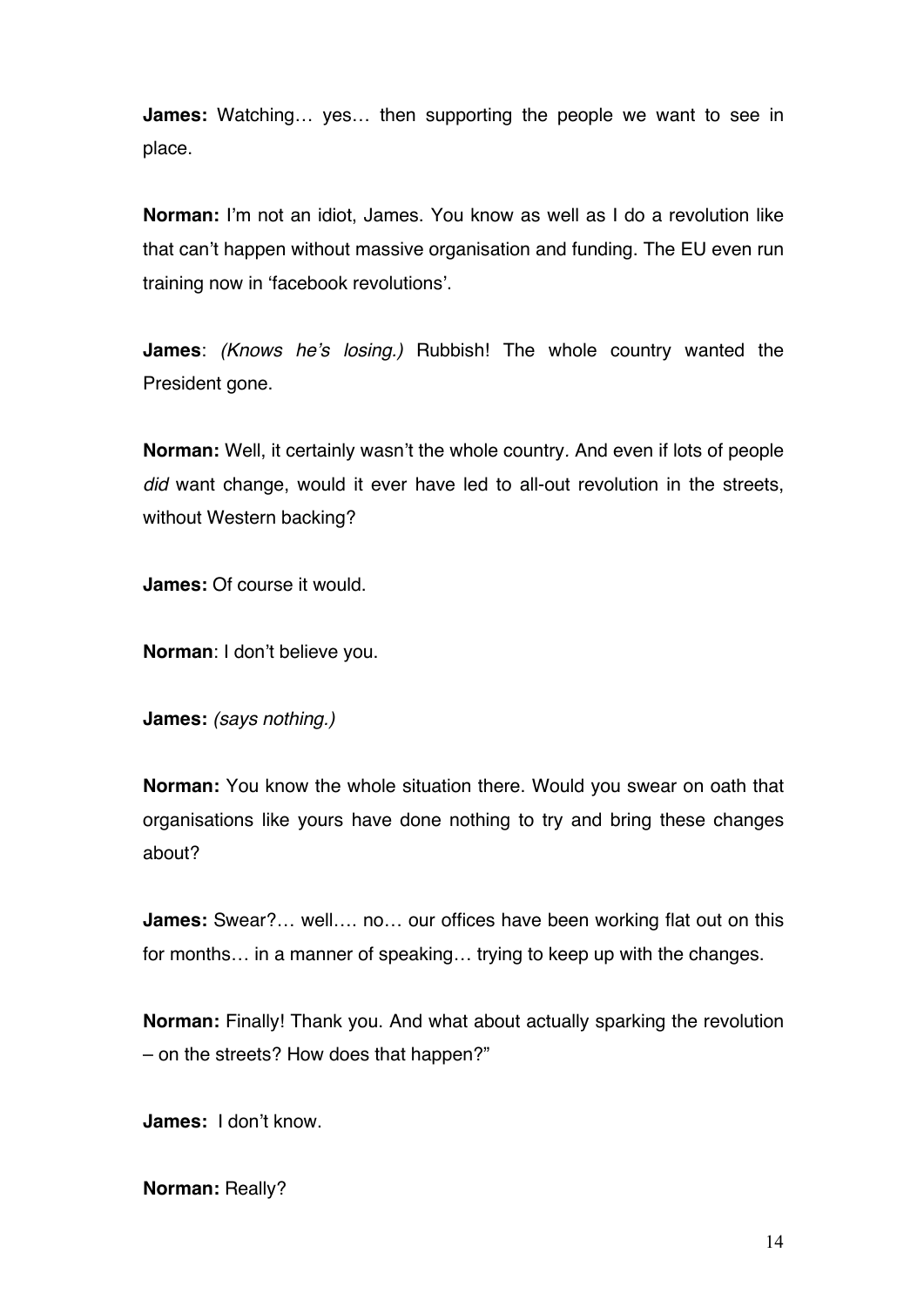**James:** Watching… yes… then supporting the people we want to see in place.

**Norman:** I'm not an idiot, James. You know as well as I do a revolution like that can't happen without massive organisation and funding. The EU even run training now in 'facebook revolutions'.

**James**: *(Knows he's losing.)* Rubbish! The whole country wanted the President gone.

**Norman:** Well, it certainly wasn't the whole country. And even if lots of people *did* want change, would it ever have led to all-out revolution in the streets, without Western backing?

**James:** Of course it would.

**Norman**: I don't believe you.

**James:** *(says nothing.)*

**Norman:** You know the whole situation there. Would you swear on oath that organisations like yours have done nothing to try and bring these changes about?

**James:** Swear?… well…. no… our offices have been working flat out on this for months… in a manner of speaking… trying to keep up with the changes.

**Norman:** Finally! Thank you. And what about actually sparking the revolution – on the streets? How does that happen?"

**James:** I don't know.

**Norman:** Really?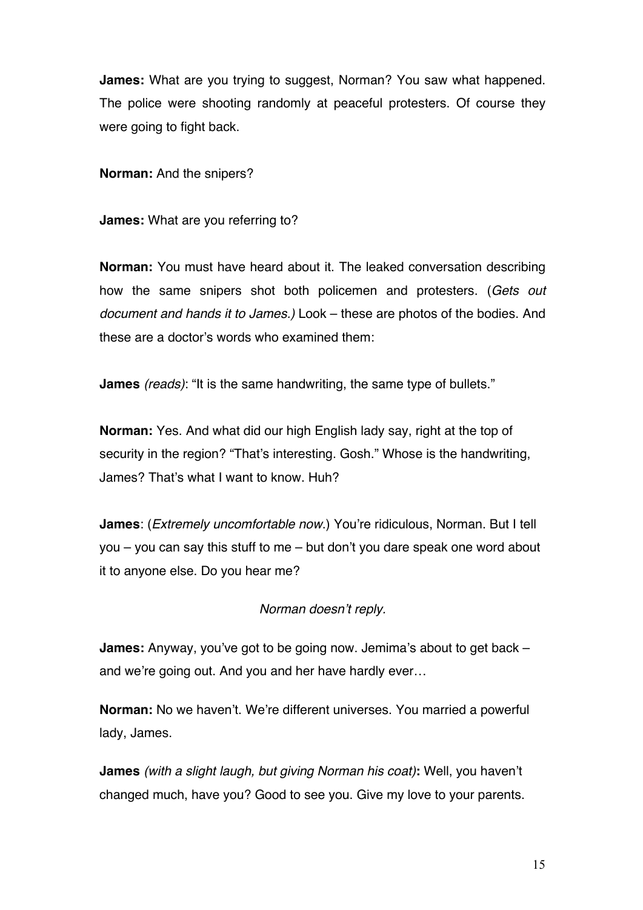**James:** What are you trying to suggest, Norman? You saw what happened. The police were shooting randomly at peaceful protesters. Of course they were going to fight back.

**Norman:** And the snipers?

**James:** What are you referring to?

**Norman:** You must have heard about it. The leaked conversation describing how the same snipers shot both policemen and protesters. (*Gets out document and hands it to James.)* Look – these are photos of the bodies. And these are a doctor's words who examined them:

**James** *(reads)*: "It is the same handwriting, the same type of bullets."

**Norman:** Yes. And what did our high English lady say, right at the top of security in the region? "That's interesting. Gosh." Whose is the handwriting, James? That's what I want to know. Huh?

**James**: (*Extremely uncomfortable now.*) You're ridiculous, Norman. But I tell you – you can say this stuff to me – but don't you dare speak one word about it to anyone else. Do you hear me?

*Norman doesn't reply.*

**James:** Anyway, you've got to be going now. Jemima's about to get back – and we're going out. And you and her have hardly ever…

**Norman:** No we haven't. We're different universes. You married a powerful lady, James.

**James** *(with a slight laugh, but giving Norman his coat)***:** Well, you haven't changed much, have you? Good to see you. Give my love to your parents.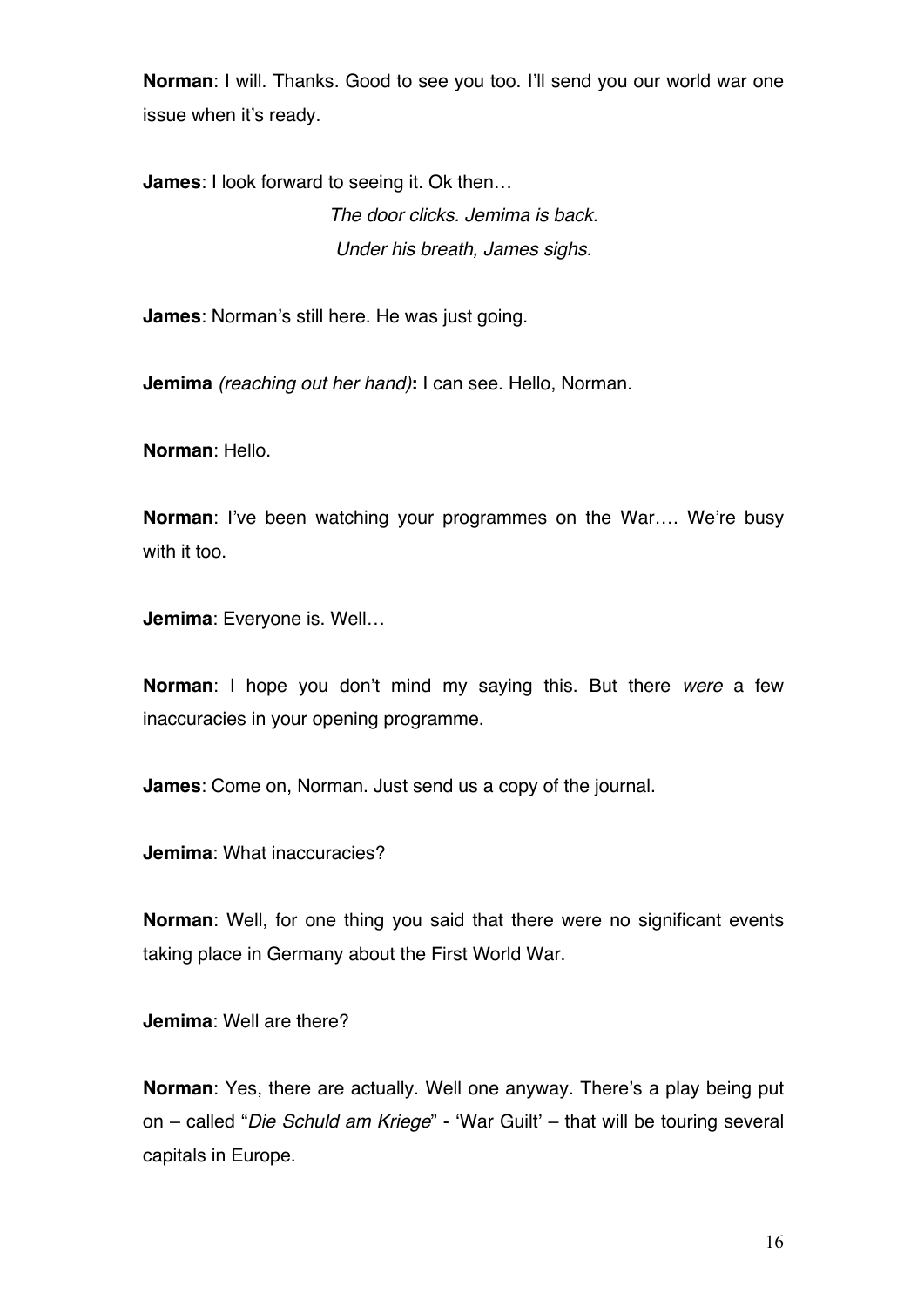**Norman**: I will. Thanks. Good to see you too. I'll send you our world war one issue when it's ready.

**James**: I look forward to seeing it. Ok then…

*The door clicks. Jemima is back.*

*Under his breath, James sighs.*

**James**: Norman's still here. He was just going.

**Jemima** *(reaching out her hand)***:** I can see. Hello, Norman.

**Norman**: Hello.

**Norman**: I've been watching your programmes on the War…. We're busy with it too.

**Jemima**: Everyone is. Well…

**Norman**: I hope you don't mind my saying this. But there *were* a few inaccuracies in your opening programme.

**James**: Come on, Norman. Just send us a copy of the journal.

**Jemima**: What inaccuracies?

**Norman**: Well, for one thing you said that there were no significant events taking place in Germany about the First World War.

**Jemima**: Well are there?

**Norman**: Yes, there are actually. Well one anyway. There's a play being put on – called "*Die Schuld am Kriege*" - 'War Guilt' – that will be touring several capitals in Europe.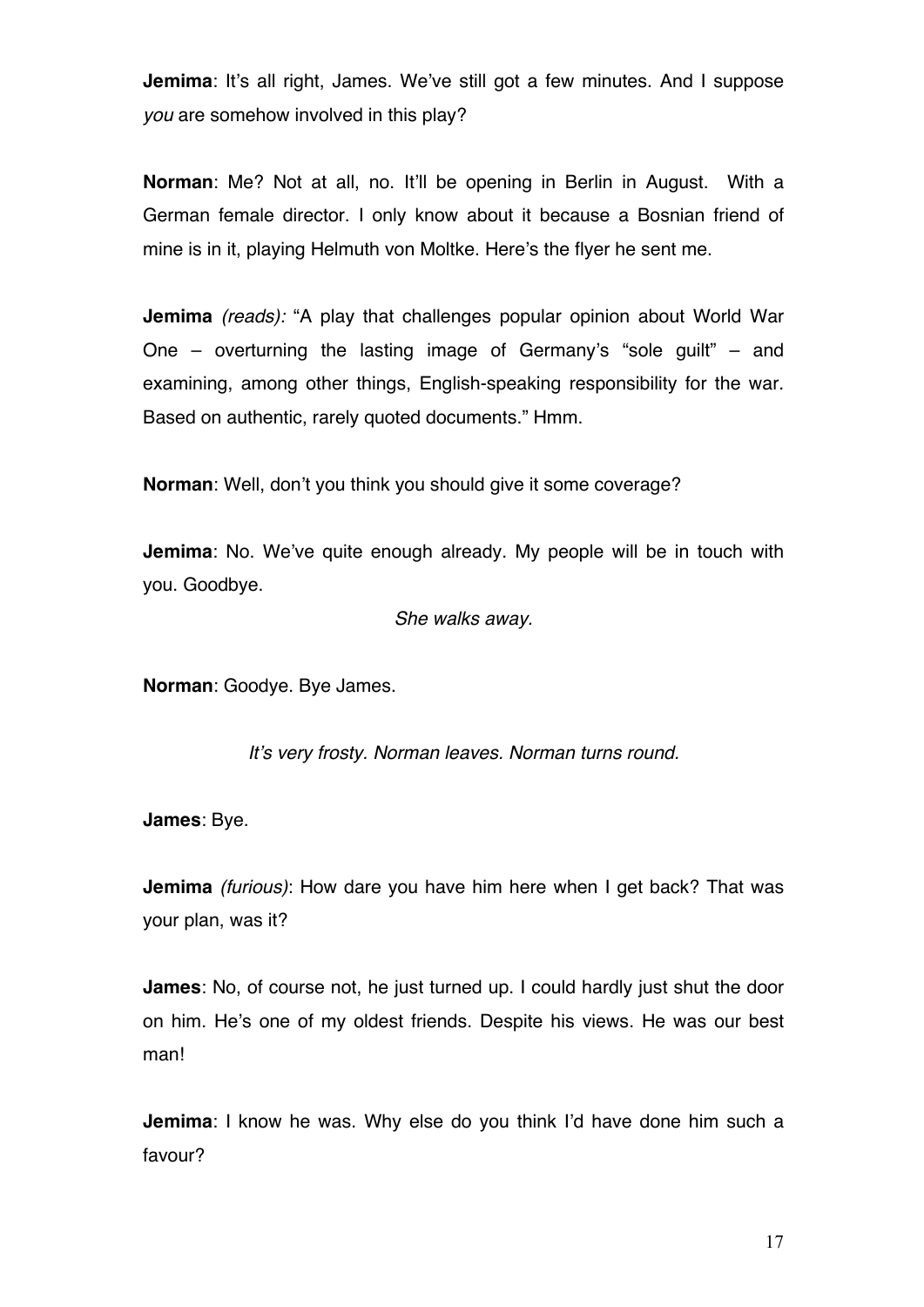**Jemima**: It's all right, James. We've still got a few minutes. And I suppose *you* are somehow involved in this play?

**Norman**: Me? Not at all, no. It'll be opening in Berlin in August. With a German female director. I only know about it because a Bosnian friend of mine is in it, playing Helmuth von Moltke. Here's the flyer he sent me.

**Jemima** *(reads):* "A play that challenges popular opinion about World War One – overturning the lasting image of Germany's "sole guilt" – and examining, among other things, English-speaking responsibility for the war. Based on authentic, rarely quoted documents." Hmm.

**Norman**: Well, don't you think you should give it some coverage?

**Jemima**: No. We've quite enough already. My people will be in touch with you. Goodbye.

*She walks away.*

**Norman**: Goodye. Bye James.

*It's very frosty. Norman leaves. Norman turns round.*

**James**: Bye.

**Jemima** *(furious)*: How dare you have him here when I get back? That was your plan, was it?

**James**: No, of course not, he just turned up. I could hardly just shut the door on him. He's one of my oldest friends. Despite his views. He was our best man!

**Jemima**: I know he was. Why else do you think I'd have done him such a favour?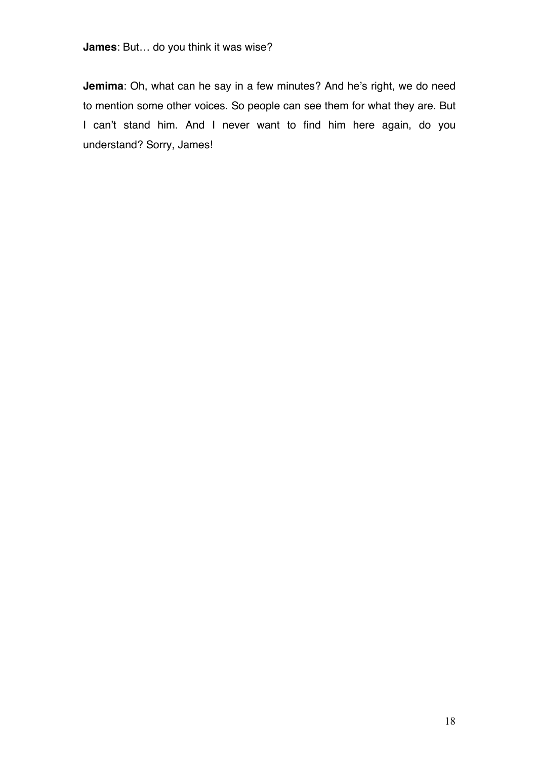**James**: But… do you think it was wise?

**Jemima**: Oh, what can he say in a few minutes? And he's right, we do need to mention some other voices. So people can see them for what they are. But I can't stand him. And I never want to find him here again, do you understand? Sorry, James!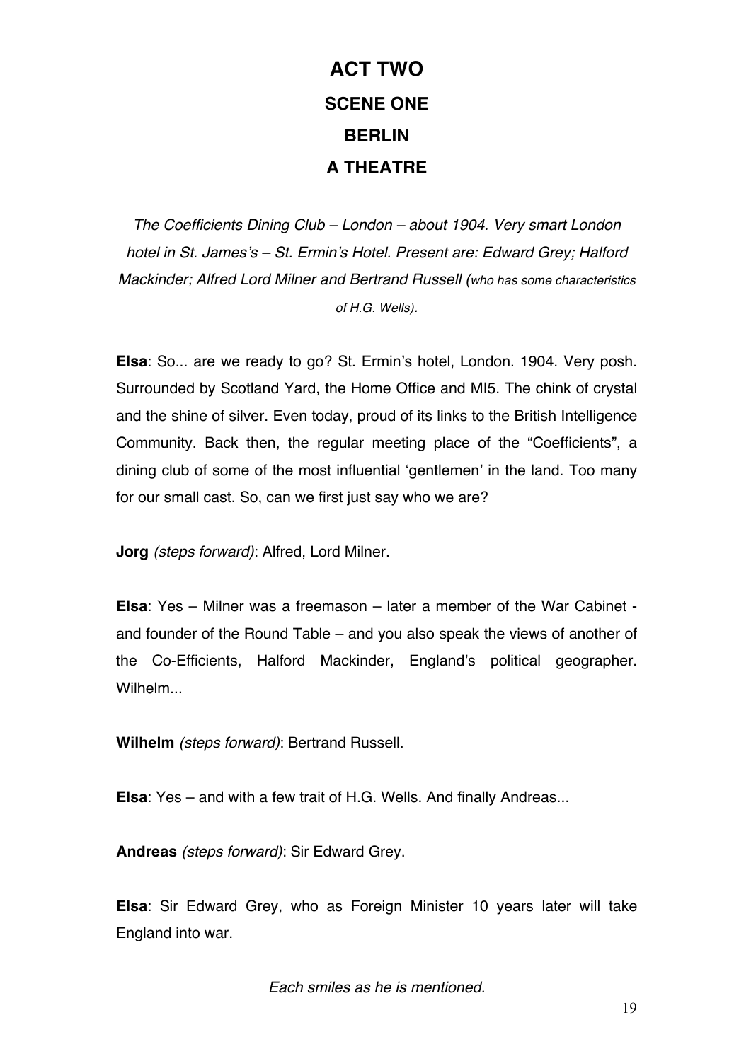# ACT TWO

## SCENE ONE

## BERLIN

## A THEATRE

*The Coefficients Dining Club – London – about 1904. Very smart London hotel in St. James's – St. Ermin's Hotel. Present are: Edward Grey; Halford Mackinder; Alfred Lord Milner and Bertrand Russell (who has some characteristics of H.G. Wells).*

**Elsa**: So... are we ready to go? St. Ermin's hotel, London. 1904. Very posh. Surrounded by Scotland Yard, the Home Office and MI5. The chink of crystal and the shine of silver. Even today, proud of its links to the British Intelligence Community. Back then, the regular meeting place of the "Coefficients", a dining club of some of the most influential 'gentlemen' in the land. Too many for our small cast. So, can we first just say who we are?

**Jorg** *(steps forward)*: Alfred, Lord Milner.

**Elsa**: Yes – Milner was a freemason – later a member of the War Cabinet - and founder of the Round Table – and you also speak the views of another of the Co-Efficients, Halford Mackinder, England's political geographer. Wilhelm...

**Wilhelm** *(steps forward)*: Bertrand Russell.

**Elsa**: Yes – and with a few trait of H.G. Wells. And finally Andreas...

**Andreas** *(steps forward)*: Sir Edward Grey.

**Elsa**: Sir Edward Grey, who as Foreign Minister 10 years later will take England into war.

*Each smiles as he is mentioned.*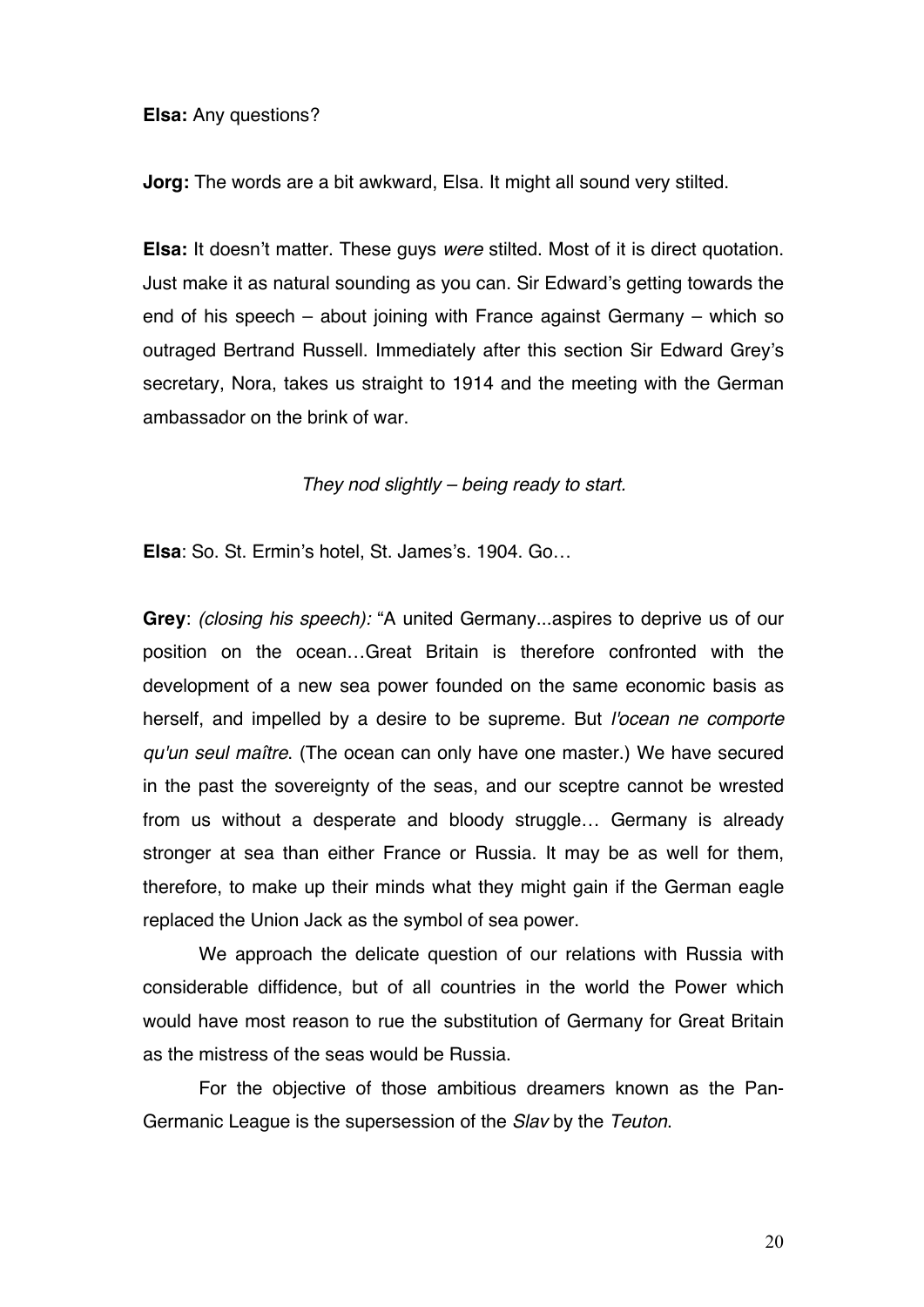**Elsa:** Any questions?

**Jorg:** The words are a bit awkward, Elsa. It might all sound very stilted.

**Elsa:** It doesn't matter. These guys *were* stilted. Most of it is direct quotation. Just make it as natural sounding as you can. Sir Edward's getting towards the end of his speech – about joining with France against Germany – which so outraged Bertrand Russell. Immediately after this section Sir Edward Grey's secretary, Nora, takes us straight to 1914 and the meeting with the German ambassador on the brink of war.

*They nod slightly – being ready to start.*

**Elsa**: So. St. Ermin's hotel, St. James's. 1904. Go…

**Grey**: *(closing his speech):* "A united Germany...aspires to deprive us of our position on the ocean…Great Britain is therefore confronted with the development of a new sea power founded on the same economic basis as herself, and impelled by a desire to be supreme. But *l'ocean ne comporte qu'un seul maître*. (The ocean can only have one master.) We have secured in the past the sovereignty of the seas, and our sceptre cannot be wrested from us without a desperate and bloody struggle… Germany is already stronger at sea than either France or Russia. It may be as well for them, therefore, to make up their minds what they might gain if the German eagle replaced the Union Jack as the symbol of sea power.

We approach the delicate question of our relations with Russia with considerable diffidence, but of all countries in the world the Power which would have most reason to rue the substitution of Germany for Great Britain as the mistress of the seas would be Russia.

For the objective of those ambitious dreamers known as the Pan-Germanic League is the supersession of the *Slav* by the *Teuton*.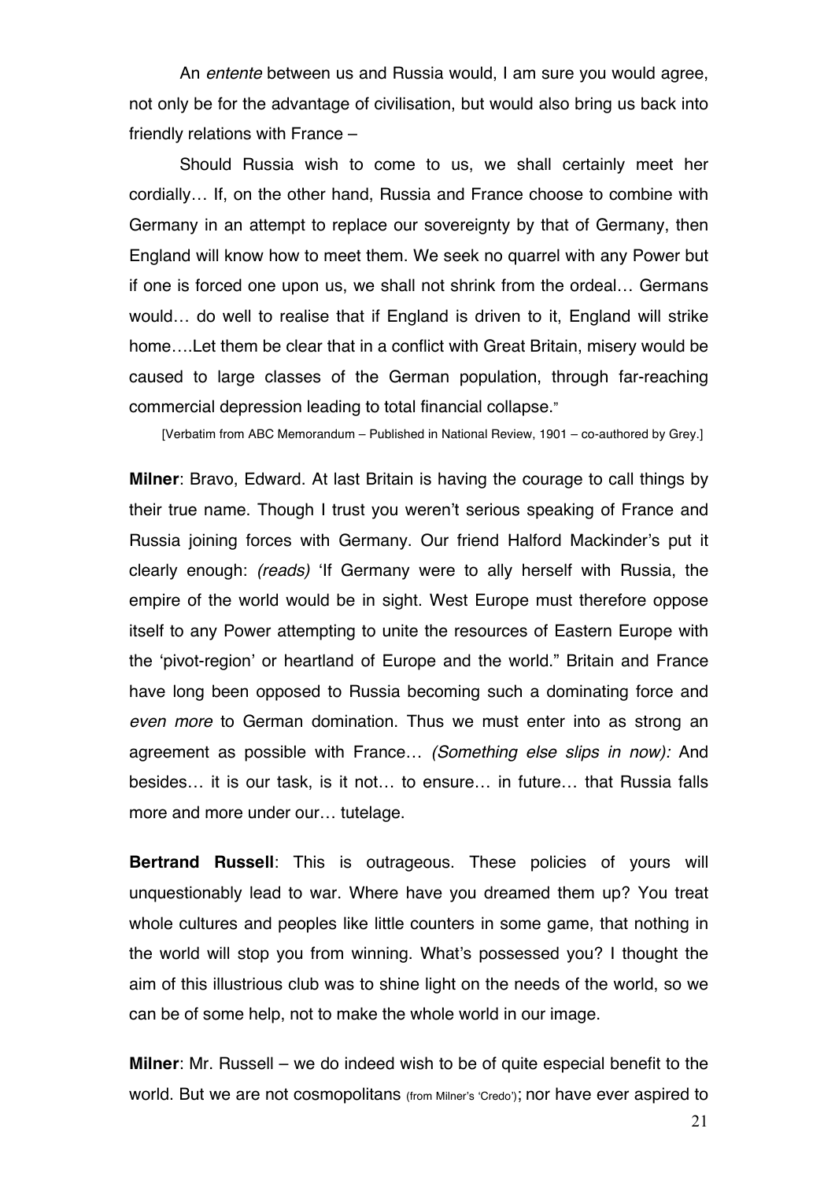An *entente* between us and Russia would, I am sure you would agree, not only be for the advantage of civilisation, but would also bring us back into friendly relations with France –

Should Russia wish to come to us, we shall certainly meet her cordially… If, on the other hand, Russia and France choose to combine with Germany in an attempt to replace our sovereignty by that of Germany, then England will know how to meet them. We seek no quarrel with any Power but if one is forced one upon us, we shall not shrink from the ordeal… Germans would… do well to realise that if England is driven to it, England will strike home….Let them be clear that in a conflict with Great Britain, misery would be caused to large classes of the German population, through far-reaching commercial depression leading to total financial collapse."

[Verbatim from ABC Memorandum – Published in National Review, 1901 – co-authored by Grey.]

**Milner**: Bravo, Edward. At last Britain is having the courage to call things by their true name. Though I trust you weren't serious speaking of France and Russia joining forces with Germany. Our friend Halford Mackinder's put it clearly enough: *(reads)* 'If Germany were to ally herself with Russia, the empire of the world would be in sight. West Europe must therefore oppose itself to any Power attempting to unite the resources of Eastern Europe with the 'pivot-region' or heartland of Europe and the world." Britain and France have long been opposed to Russia becoming such a dominating force and *even more* to German domination. Thus we must enter into as strong an agreement as possible with France… *(Something else slips in now):* And besides… it is our task, is it not… to ensure… in future… that Russia falls more and more under our… tutelage.

**Bertrand Russell**: This is outrageous. These policies of yours will unquestionably lead to war. Where have you dreamed them up? You treat whole cultures and peoples like little counters in some game, that nothing in the world will stop you from winning. What's possessed you? I thought the aim of this illustrious club was to shine light on the needs of the world, so we can be of some help, not to make the whole world in our image.

**Milner**: Mr. Russell – we do indeed wish to be of quite especial benefit to the world. But we are not cosmopolitans (from Milner's 'Credo'); nor have ever aspired to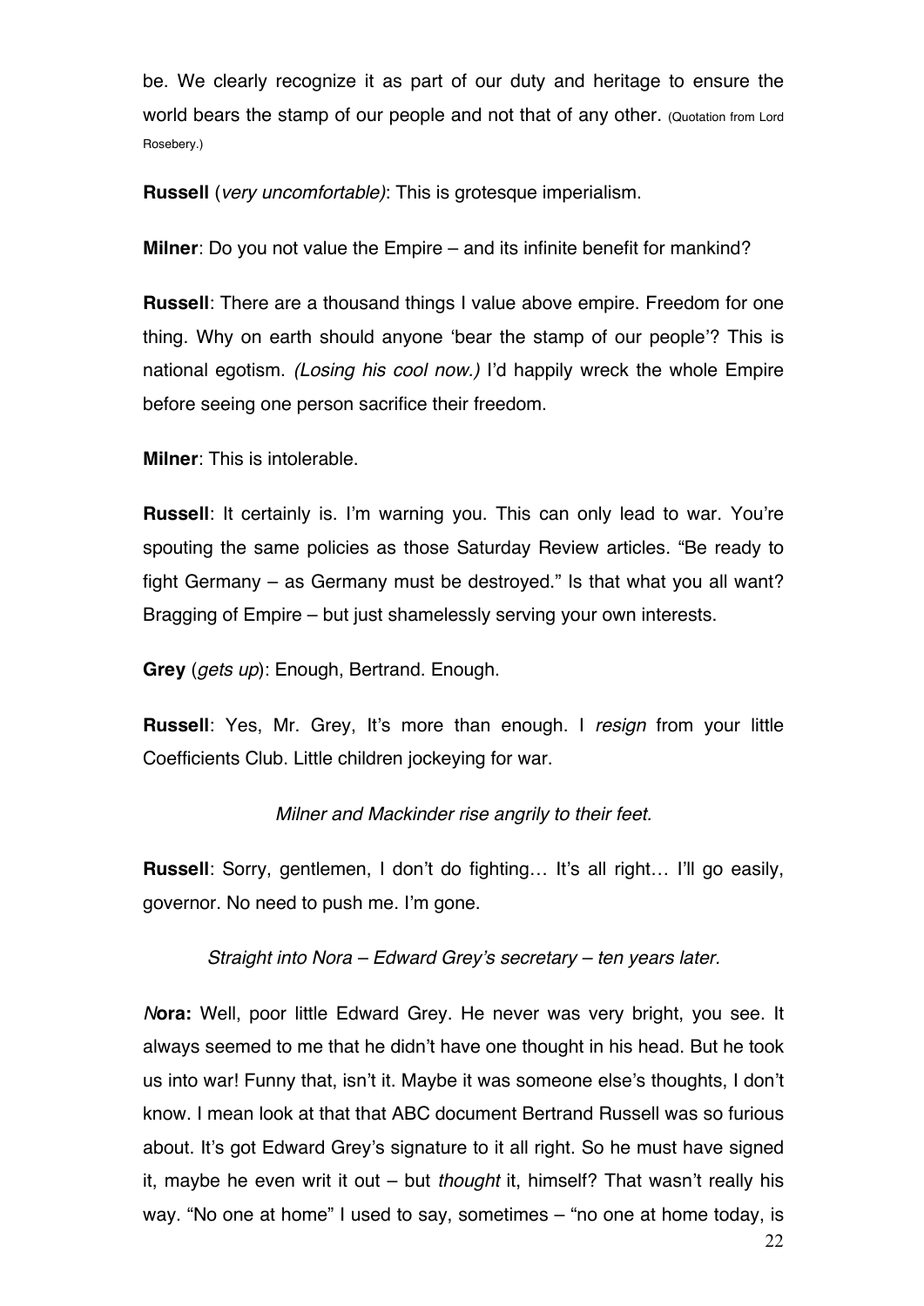be. We clearly recognize it as part of our duty and heritage to ensure the world bears the stamp of our people and not that of any other. (Quotation from Lord Rosebery.)

**Russell** (*very uncomfortable)*: This is grotesque imperialism.

**Milner**: Do you not value the Empire – and its infinite benefit for mankind?

**Russell**: There are a thousand things I value above empire. Freedom for one thing. Why on earth should anyone 'bear the stamp of our people'? This is national egotism. *(Losing his cool now.)* I'd happily wreck the whole Empire before seeing one person sacrifice their freedom.

**Milner**: This is intolerable.

**Russell**: It certainly is. I'm warning you. This can only lead to war. You're spouting the same policies as those Saturday Review articles. "Be ready to fight Germany – as Germany must be destroyed." Is that what you all want? Bragging of Empire – but just shamelessly serving your own interests.

**Grey** (*gets up*): Enough, Bertrand. Enough.

**Russell**: Yes, Mr. Grey, It's more than enough. I *resign* from your little Coefficients Club. Little children jockeying for war.

*Milner and Mackinder rise angrily to their feet.*

**Russell**: Sorry, gentlemen, I don't do fighting… It's all right… I'll go easily, governor. No need to push me. I'm gone.

*Straight into Nora – Edward Grey's secretary – ten years later.*

***N*ora:** Well, poor little Edward Grey. He never was very bright, you see. It always seemed to me that he didn't have one thought in his head. But he took us into war! Funny that, isn't it. Maybe it was someone else's thoughts, I don't know. I mean look at that that ABC document Bertrand Russell was so furious about. It's got Edward Grey's signature to it all right. So he must have signed it, maybe he even writ it out – but *thought* it, himself? That wasn't really his way. "No one at home" I used to say, sometimes – "no one at home today, is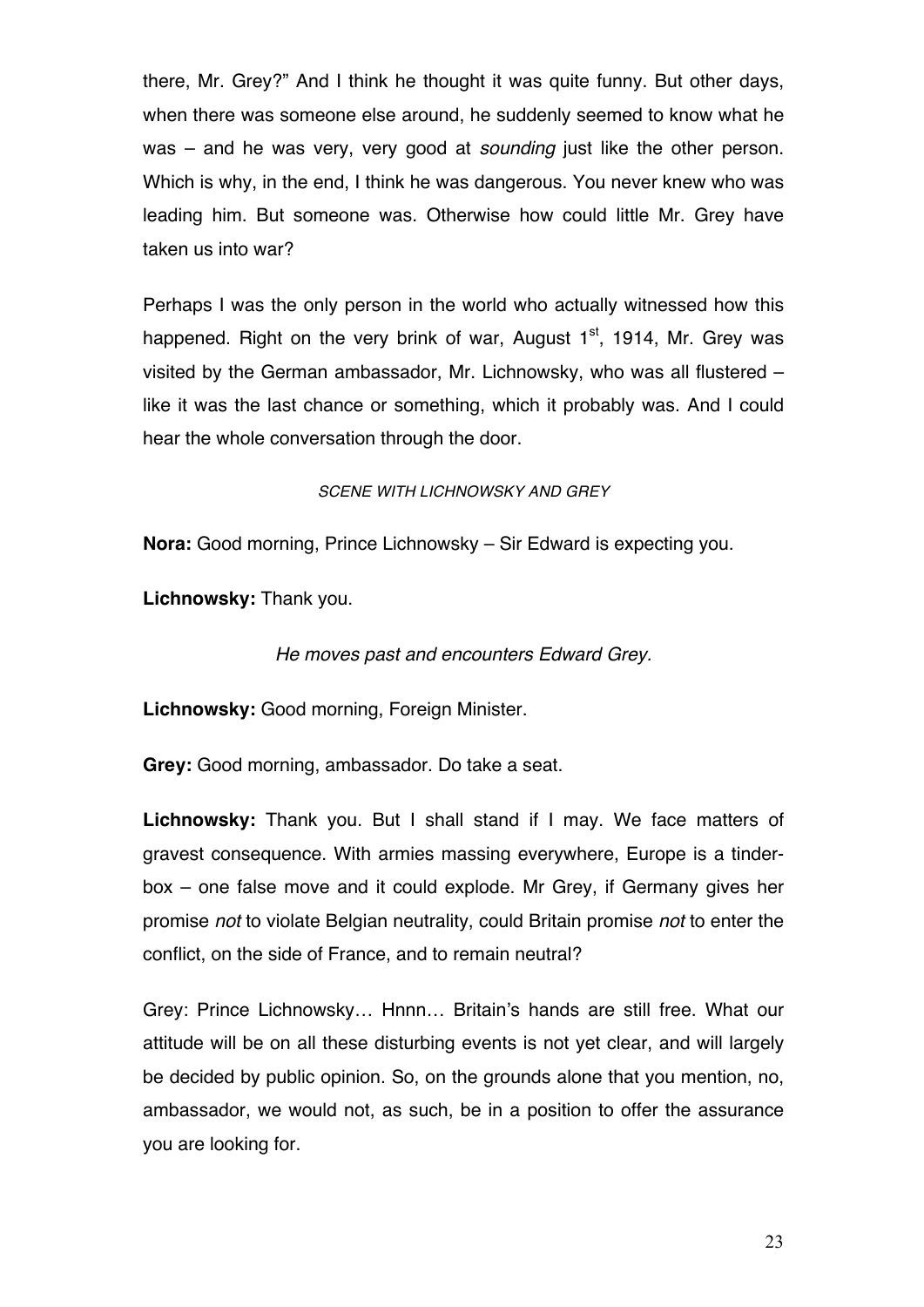there, Mr. Grey?" And I think he thought it was quite funny. But other days, when there was someone else around, he suddenly seemed to know what he was – and he was very, very good at *sounding* just like the other person. Which is why, in the end, I think he was dangerous. You never knew who was leading him. But someone was. Otherwise how could little Mr. Grey have taken us into war?

Perhaps I was the only person in the world who actually witnessed how this happened. Right on the very brink of war, August 1st, 1914, Mr. Grey was visited by the German ambassador, Mr. Lichnowsky, who was all flustered – like it was the last chance or something, which it probably was. And I could hear the whole conversation through the door.

*SCENE WITH LICHNOWSKY AND GREY*

**Nora:** Good morning, Prince Lichnowsky – Sir Edward is expecting you.

**Lichnowsky:** Thank you.

*He moves past and encounters Edward Grey.*

**Lichnowsky:** Good morning, Foreign Minister.

**Grey:** Good morning, ambassador. Do take a seat.

**Lichnowsky:** Thank you. But I shall stand if I may. We face matters of gravest consequence. With armies massing everywhere, Europe is a tinder-box – one false move and it could explode. Mr Grey, if Germany gives her promise *not* to violate Belgian neutrality, could Britain promise *not* to enter the conflict, on the side of France, and to remain neutral?

Grey: Prince Lichnowsky… Hnnn… Britain's hands are still free. What our attitude will be on all these disturbing events is not yet clear, and will largely be decided by public opinion. So, on the grounds alone that you mention, no, ambassador, we would not, as such, be in a position to offer the assurance you are looking for.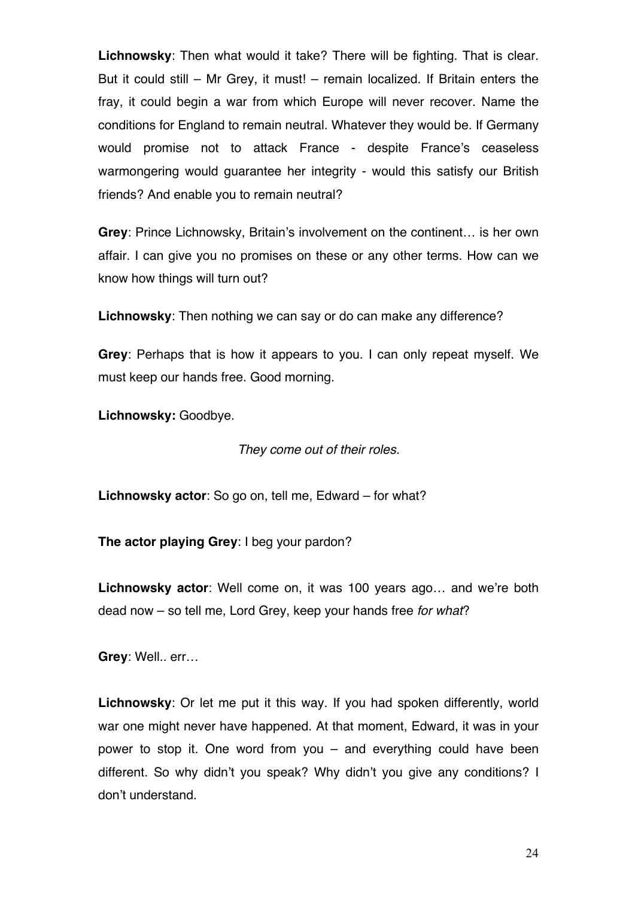**Lichnowsky**: Then what would it take? There will be fighting. That is clear. But it could still – Mr Grey, it must! – remain localized. If Britain enters the fray, it could begin a war from which Europe will never recover. Name the conditions for England to remain neutral. Whatever they would be. If Germany would promise not to attack France - despite France's ceaseless warmongering would guarantee her integrity - would this satisfy our British friends? And enable you to remain neutral?

**Grey**: Prince Lichnowsky, Britain's involvement on the continent… is her own affair. I can give you no promises on these or any other terms. How can we know how things will turn out?

**Lichnowsky**: Then nothing we can say or do can make any difference?

**Grey**: Perhaps that is how it appears to you. I can only repeat myself. We must keep our hands free. Good morning.

**Lichnowsky:** Goodbye.

*They come out of their roles.*

**Lichnowsky actor**: So go on, tell me, Edward – for what?

**The actor playing Grey**: I beg your pardon?

**Lichnowsky actor**: Well come on, it was 100 years ago… and we're both dead now – so tell me, Lord Grey, keep your hands free *for what*?

**Grey**: Well.. err…

**Lichnowsky**: Or let me put it this way. If you had spoken differently, world war one might never have happened. At that moment, Edward, it was in your power to stop it. One word from you – and everything could have been different. So why didn't you speak? Why didn't you give any conditions? I don't understand.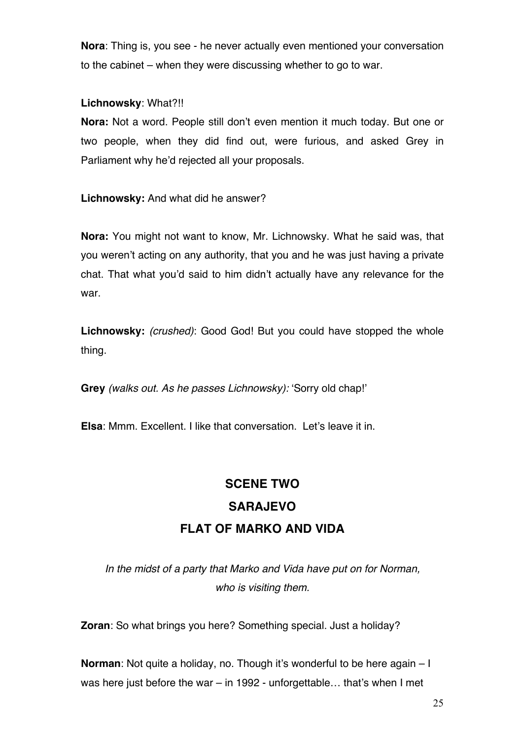**Nora**: Thing is, you see - he never actually even mentioned your conversation to the cabinet – when they were discussing whether to go to war.

**Lichnowsky**: What?!!

**Nora:** Not a word. People still don't even mention it much today. But one or two people, when they did find out, were furious, and asked Grey in Parliament why he'd rejected all your proposals.

**Lichnowsky:** And what did he answer?

**Nora:** You might not want to know, Mr. Lichnowsky. What he said was, that you weren't acting on any authority, that you and he was just having a private chat. That what you'd said to him didn't actually have any relevance for the war.

**Lichnowsky:** *(crushed)*: Good God! But you could have stopped the whole thing.

**Grey** *(walks out. As he passes Lichnowsky):* 'Sorry old chap!'

**Elsa**: Mmm. Excellent. I like that conversation. Let's leave it in.

## SCENE TWO
## SARAJEVO
## FLAT OF MARKO AND VIDA

*In the midst of a party that Marko and Vida have put on for Norman, who is visiting them.*

**Zoran**: So what brings you here? Something special. Just a holiday?

**Norman**: Not quite a holiday, no. Though it's wonderful to be here again – I was here just before the war – in 1992 - unforgettable… that's when I met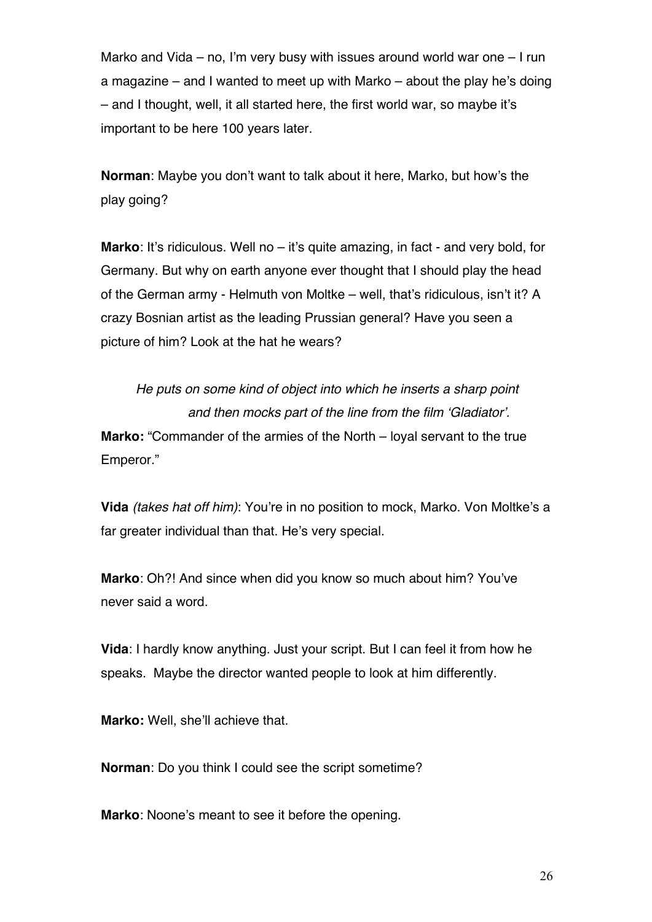Marko and Vida – no, I'm very busy with issues around world war one – I run a magazine – and I wanted to meet up with Marko – about the play he's doing – and I thought, well, it all started here, the first world war, so maybe it's important to be here 100 years later.

**Norman**: Maybe you don't want to talk about it here, Marko, but how's the play going?

**Marko**: It's ridiculous. Well no – it's quite amazing, in fact - and very bold, for Germany. But why on earth anyone ever thought that I should play the head of the German army - Helmuth von Moltke – well, that's ridiculous, isn't it? A crazy Bosnian artist as the leading Prussian general? Have you seen a picture of him? Look at the hat he wears?

*He puts on some kind of object into which he inserts a sharp point and then mocks part of the line from the film 'Gladiator'.*

**Marko:** "Commander of the armies of the North – loyal servant to the true Emperor."

**Vida** *(takes hat off him)*: You're in no position to mock, Marko. Von Moltke's a far greater individual than that. He's very special.

**Marko**: Oh?! And since when did you know so much about him? You've never said a word.

**Vida**: I hardly know anything. Just your script. But I can feel it from how he speaks. Maybe the director wanted people to look at him differently.

**Marko:** Well, she'll achieve that.

**Norman**: Do you think I could see the script sometime?

**Marko**: Noone's meant to see it before the opening.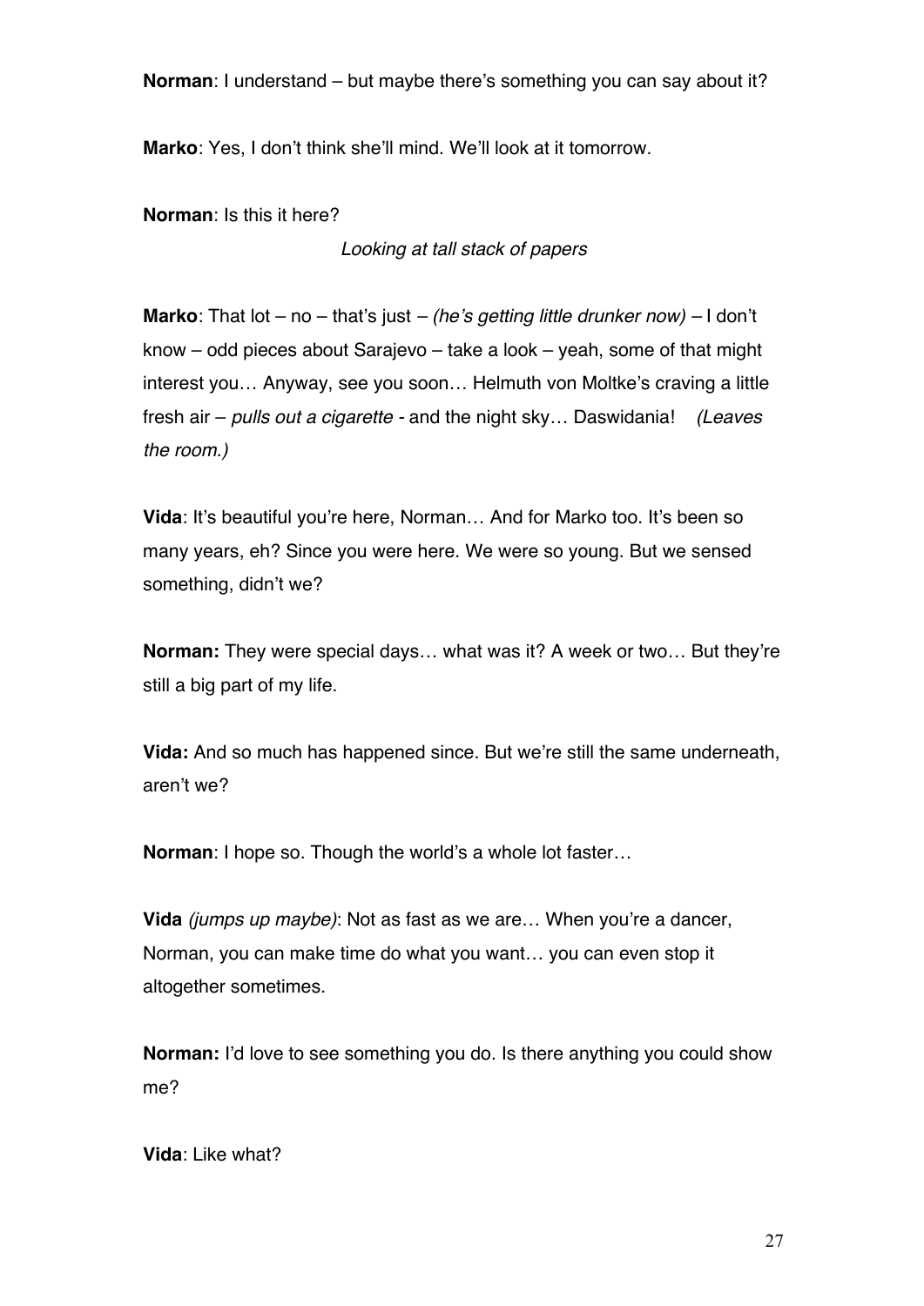**Norman**: I understand – but maybe there's something you can say about it?

**Marko**: Yes, I don't think she'll mind. We'll look at it tomorrow.

**Norman**: Is this it here?

*Looking at tall stack of papers*

**Marko**: That lot – no – that's just – *(he's getting little drunker now)* – I don't know – odd pieces about Sarajevo – take a look – yeah, some of that might interest you… Anyway, see you soon… Helmuth von Moltke's craving a little fresh air – *pulls out a cigarette* - and the night sky… Daswidania! *(Leaves the room.)*

**Vida**: It's beautiful you're here, Norman… And for Marko too. It's been so many years, eh? Since you were here. We were so young. But we sensed something, didn't we?

**Norman:** They were special days… what was it? A week or two… But they're still a big part of my life.

**Vida:** And so much has happened since. But we're still the same underneath, aren't we?

**Norman**: I hope so. Though the world's a whole lot faster…

**Vida** *(jumps up maybe)*: Not as fast as we are… When you're a dancer, Norman, you can make time do what you want… you can even stop it altogether sometimes.

**Norman:** I'd love to see something you do. Is there anything you could show me?

**Vida**: Like what?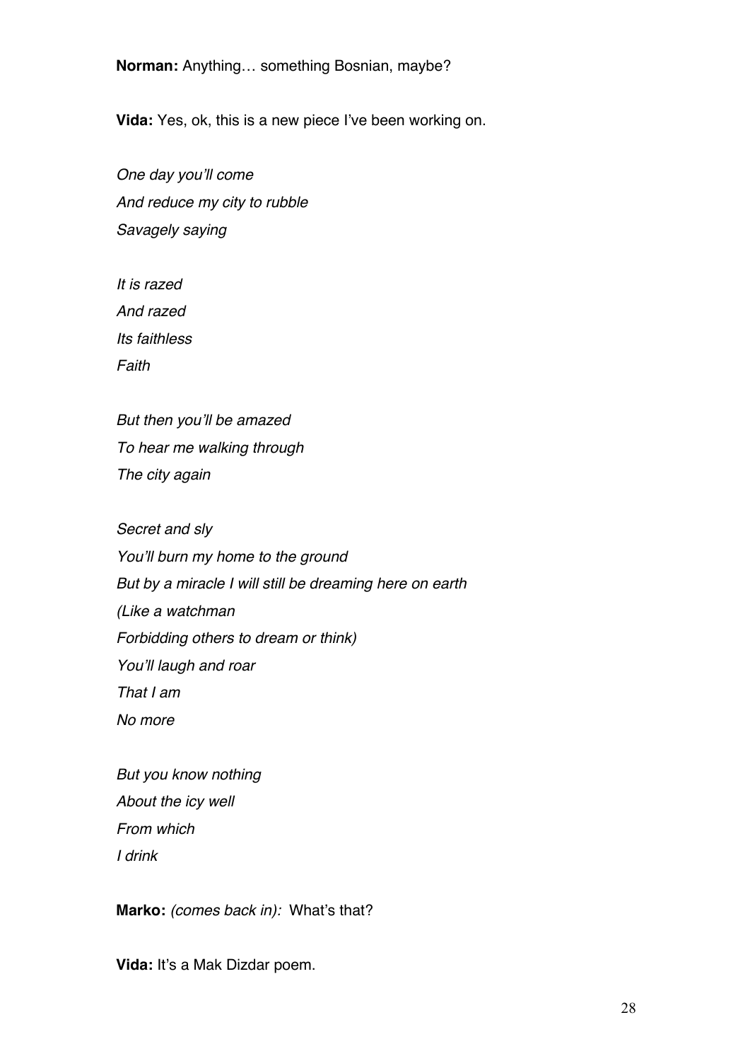**Norman:** Anything… something Bosnian, maybe?

**Vida:** Yes, ok, this is a new piece I've been working on.

*One day you'll come*  
*And reduce my city to rubble*  
*Savagely saying*

*It is razed*  
*And razed*  
*Its faithless*  
*Faith*

*But then you'll be amazed*  
*To hear me walking through*  
*The city again*

*Secret and sly*  
*You'll burn my home to the ground*  
*But by a miracle I will still be dreaming here on earth*  
*(Like a watchman*  
*Forbidding others to dream or think)*  
*You'll laugh and roar*  
*That I am*  
*No more*

*But you know nothing*  
*About the icy well*  
*From which*  
*I drink*

**Marko:** *(comes back in):* What's that?

**Vida:** It's a Mak Dizdar poem.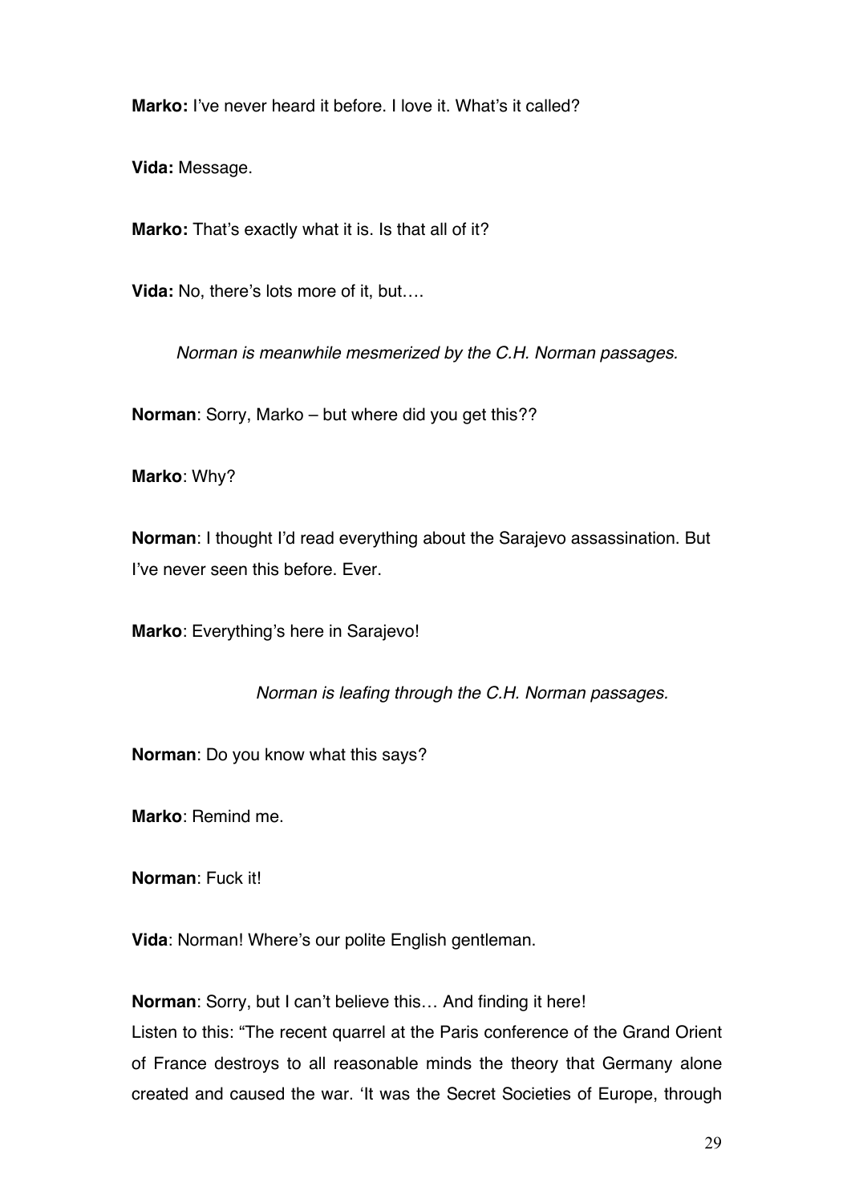**Marko:** I've never heard it before. I love it. What's it called?

**Vida:** Message.

**Marko:** That's exactly what it is. Is that all of it?

**Vida:** No, there's lots more of it, but….

*Norman is meanwhile mesmerized by the C.H. Norman passages.*

**Norman**: Sorry, Marko – but where did you get this??

**Marko**: Why?

**Norman**: I thought I'd read everything about the Sarajevo assassination. But I've never seen this before. Ever.

**Marko**: Everything's here in Sarajevo!

*Norman is leafing through the C.H. Norman passages.*

**Norman**: Do you know what this says?

**Marko**: Remind me.

**Norman**: Fuck it!

**Vida**: Norman! Where's our polite English gentleman.

**Norman**: Sorry, but I can't believe this… And finding it here!
Listen to this: "The recent quarrel at the Paris conference of the Grand Orient of France destroys to all reasonable minds the theory that Germany alone created and caused the war. 'It was the Secret Societies of Europe, through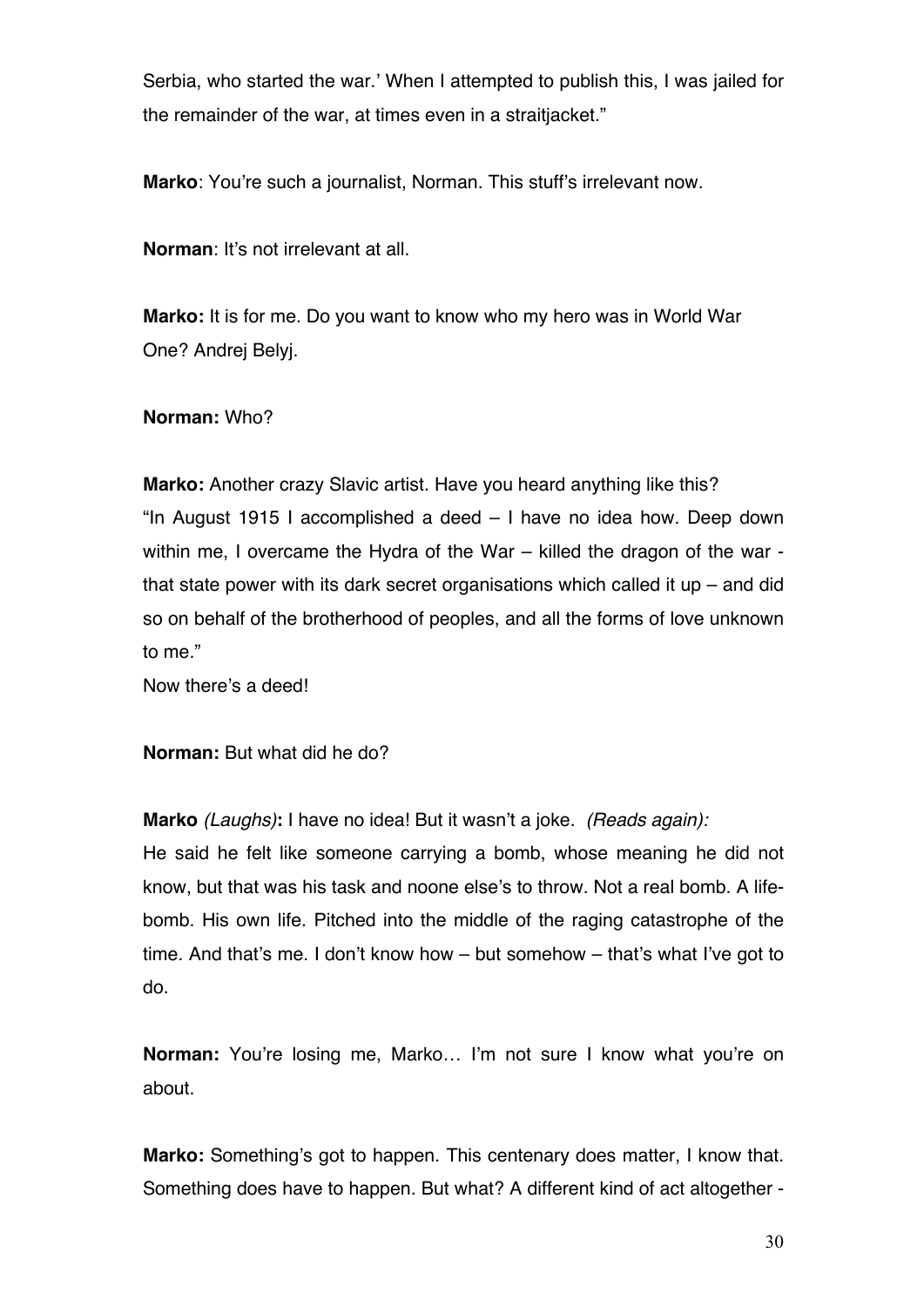Serbia, who started the war.' When I attempted to publish this, I was jailed for the remainder of the war, at times even in a straitjacket."

**Marko**: You're such a journalist, Norman. This stuff's irrelevant now.

**Norman**: It's not irrelevant at all.

**Marko:** It is for me. Do you want to know who my hero was in World War One? Andrej Belyj.

**Norman:** Who?

**Marko:** Another crazy Slavic artist. Have you heard anything like this?
"In August 1915 I accomplished a deed – I have no idea how. Deep down within me, I overcame the Hydra of the War – killed the dragon of the war - that state power with its dark secret organisations which called it up – and did so on behalf of the brotherhood of peoples, and all the forms of love unknown to me."
Now there's a deed!

**Norman:** But what did he do?

**Marko** *(Laughs)***:** I have no idea! But it wasn't a joke. *(Reads again):*
He said he felt like someone carrying a bomb, whose meaning he did not know, but that was his task and noone else's to throw. Not a real bomb. A life-bomb. His own life. Pitched into the middle of the raging catastrophe of the time. And that's me. I don't know how – but somehow – that's what I've got to do.

**Norman:** You're losing me, Marko… I'm not sure I know what you're on about.

**Marko:** Something's got to happen. This centenary does matter, I know that. Something does have to happen. But what? A different kind of act altogether -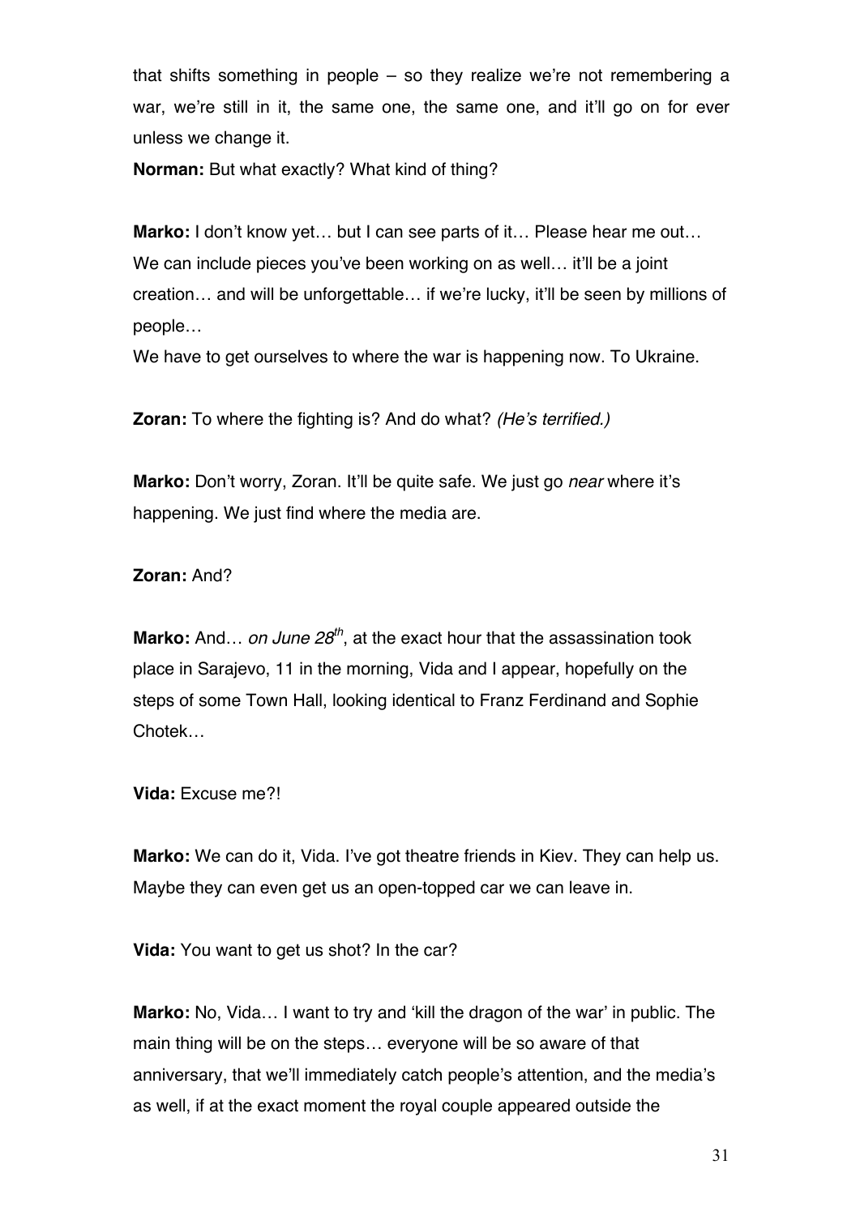that shifts something in people – so they realize we're not remembering a war, we're still in it, the same one, the same one, and it'll go on for ever unless we change it.

**Norman:** But what exactly? What kind of thing?

**Marko:** I don't know yet… but I can see parts of it… Please hear me out… We can include pieces you've been working on as well… it'll be a joint creation… and will be unforgettable… if we're lucky, it'll be seen by millions of people…

We have to get ourselves to where the war is happening now. To Ukraine.

**Zoran:** To where the fighting is? And do what? *(He's terrified.)*

**Marko:** Don't worry, Zoran. It'll be quite safe. We just go *near* where it's happening. We just find where the media are.

**Zoran:** And?

**Marko:** And… *on June 28th*, at the exact hour that the assassination took place in Sarajevo, 11 in the morning, Vida and I appear, hopefully on the steps of some Town Hall, looking identical to Franz Ferdinand and Sophie Chotek…

**Vida:** Excuse me?!

**Marko:** We can do it, Vida. I've got theatre friends in Kiev. They can help us. Maybe they can even get us an open-topped car we can leave in.

**Vida:** You want to get us shot? In the car?

**Marko:** No, Vida… I want to try and 'kill the dragon of the war' in public. The main thing will be on the steps… everyone will be so aware of that anniversary, that we'll immediately catch people's attention, and the media's as well, if at the exact moment the royal couple appeared outside the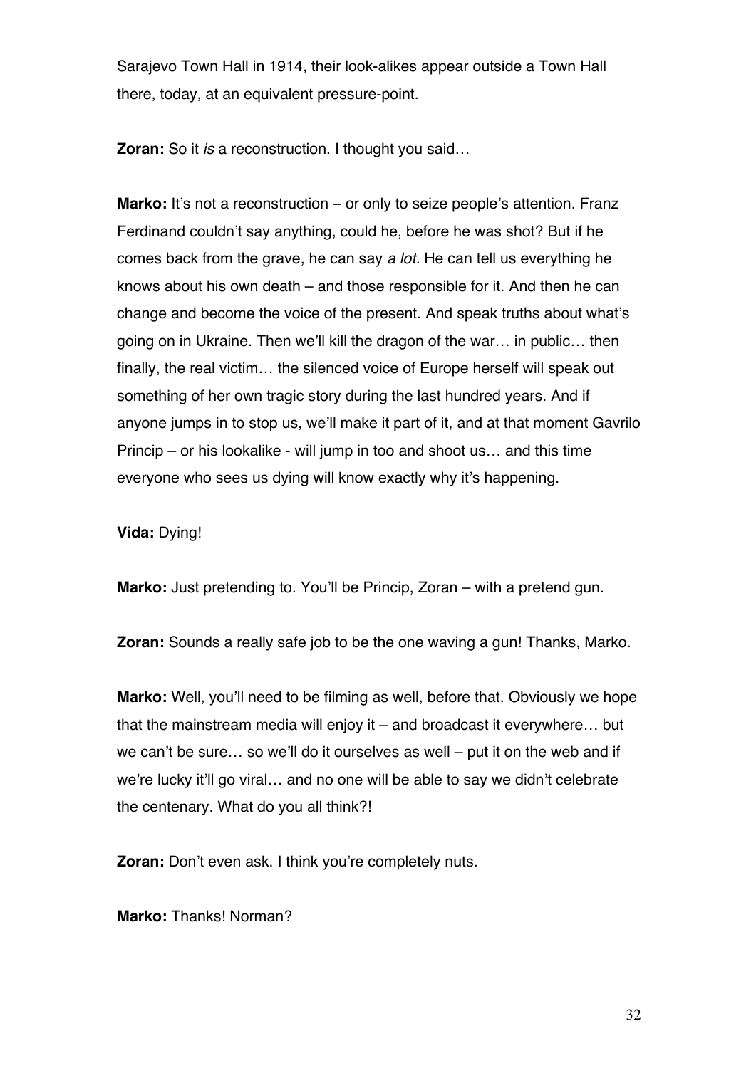Sarajevo Town Hall in 1914, their look-alikes appear outside a Town Hall there, today, at an equivalent pressure-point.

**Zoran:** So it *is* a reconstruction. I thought you said…

**Marko:** It's not a reconstruction – or only to seize people's attention. Franz Ferdinand couldn't say anything, could he, before he was shot? But if he comes back from the grave, he can say *a lot.* He can tell us everything he knows about his own death – and those responsible for it. And then he can change and become the voice of the present. And speak truths about what's going on in Ukraine. Then we'll kill the dragon of the war… in public… then finally, the real victim… the silenced voice of Europe herself will speak out something of her own tragic story during the last hundred years. And if anyone jumps in to stop us, we'll make it part of it, and at that moment Gavrilo Princip – or his lookalike - will jump in too and shoot us… and this time everyone who sees us dying will know exactly why it's happening.

**Vida:** Dying!

**Marko:** Just pretending to. You'll be Princip, Zoran – with a pretend gun.

**Zoran:** Sounds a really safe job to be the one waving a gun! Thanks, Marko.

**Marko:** Well, you'll need to be filming as well, before that. Obviously we hope that the mainstream media will enjoy it – and broadcast it everywhere… but we can't be sure… so we'll do it ourselves as well – put it on the web and if we're lucky it'll go viral… and no one will be able to say we didn't celebrate the centenary. What do you all think?!

**Zoran:** Don't even ask. I think you're completely nuts.

**Marko:** Thanks! Norman?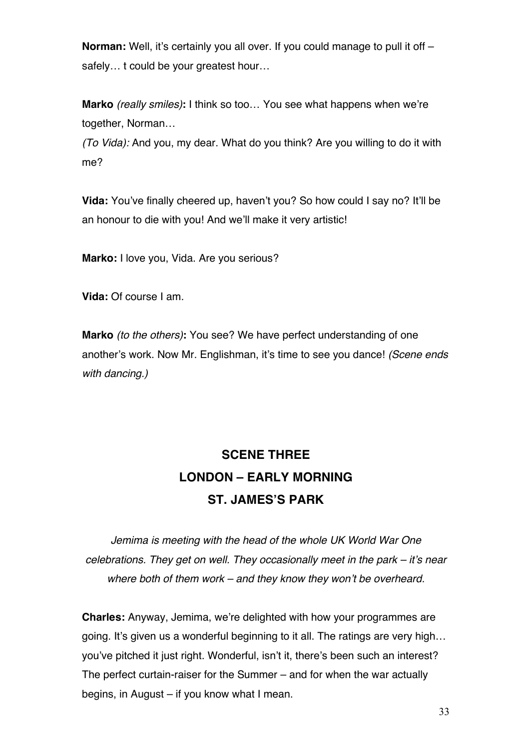**Norman:** Well, it's certainly you all over. If you could manage to pull it off – safely… t could be your greatest hour…

**Marko** *(really smiles)***:** I think so too… You see what happens when we're together, Norman…
*(To Vida):* And you, my dear. What do you think? Are you willing to do it with me?

**Vida:** You've finally cheered up, haven't you? So how could I say no? It'll be an honour to die with you! And we'll make it very artistic!

**Marko:** I love you, Vida. Are you serious?

**Vida:** Of course I am.

**Marko** *(to the others)***:** You see? We have perfect understanding of one another's work. Now Mr. Englishman, it's time to see you dance! *(Scene ends with dancing.)*

## SCENE THREE
## LONDON – EARLY MORNING
## ST. JAMES'S PARK

*Jemima is meeting with the head of the whole UK World War One celebrations. They get on well. They occasionally meet in the park – it's near where both of them work – and they know they won't be overheard.*

**Charles:** Anyway, Jemima, we're delighted with how your programmes are going. It's given us a wonderful beginning to it all. The ratings are very high… you've pitched it just right. Wonderful, isn't it, there's been such an interest? The perfect curtain-raiser for the Summer – and for when the war actually begins, in August – if you know what I mean.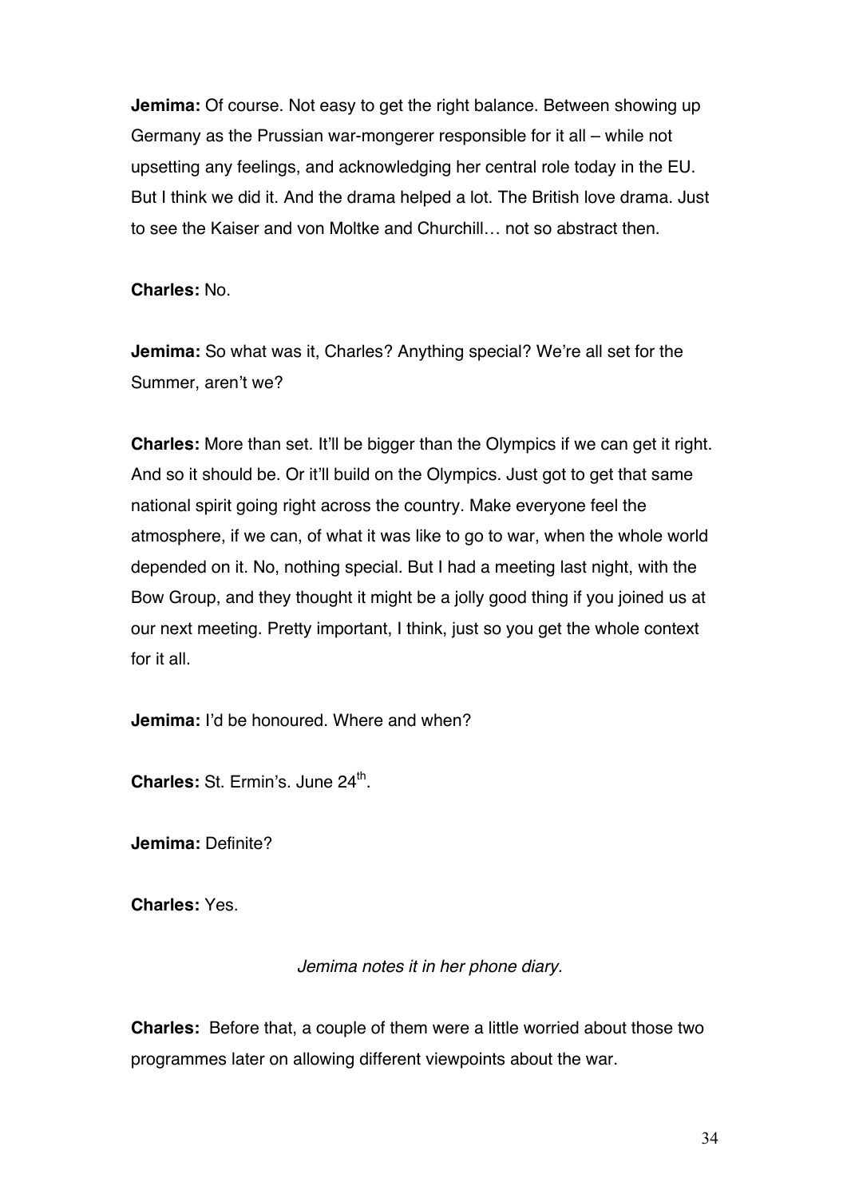**Jemima:** Of course. Not easy to get the right balance. Between showing up Germany as the Prussian war-mongerer responsible for it all – while not upsetting any feelings, and acknowledging her central role today in the EU. But I think we did it. And the drama helped a lot. The British love drama. Just to see the Kaiser and von Moltke and Churchill… not so abstract then.

**Charles:** No.

**Jemima:** So what was it, Charles? Anything special? We're all set for the Summer, aren't we?

**Charles:** More than set. It'll be bigger than the Olympics if we can get it right. And so it should be. Or it'll build on the Olympics. Just got to get that same national spirit going right across the country. Make everyone feel the atmosphere, if we can, of what it was like to go to war, when the whole world depended on it. No, nothing special. But I had a meeting last night, with the Bow Group, and they thought it might be a jolly good thing if you joined us at our next meeting. Pretty important, I think, just so you get the whole context for it all.

**Jemima:** I'd be honoured. Where and when?

**Charles:** St. Ermin's. June 24th.

**Jemima:** Definite?

**Charles:** Yes.

*Jemima notes it in her phone diary.*

**Charles:** Before that, a couple of them were a little worried about those two programmes later on allowing different viewpoints about the war.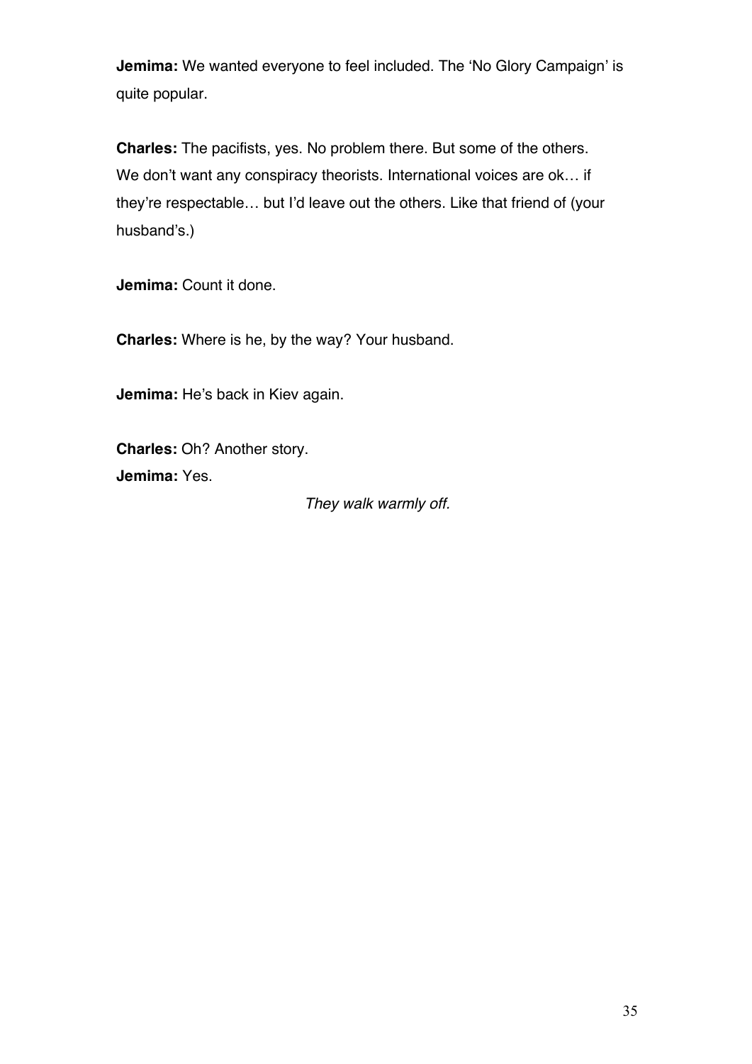**Jemima:** We wanted everyone to feel included. The 'No Glory Campaign' is quite popular.

**Charles:** The pacifists, yes. No problem there. But some of the others. We don't want any conspiracy theorists. International voices are ok… if they're respectable… but I'd leave out the others. Like that friend of (your husband's.)

**Jemima:** Count it done.

**Charles:** Where is he, by the way? Your husband.

**Jemima:** He's back in Kiev again.

**Charles:** Oh? Another story.
**Jemima:** Yes.

*They walk warmly off.*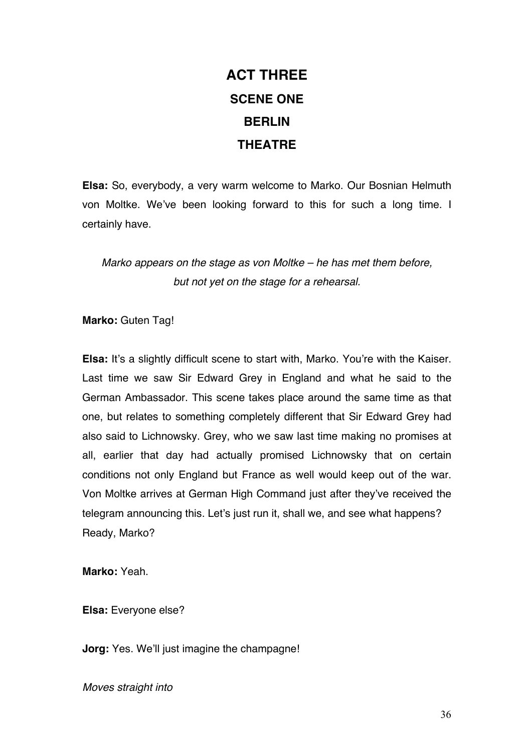# ACT THREE

## SCENE ONE

## BERLIN

## THEATRE

**Elsa:** So, everybody, a very warm welcome to Marko. Our Bosnian Helmuth von Moltke. We've been looking forward to this for such a long time. I certainly have.

*Marko appears on the stage as von Moltke – he has met them before, but not yet on the stage for a rehearsal.*

**Marko:** Guten Tag!

**Elsa:** It's a slightly difficult scene to start with, Marko. You're with the Kaiser. Last time we saw Sir Edward Grey in England and what he said to the German Ambassador. This scene takes place around the same time as that one, but relates to something completely different that Sir Edward Grey had also said to Lichnowsky. Grey, who we saw last time making no promises at all, earlier that day had actually promised Lichnowsky that on certain conditions not only England but France as well would keep out of the war. Von Moltke arrives at German High Command just after they've received the telegram announcing this. Let's just run it, shall we, and see what happens? Ready, Marko?

**Marko:** Yeah.

**Elsa:** Everyone else?

**Jorg:** Yes. We'll just imagine the champagne!

*Moves straight into*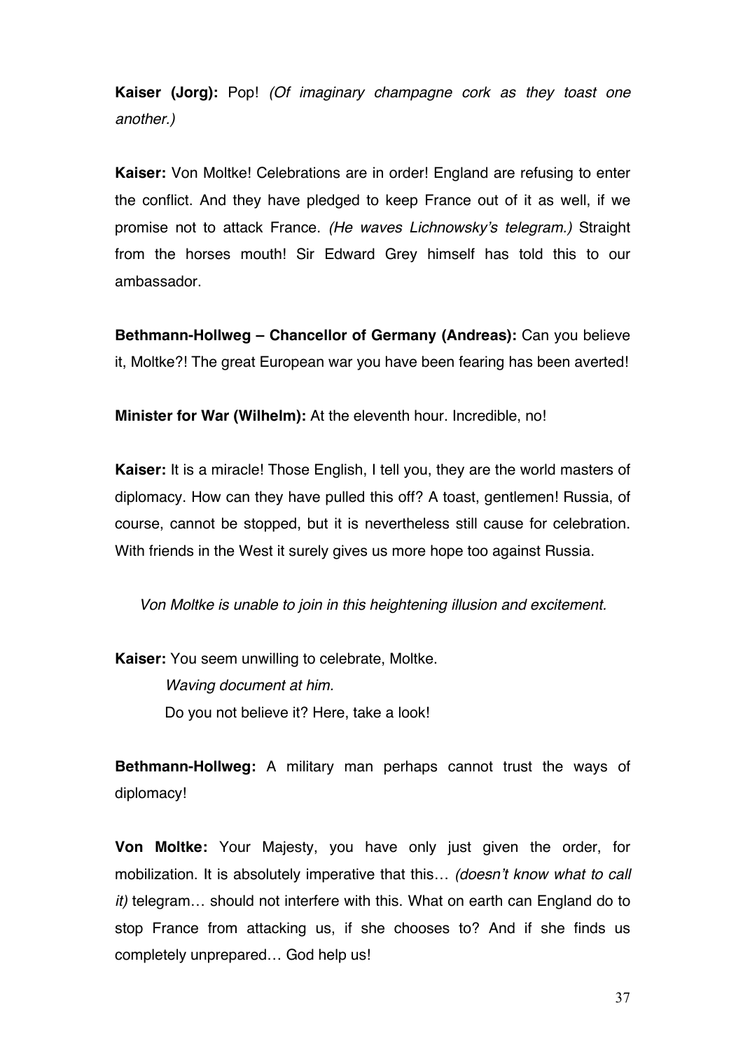**Kaiser (Jorg):** Pop! *(Of imaginary champagne cork as they toast one another.)*

**Kaiser:** Von Moltke! Celebrations are in order! England are refusing to enter the conflict. And they have pledged to keep France out of it as well, if we promise not to attack France. *(He waves Lichnowsky's telegram.)* Straight from the horses mouth! Sir Edward Grey himself has told this to our ambassador.

**Bethmann-Hollweg – Chancellor of Germany (Andreas):** Can you believe it, Moltke?! The great European war you have been fearing has been averted!

**Minister for War (Wilhelm):** At the eleventh hour. Incredible, no!

**Kaiser:** It is a miracle! Those English, I tell you, they are the world masters of diplomacy. How can they have pulled this off? A toast, gentlemen! Russia, of course, cannot be stopped, but it is nevertheless still cause for celebration. With friends in the West it surely gives us more hope too against Russia.

*Von Moltke is unable to join in this heightening illusion and excitement.*

**Kaiser:** You seem unwilling to celebrate, Moltke.
*Waving document at him.*
Do you not believe it? Here, take a look!

**Bethmann-Hollweg:** A military man perhaps cannot trust the ways of diplomacy!

**Von Moltke:** Your Majesty, you have only just given the order, for mobilization. It is absolutely imperative that this… *(doesn't know what to call it)* telegram… should not interfere with this. What on earth can England do to stop France from attacking us, if she chooses to? And if she finds us completely unprepared… God help us!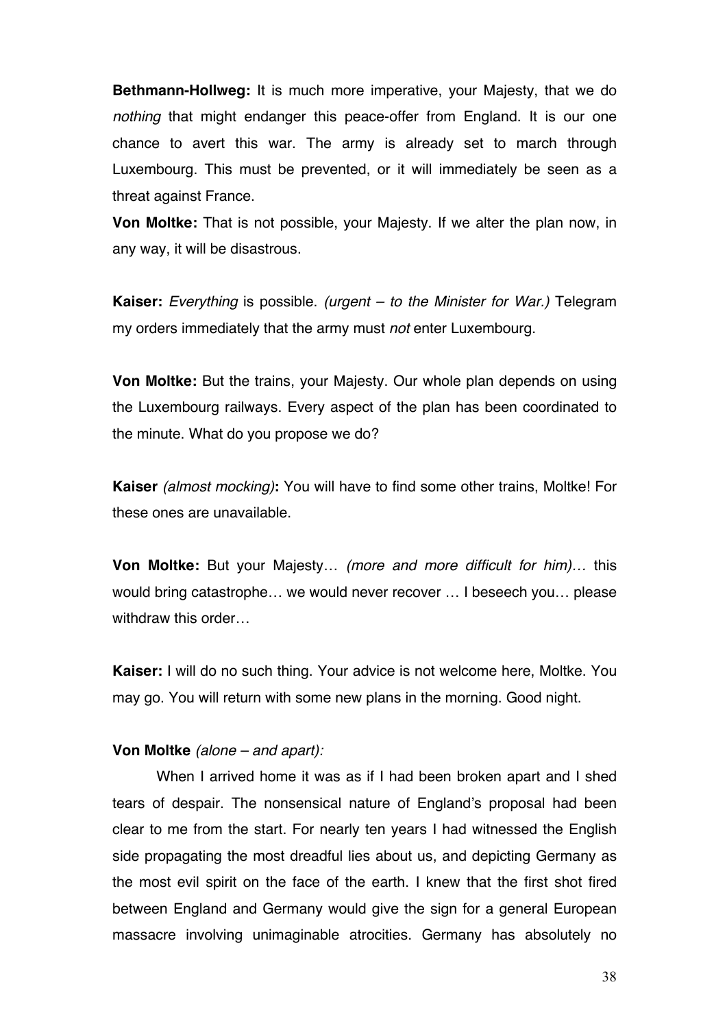**Bethmann-Hollweg:** It is much more imperative, your Majesty, that we do *nothing* that might endanger this peace-offer from England. It is our one chance to avert this war. The army is already set to march through Luxembourg. This must be prevented, or it will immediately be seen as a threat against France.

**Von Moltke:** That is not possible, your Majesty. If we alter the plan now, in any way, it will be disastrous.

**Kaiser:** *Everything* is possible. *(urgent – to the Minister for War.)* Telegram my orders immediately that the army must *not* enter Luxembourg.

**Von Moltke:** But the trains, your Majesty. Our whole plan depends on using the Luxembourg railways. Every aspect of the plan has been coordinated to the minute. What do you propose we do?

**Kaiser** *(almost mocking)***:** You will have to find some other trains, Moltke! For these ones are unavailable.

**Von Moltke:** But your Majesty… *(more and more difficult for him)…* this would bring catastrophe… we would never recover … I beseech you… please withdraw this order…

**Kaiser:** I will do no such thing. Your advice is not welcome here, Moltke. You may go. You will return with some new plans in the morning. Good night.

**Von Moltke** *(alone – and apart):*

When I arrived home it was as if I had been broken apart and I shed tears of despair. The nonsensical nature of England's proposal had been clear to me from the start. For nearly ten years I had witnessed the English side propagating the most dreadful lies about us, and depicting Germany as the most evil spirit on the face of the earth. I knew that the first shot fired between England and Germany would give the sign for a general European massacre involving unimaginable atrocities. Germany has absolutely no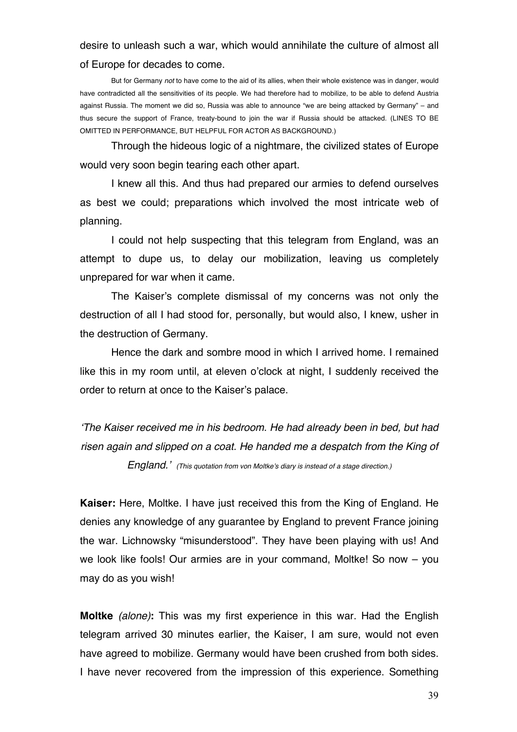desire to unleash such a war, which would annihilate the culture of almost all of Europe for decades to come.

But for Germany *not* to have come to the aid of its allies, when their whole existence was in danger, would have contradicted all the sensitivities of its people. We had therefore had to mobilize, to be able to defend Austria against Russia. The moment we did so, Russia was able to announce "we are being attacked by Germany" – and thus secure the support of France, treaty-bound to join the war if Russia should be attacked. (LINES TO BE OMITTED IN PERFORMANCE, BUT HELPFUL FOR ACTOR AS BACKGROUND.)

Through the hideous logic of a nightmare, the civilized states of Europe would very soon begin tearing each other apart.

I knew all this. And thus had prepared our armies to defend ourselves as best we could; preparations which involved the most intricate web of planning.

I could not help suspecting that this telegram from England, was an attempt to dupe us, to delay our mobilization, leaving us completely unprepared for war when it came.

The Kaiser's complete dismissal of my concerns was not only the destruction of all I had stood for, personally, but would also, I knew, usher in the destruction of Germany.

Hence the dark and sombre mood in which I arrived home. I remained like this in my room until, at eleven o'clock at night, I suddenly received the order to return at once to the Kaiser's palace.

*'The Kaiser received me in his bedroom. He had already been in bed, but had risen again and slipped on a coat. He handed me a despatch from the King of England.'* *(This quotation from von Moltke's diary is instead of a stage direction.)*

**Kaiser:** Here, Moltke. I have just received this from the King of England. He denies any knowledge of any guarantee by England to prevent France joining the war. Lichnowsky "misunderstood". They have been playing with us! And we look like fools! Our armies are in your command, Moltke! So now – you may do as you wish!

**Moltke** *(alone)***:** This was my first experience in this war. Had the English telegram arrived 30 minutes earlier, the Kaiser, I am sure, would not even have agreed to mobilize. Germany would have been crushed from both sides. I have never recovered from the impression of this experience. Something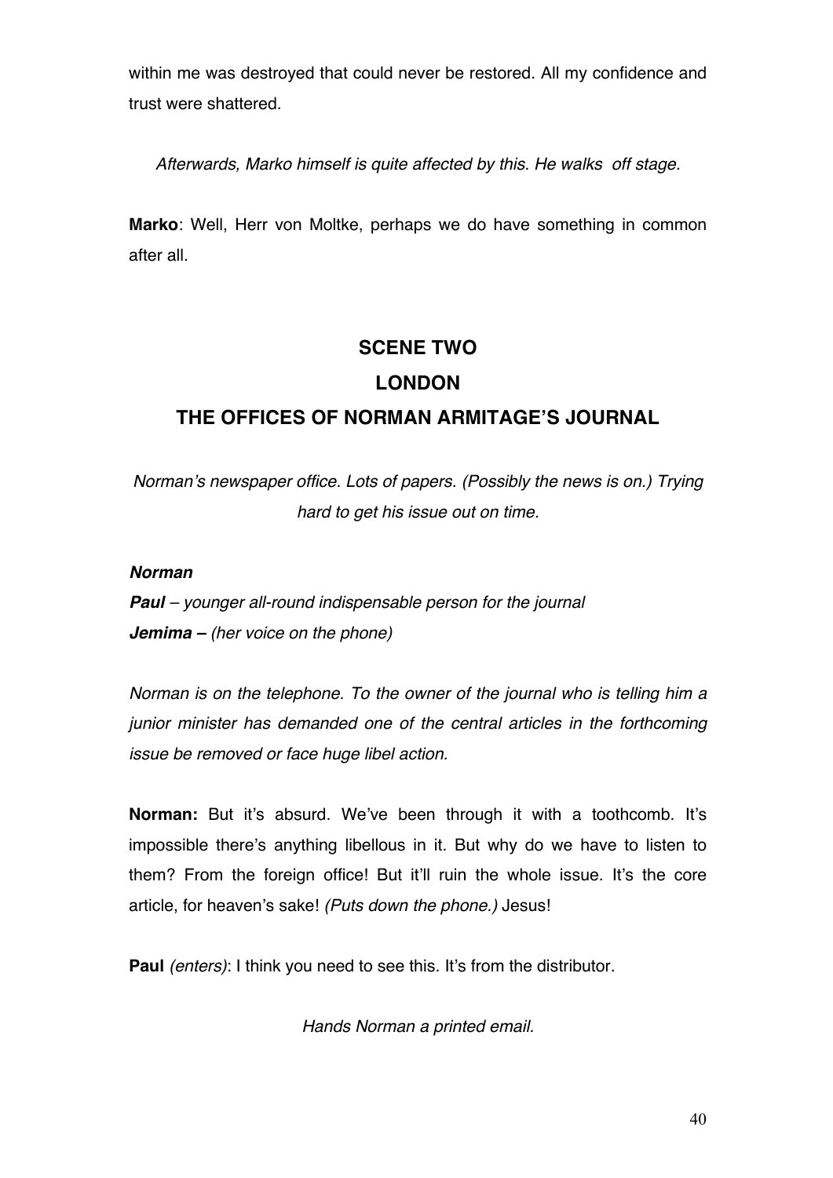within me was destroyed that could never be restored. All my confidence and trust were shattered.

*Afterwards, Marko himself is quite affected by this. He walks off stage.*

**Marko**: Well, Herr von Moltke, perhaps we do have something in common after all.

## SCENE TWO

## LONDON

## THE OFFICES OF NORMAN ARMITAGE'S JOURNAL

*Norman's newspaper office. Lots of papers. (Possibly the news is on.) Trying hard to get his issue out on time.*

***Norman***

***Paul*** *– younger all-round indispensable person for the journal*

***Jemima –*** *(her voice on the phone)*

*Norman is on the telephone. To the owner of the journal who is telling him a junior minister has demanded one of the central articles in the forthcoming issue be removed or face huge libel action.*

**Norman:** But it's absurd. We've been through it with a toothcomb. It's impossible there's anything libellous in it. But why do we have to listen to them? From the foreign office! But it'll ruin the whole issue. It's the core article, for heaven's sake! *(Puts down the phone.)* Jesus!

**Paul** *(enters)*: I think you need to see this. It's from the distributor.

*Hands Norman a printed email.*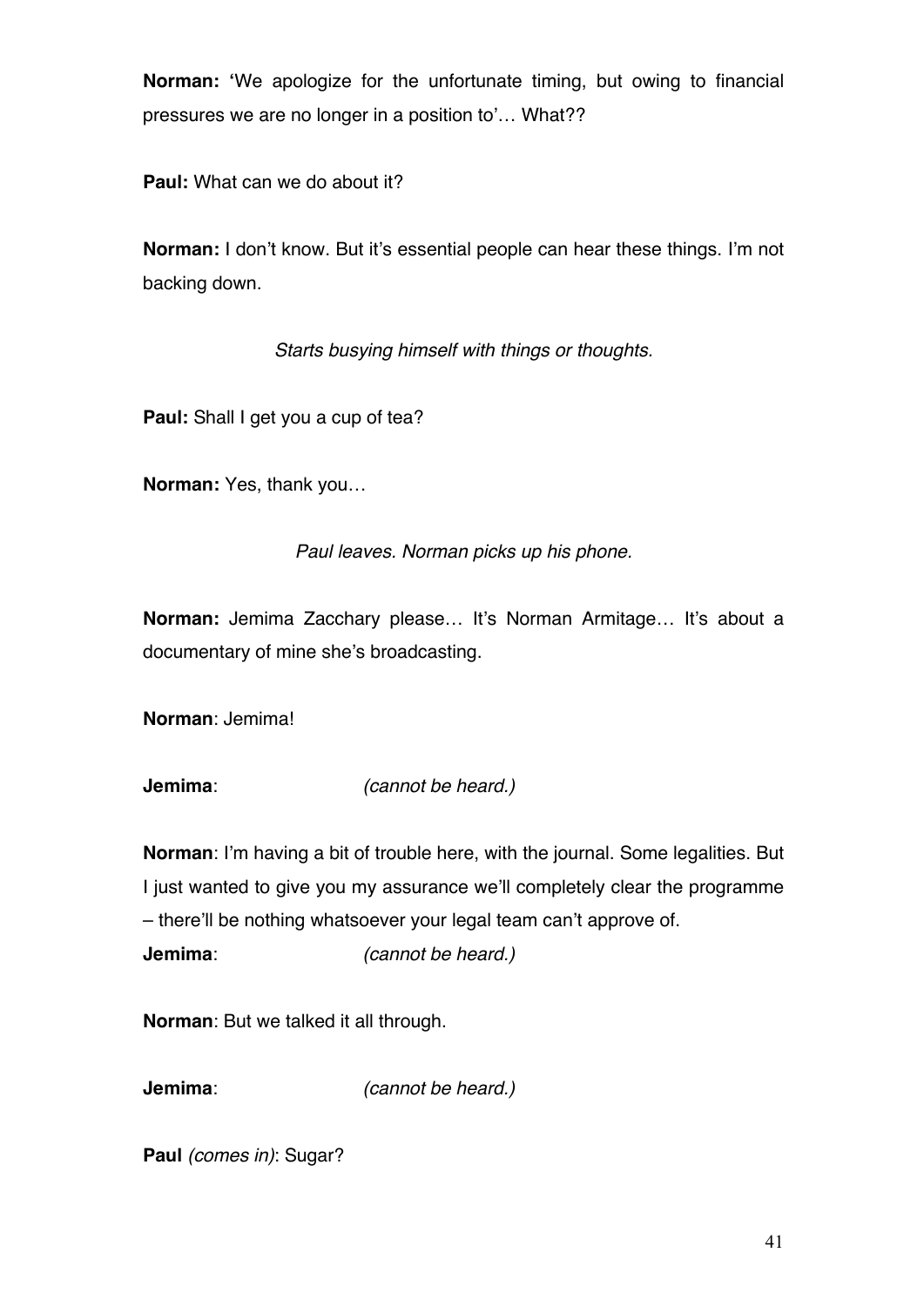**Norman:** 'We apologize for the unfortunate timing, but owing to financial pressures we are no longer in a position to'… What??

**Paul:** What can we do about it?

**Norman:** I don't know. But it's essential people can hear these things. I'm not backing down.

*Starts busying himself with things or thoughts.*

**Paul:** Shall I get you a cup of tea?

**Norman:** Yes, thank you…

*Paul leaves. Norman picks up his phone.*

**Norman:** Jemima Zacchary please… It's Norman Armitage… It's about a documentary of mine she's broadcasting.

**Norman**: Jemima!

**Jemima**: *(cannot be heard.)*

**Norman**: I'm having a bit of trouble here, with the journal. Some legalities. But I just wanted to give you my assurance we'll completely clear the programme – there'll be nothing whatsoever your legal team can't approve of.

**Jemima**: *(cannot be heard.)*

**Norman**: But we talked it all through.

**Jemima**: *(cannot be heard.)*

**Paul** *(comes in)*: Sugar?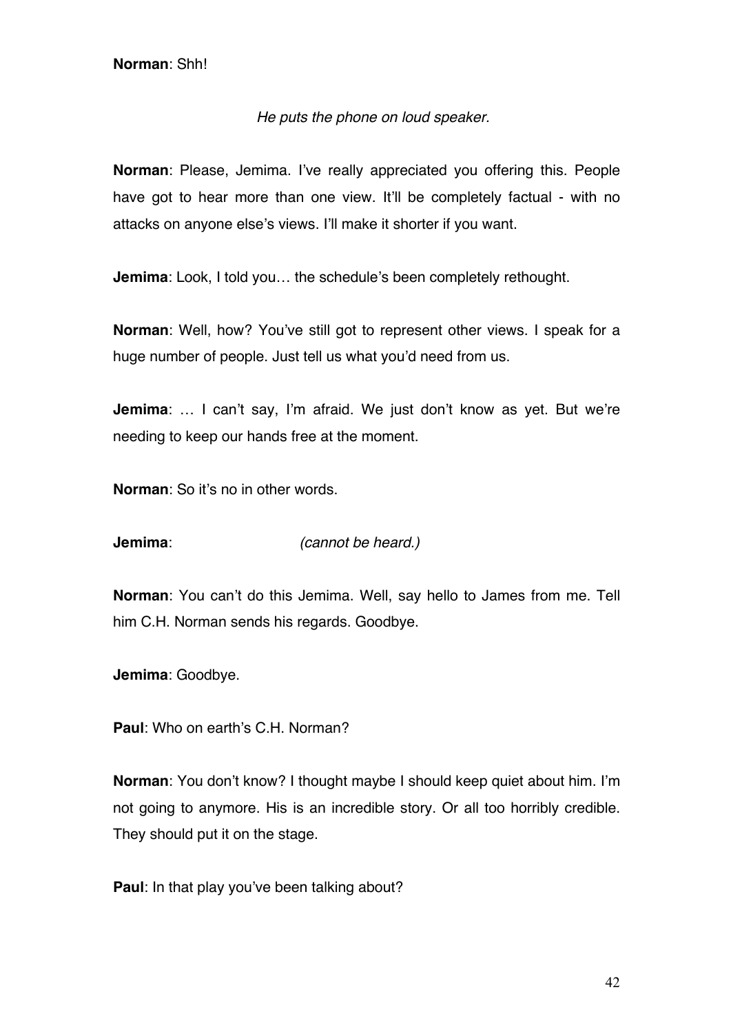**Norman**: Shh!

*He puts the phone on loud speaker.*

**Norman**: Please, Jemima. I've really appreciated you offering this. People have got to hear more than one view. It'll be completely factual - with no attacks on anyone else's views. I'll make it shorter if you want.

**Jemima**: Look, I told you… the schedule's been completely rethought.

**Norman**: Well, how? You've still got to represent other views. I speak for a huge number of people. Just tell us what you'd need from us.

**Jemima**: … I can't say, I'm afraid. We just don't know as yet. But we're needing to keep our hands free at the moment.

**Norman**: So it's no in other words.

**Jemima**: *(cannot be heard.)*

**Norman**: You can't do this Jemima. Well, say hello to James from me. Tell him C.H. Norman sends his regards. Goodbye.

**Jemima**: Goodbye.

**Paul**: Who on earth's C.H. Norman?

**Norman**: You don't know? I thought maybe I should keep quiet about him. I'm not going to anymore. His is an incredible story. Or all too horribly credible. They should put it on the stage.

**Paul**: In that play you've been talking about?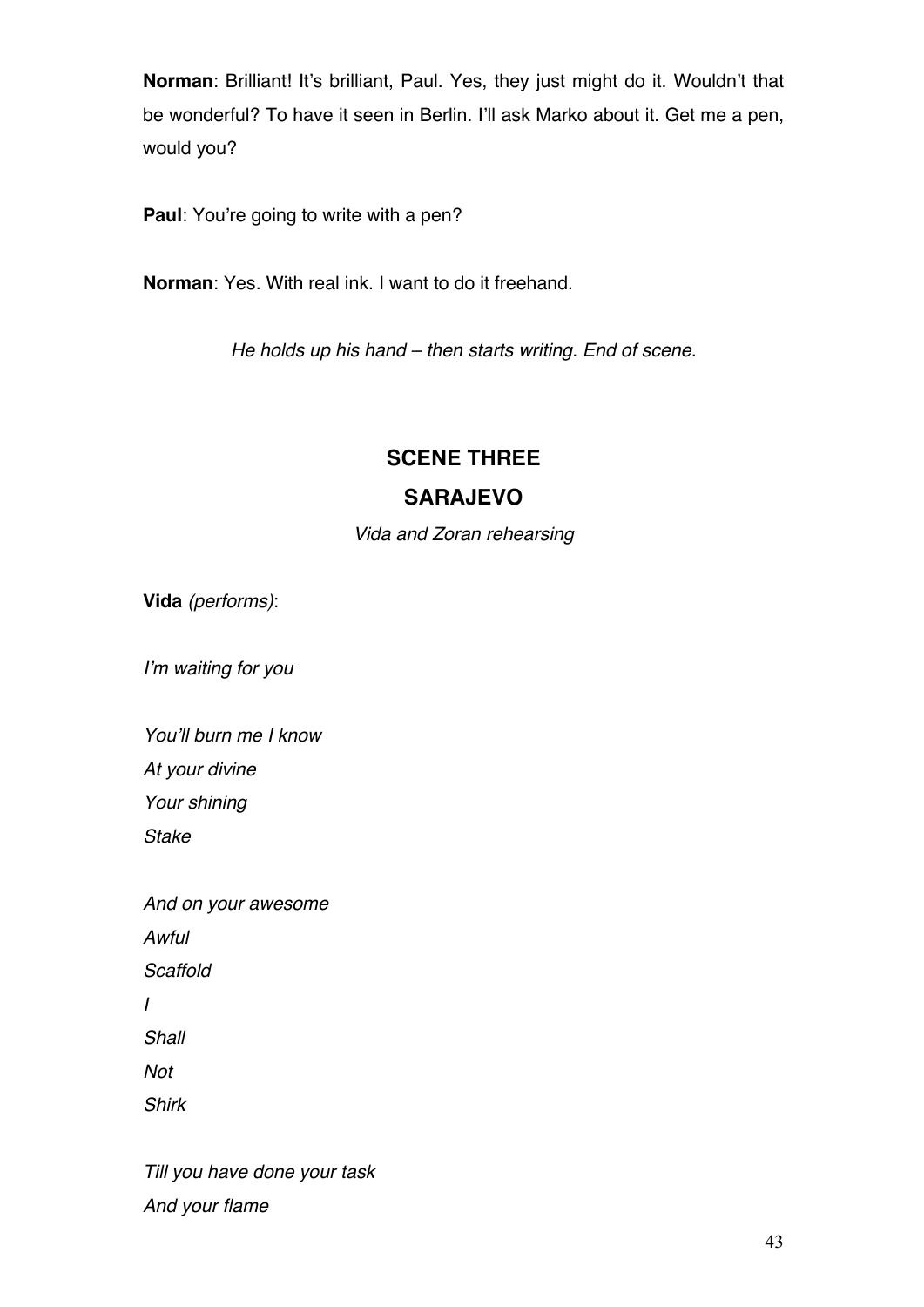**Norman**: Brilliant! It's brilliant, Paul. Yes, they just might do it. Wouldn't that be wonderful? To have it seen in Berlin. I'll ask Marko about it. Get me a pen, would you?

**Paul**: You're going to write with a pen?

**Norman**: Yes. With real ink. I want to do it freehand.

*He holds up his hand – then starts writing. End of scene.*

## SCENE THREE

## SARAJEVO

*Vida and Zoran rehearsing*

**Vida** *(performs)*:

*I'm waiting for you*

*You'll burn me I know*
*At your divine*
*Your shining*
*Stake*

*And on your awesome*
*Awful*
*Scaffold*
*I*
*Shall*
*Not*
*Shirk*

*Till you have done your task*
*And your flame*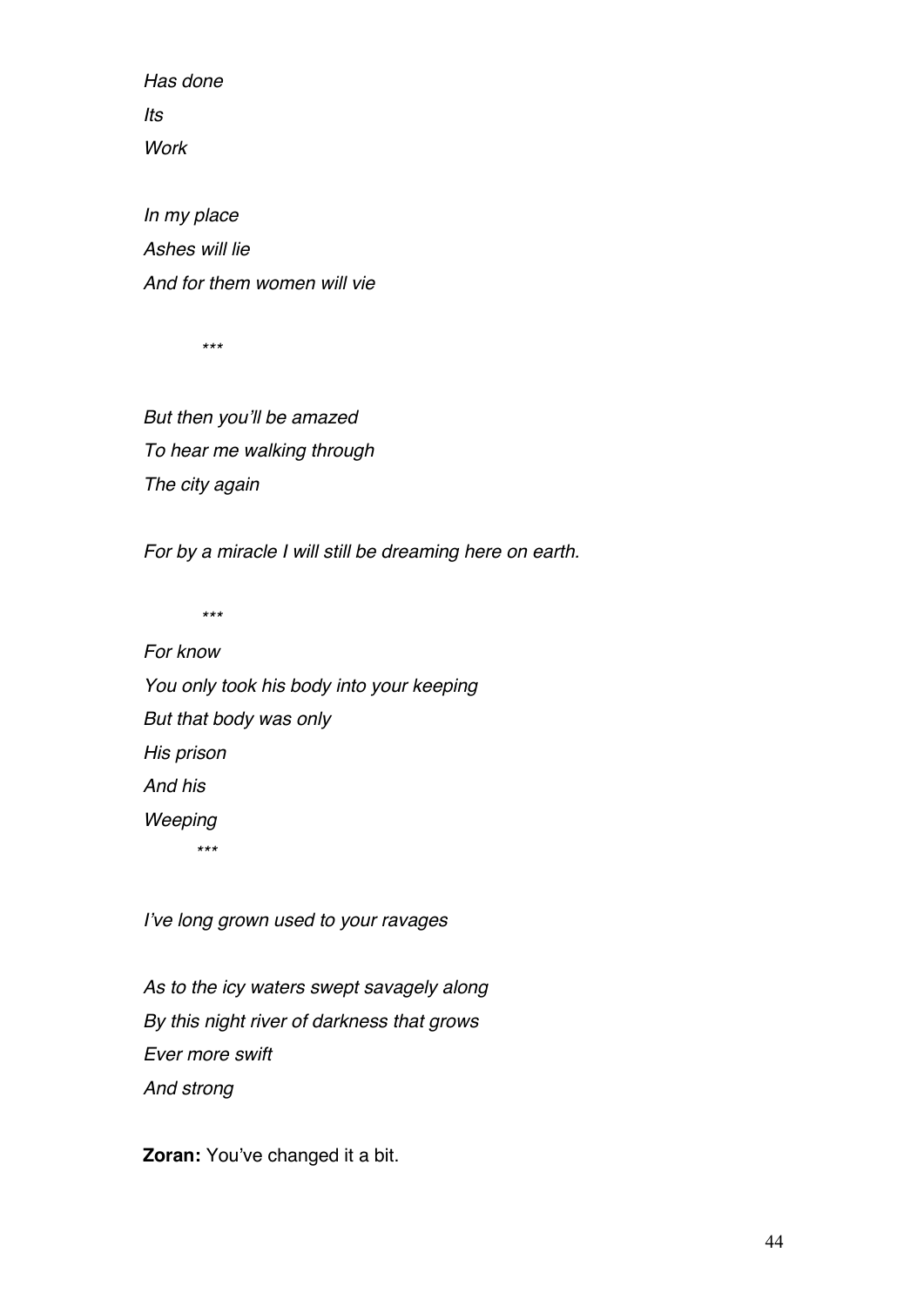*Has done*
*Its*
*Work*

*In my place*
*Ashes will lie*
*And for them women will vie*

*\*\*\**

*But then you'll be amazed*
*To hear me walking through*
*The city again*

*For by a miracle I will still be dreaming here on earth.*

*\*\*\**

*For know*
*You only took his body into your keeping*
*But that body was only*
*His prison*
*And his*
*Weeping*

*\*\*\**

*I've long grown used to your ravages*

*As to the icy waters swept savagely along*
*By this night river of darkness that grows*
*Ever more swift*
*And strong*

**Zoran:** You've changed it a bit.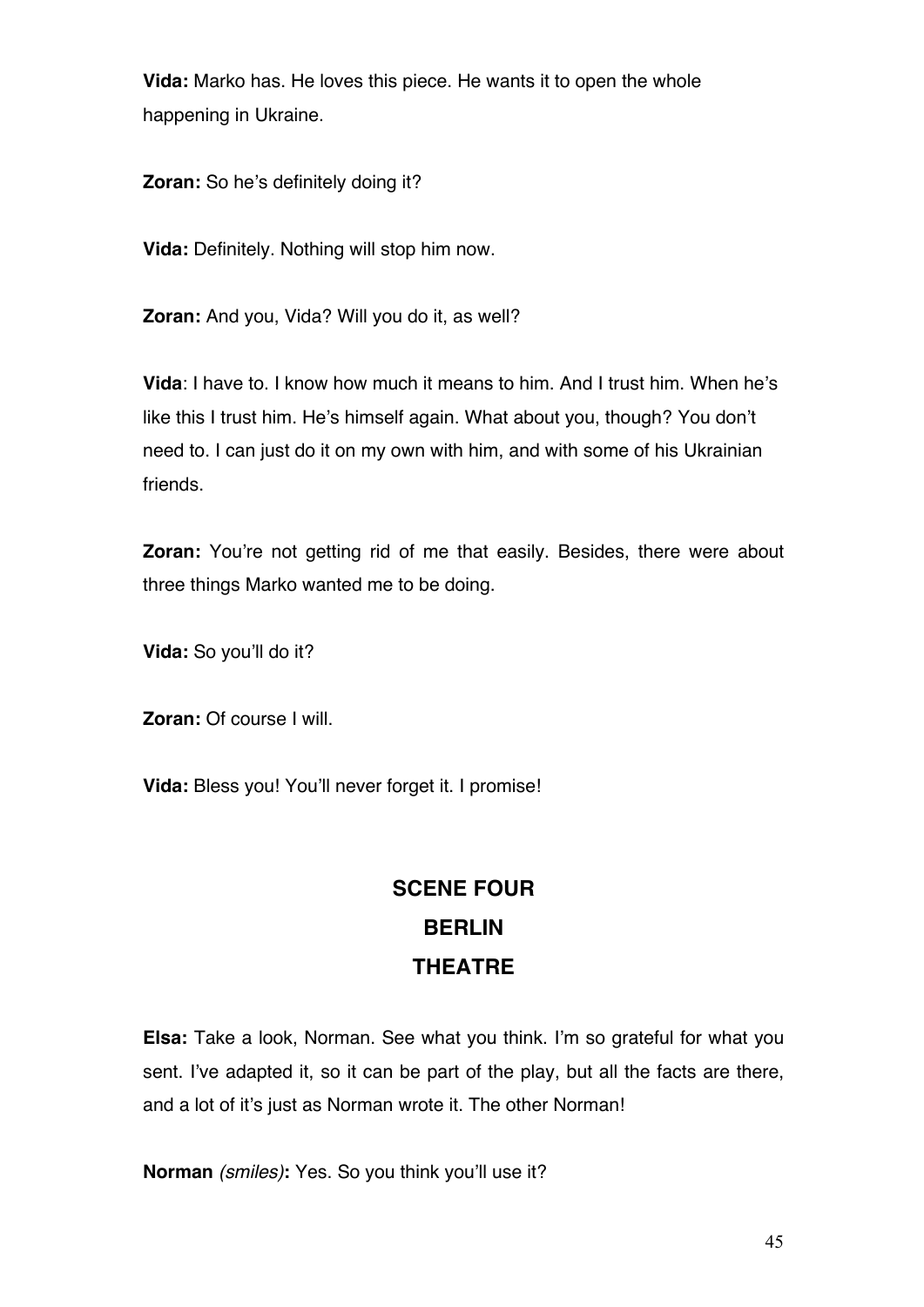**Vida:** Marko has. He loves this piece. He wants it to open the whole happening in Ukraine.

**Zoran:** So he's definitely doing it?

**Vida:** Definitely. Nothing will stop him now.

**Zoran:** And you, Vida? Will you do it, as well?

**Vida**: I have to. I know how much it means to him. And I trust him. When he's like this I trust him. He's himself again. What about you, though? You don't need to. I can just do it on my own with him, and with some of his Ukrainian friends.

**Zoran:** You're not getting rid of me that easily. Besides, there were about three things Marko wanted me to be doing.

**Vida:** So you'll do it?

**Zoran:** Of course I will.

**Vida:** Bless you! You'll never forget it. I promise!

## SCENE FOUR
## BERLIN
## THEATRE

**Elsa:** Take a look, Norman. See what you think. I'm so grateful for what you sent. I've adapted it, so it can be part of the play, but all the facts are there, and a lot of it's just as Norman wrote it. The other Norman!

**Norman** *(smiles)***:** Yes. So you think you'll use it?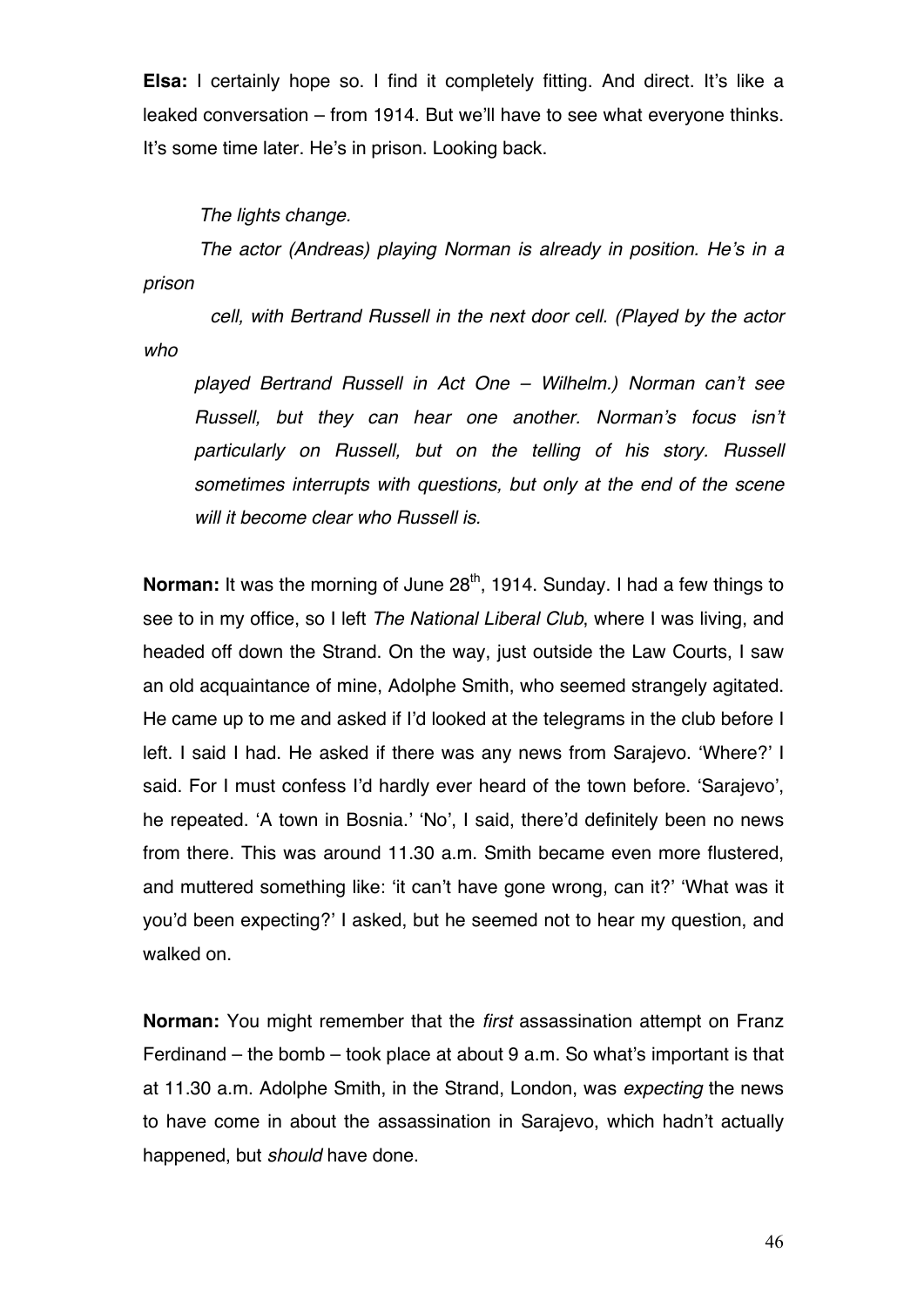**Elsa:** I certainly hope so. I find it completely fitting. And direct. It's like a leaked conversation – from 1914. But we'll have to see what everyone thinks. It's some time later. He's in prison. Looking back.

*The lights change.*

*The actor (Andreas) playing Norman is already in position. He's in a prison cell, with Bertrand Russell in the next door cell. (Played by the actor who played Bertrand Russell in Act One – Wilhelm.) Norman can't see Russell, but they can hear one another. Norman's focus isn't particularly on Russell, but on the telling of his story. Russell sometimes interrupts with questions, but only at the end of the scene will it become clear who Russell is.*

**Norman:** It was the morning of June 28th, 1914. Sunday. I had a few things to see to in my office, so I left *The National Liberal Club*, where I was living, and headed off down the Strand. On the way, just outside the Law Courts, I saw an old acquaintance of mine, Adolphe Smith, who seemed strangely agitated. He came up to me and asked if I'd looked at the telegrams in the club before I left. I said I had. He asked if there was any news from Sarajevo. 'Where?' I said. For I must confess I'd hardly ever heard of the town before. 'Sarajevo', he repeated. 'A town in Bosnia.' 'No', I said, there'd definitely been no news from there. This was around 11.30 a.m. Smith became even more flustered, and muttered something like: 'it can't have gone wrong, can it?' 'What was it you'd been expecting?' I asked, but he seemed not to hear my question, and walked on.

**Norman:** You might remember that the *first* assassination attempt on Franz Ferdinand – the bomb – took place at about 9 a.m. So what's important is that at 11.30 a.m. Adolphe Smith, in the Strand, London, was *expecting* the news to have come in about the assassination in Sarajevo, which hadn't actually happened, but *should* have done.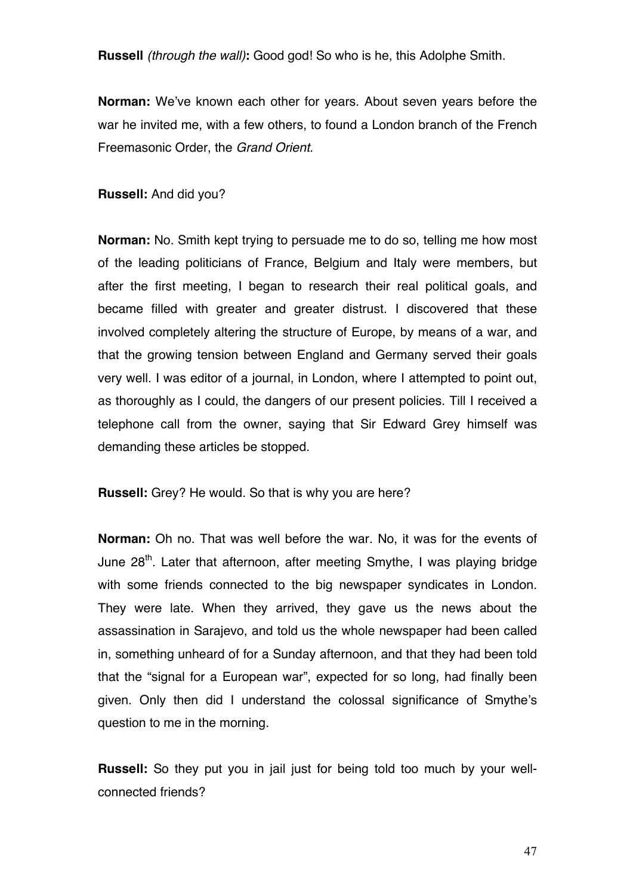**Russell** *(through the wall)***:** Good god! So who is he, this Adolphe Smith.

**Norman:** We've known each other for years. About seven years before the war he invited me, with a few others, to found a London branch of the French Freemasonic Order, the *Grand Orient*.

**Russell:** And did you?

**Norman:** No. Smith kept trying to persuade me to do so, telling me how most of the leading politicians of France, Belgium and Italy were members, but after the first meeting, I began to research their real political goals, and became filled with greater and greater distrust. I discovered that these involved completely altering the structure of Europe, by means of a war, and that the growing tension between England and Germany served their goals very well. I was editor of a journal, in London, where I attempted to point out, as thoroughly as I could, the dangers of our present policies. Till I received a telephone call from the owner, saying that Sir Edward Grey himself was demanding these articles be stopped.

**Russell:** Grey? He would. So that is why you are here?

**Norman:** Oh no. That was well before the war. No, it was for the events of June 28th. Later that afternoon, after meeting Smythe, I was playing bridge with some friends connected to the big newspaper syndicates in London. They were late. When they arrived, they gave us the news about the assassination in Sarajevo, and told us the whole newspaper had been called in, something unheard of for a Sunday afternoon, and that they had been told that the "signal for a European war", expected for so long, had finally been given. Only then did I understand the colossal significance of Smythe's question to me in the morning.

**Russell:** So they put you in jail just for being told too much by your well-connected friends?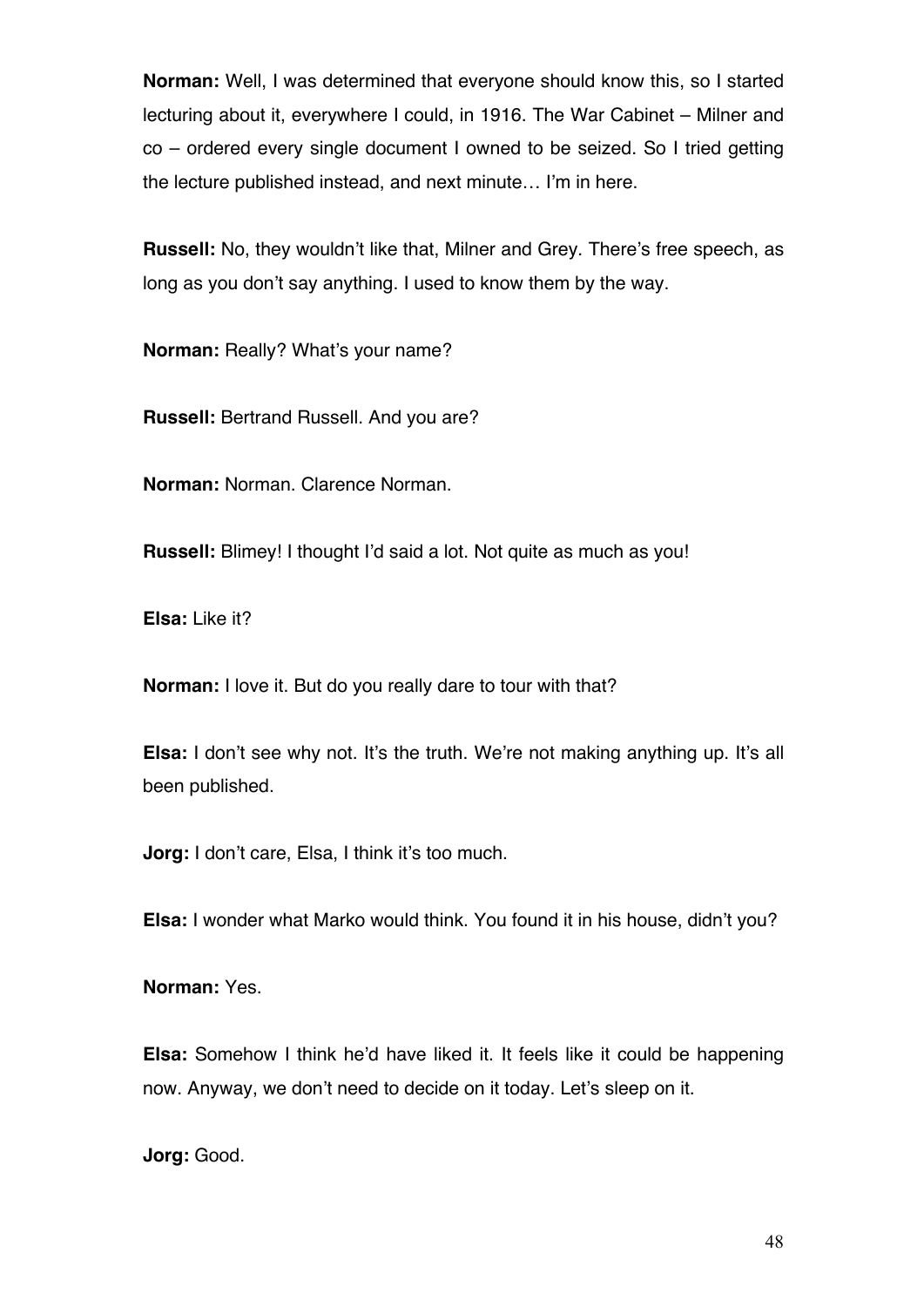**Norman:** Well, I was determined that everyone should know this, so I started lecturing about it, everywhere I could, in 1916. The War Cabinet – Milner and co – ordered every single document I owned to be seized. So I tried getting the lecture published instead, and next minute… I'm in here.

**Russell:** No, they wouldn't like that, Milner and Grey. There's free speech, as long as you don't say anything. I used to know them by the way.

**Norman:** Really? What's your name?

**Russell:** Bertrand Russell. And you are?

**Norman:** Norman. Clarence Norman.

**Russell:** Blimey! I thought I'd said a lot. Not quite as much as you!

**Elsa:** Like it?

**Norman:** I love it. But do you really dare to tour with that?

**Elsa:** I don't see why not. It's the truth. We're not making anything up. It's all been published.

**Jorg:** I don't care, Elsa, I think it's too much.

**Elsa:** I wonder what Marko would think. You found it in his house, didn't you?

**Norman:** Yes.

**Elsa:** Somehow I think he'd have liked it. It feels like it could be happening now. Anyway, we don't need to decide on it today. Let's sleep on it.

**Jorg:** Good.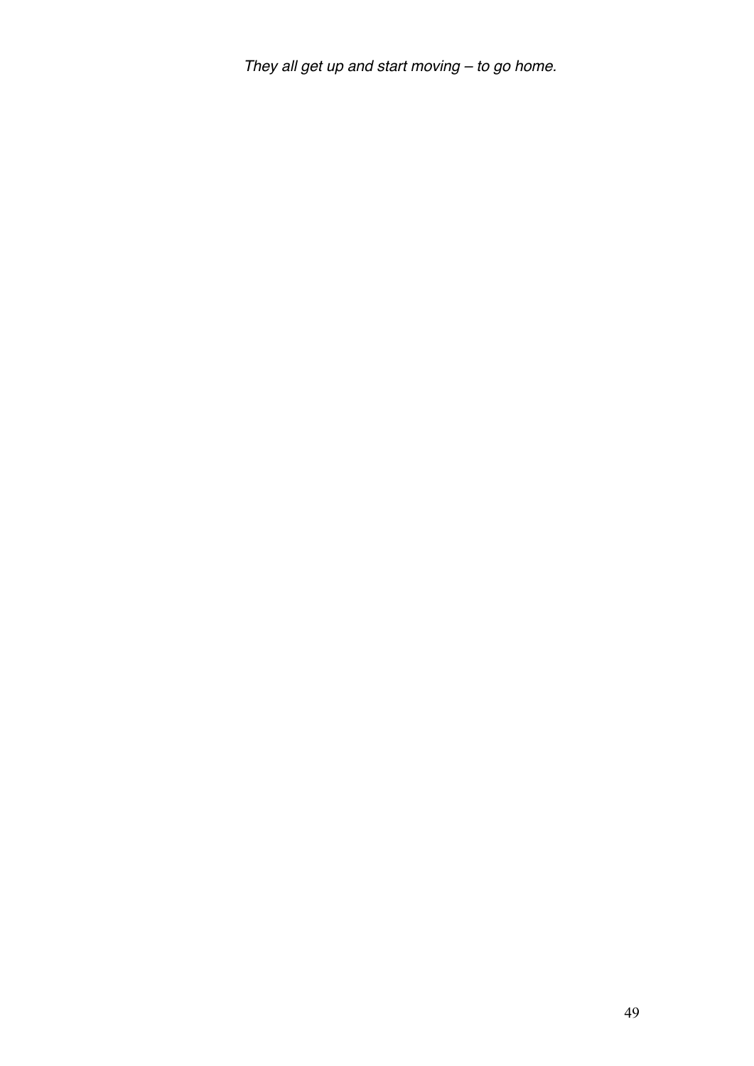*They all get up and start moving – to go home.*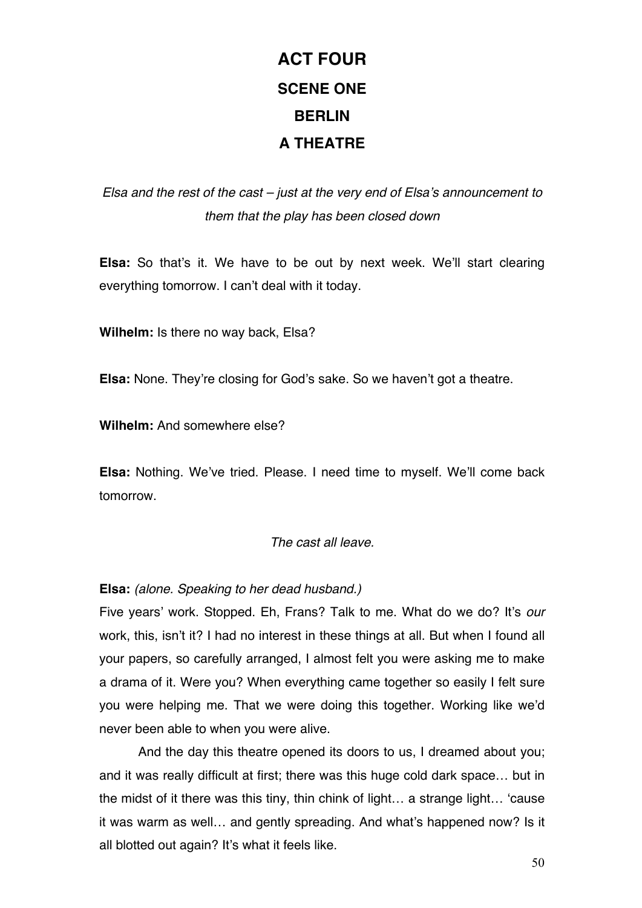# ACT FOUR

## SCENE ONE

## BERLIN

## A THEATRE

*Elsa and the rest of the cast – just at the very end of Elsa's announcement to them that the play has been closed down*

**Elsa:** So that's it. We have to be out by next week. We'll start clearing everything tomorrow. I can't deal with it today.

**Wilhelm:** Is there no way back, Elsa?

**Elsa:** None. They're closing for God's sake. So we haven't got a theatre.

**Wilhelm:** And somewhere else?

**Elsa:** Nothing. We've tried. Please. I need time to myself. We'll come back tomorrow.

*The cast all leave.*

**Elsa:** *(alone. Speaking to her dead husband.)*
Five years' work. Stopped. Eh, Frans? Talk to me. What do we do? It's *our* work, this, isn't it? I had no interest in these things at all. But when I found all your papers, so carefully arranged, I almost felt you were asking me to make a drama of it. Were you? When everything came together so easily I felt sure you were helping me. That we were doing this together. Working like we'd never been able to when you were alive.

And the day this theatre opened its doors to us, I dreamed about you; and it was really difficult at first; there was this huge cold dark space… but in the midst of it there was this tiny, thin chink of light… a strange light… 'cause it was warm as well… and gently spreading. And what's happened now? Is it all blotted out again? It's what it feels like.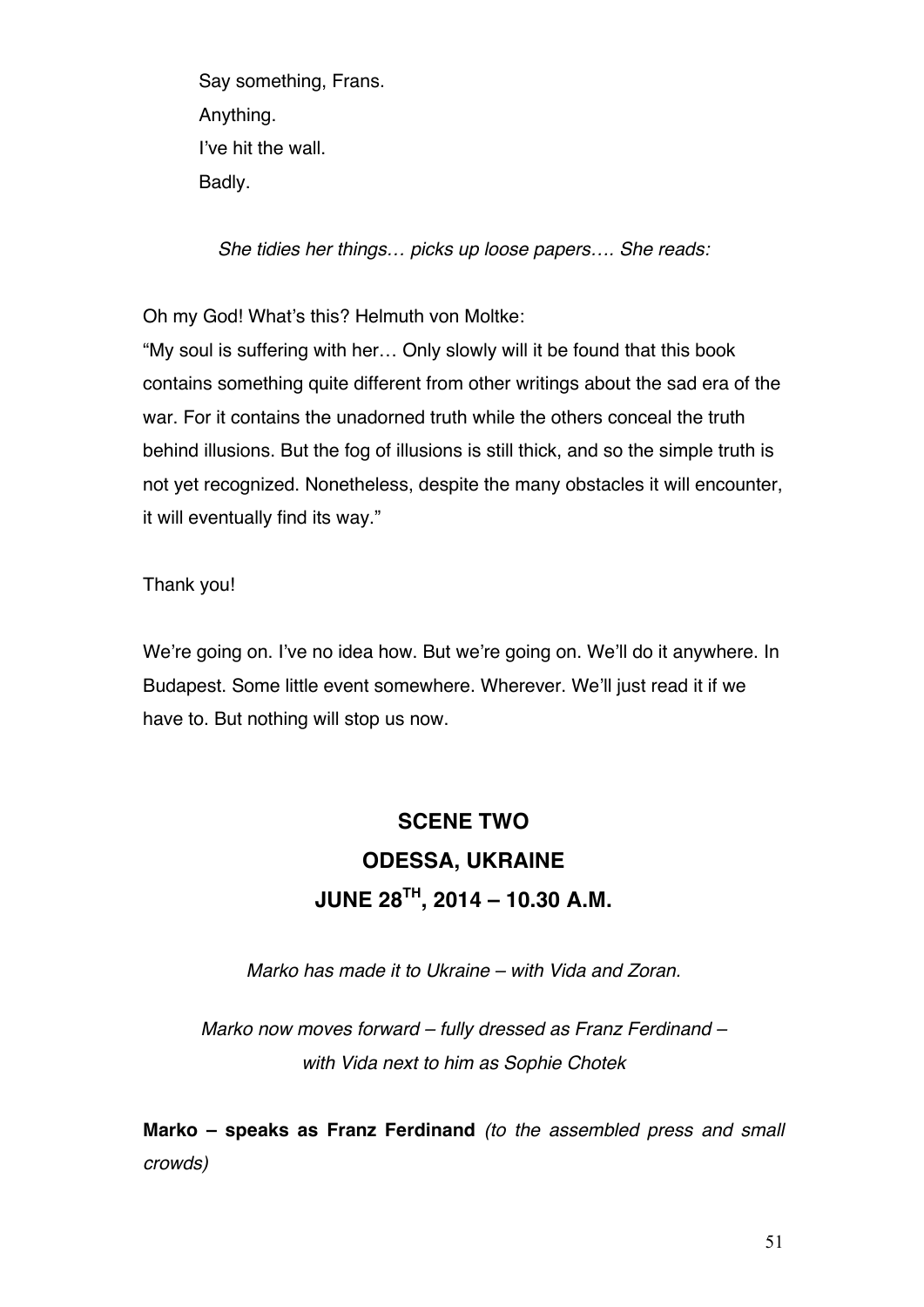Say something, Frans.
Anything.
I've hit the wall.
Badly.

*She tidies her things… picks up loose papers…. She reads:*

Oh my God! What's this? Helmuth von Moltke:
"My soul is suffering with her… Only slowly will it be found that this book contains something quite different from other writings about the sad era of the war. For it contains the unadorned truth while the others conceal the truth behind illusions. But the fog of illusions is still thick, and so the simple truth is not yet recognized. Nonetheless, despite the many obstacles it will encounter, it will eventually find its way."

Thank you!

We're going on. I've no idea how. But we're going on. We'll do it anywhere. In Budapest. Some little event somewhere. Wherever. We'll just read it if we have to. But nothing will stop us now.

## SCENE TWO
## ODESSA, UKRAINE
## JUNE 28TH, 2014 – 10.30 A.M.

*Marko has made it to Ukraine – with Vida and Zoran.*

*Marko now moves forward – fully dressed as Franz Ferdinand – with Vida next to him as Sophie Chotek*

**Marko – speaks as Franz Ferdinand** *(to the assembled press and small crowds)*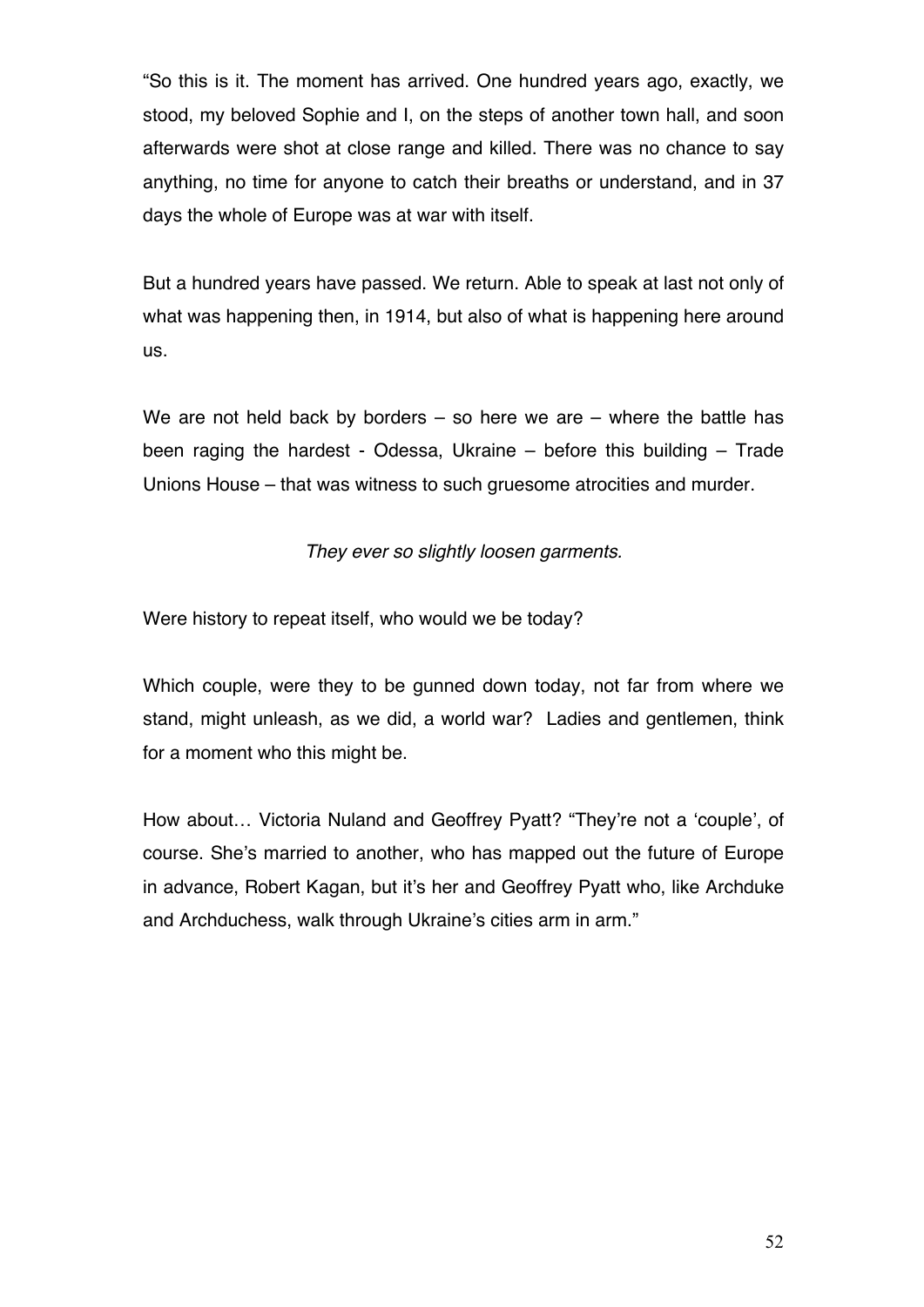"So this is it. The moment has arrived. One hundred years ago, exactly, we stood, my beloved Sophie and I, on the steps of another town hall, and soon afterwards were shot at close range and killed. There was no chance to say anything, no time for anyone to catch their breaths or understand, and in 37 days the whole of Europe was at war with itself.

But a hundred years have passed. We return. Able to speak at last not only of what was happening then, in 1914, but also of what is happening here around us.

We are not held back by borders – so here we are – where the battle has been raging the hardest - Odessa, Ukraine – before this building – Trade Unions House – that was witness to such gruesome atrocities and murder.

*They ever so slightly loosen garments.*

Were history to repeat itself, who would we be today?

Which couple, were they to be gunned down today, not far from where we stand, might unleash, as we did, a world war? Ladies and gentlemen, think for a moment who this might be.

How about… Victoria Nuland and Geoffrey Pyatt? "They're not a 'couple', of course. She's married to another, who has mapped out the future of Europe in advance, Robert Kagan, but it's her and Geoffrey Pyatt who, like Archduke and Archduchess, walk through Ukraine's cities arm in arm."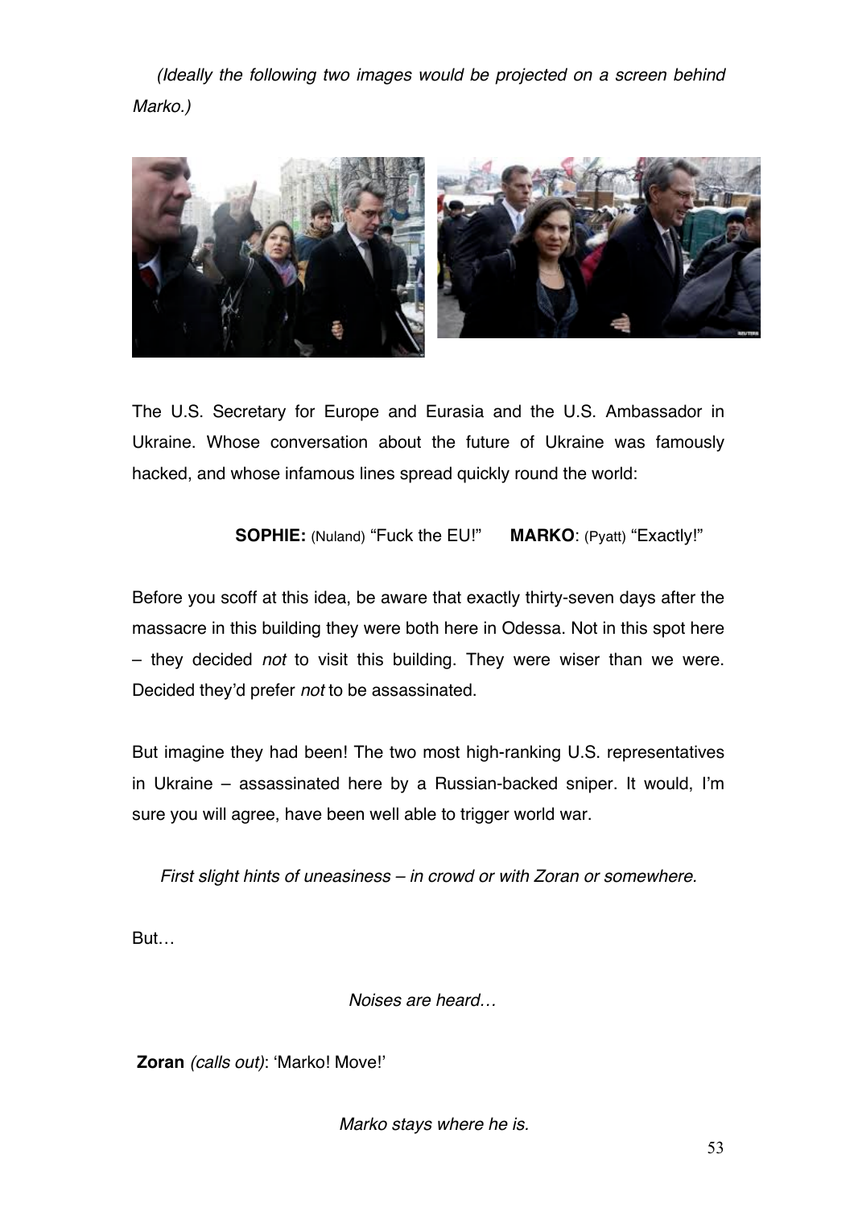*(Ideally the following two images would be projected on a screen behind Marko.)*

The U.S. Secretary for Europe and Eurasia and the U.S. Ambassador in Ukraine. Whose conversation about the future of Ukraine was famously hacked, and whose infamous lines spread quickly round the world:

**SOPHIE:** (Nuland) "Fuck the EU!" **MARKO**: (Pyatt) "Exactly!"

Before you scoff at this idea, be aware that exactly thirty-seven days after the massacre in this building they were both here in Odessa. Not in this spot here – they decided *not* to visit this building. They were wiser than we were. Decided they'd prefer *not* to be assassinated.

But imagine they had been! The two most high-ranking U.S. representatives in Ukraine – assassinated here by a Russian-backed sniper. It would, I'm sure you will agree, have been well able to trigger world war.

*First slight hints of uneasiness – in crowd or with Zoran or somewhere.*

But…

*Noises are heard…*

**Zoran** *(calls out)*: 'Marko! Move!'

*Marko stays where he is.*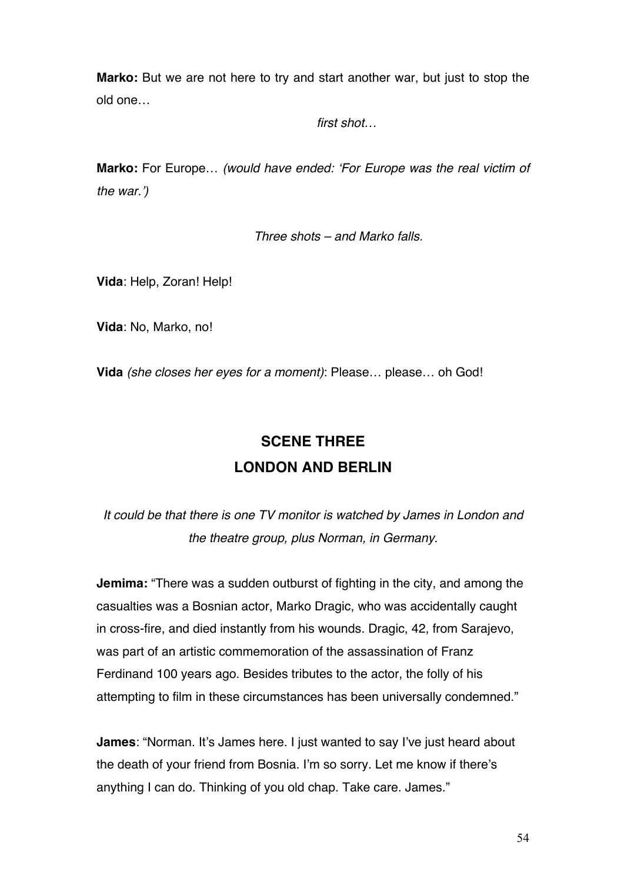**Marko:** But we are not here to try and start another war, but just to stop the old one…

*first shot…*

**Marko:** For Europe… *(would have ended: 'For Europe was the real victim of the war.')*

*Three shots – and Marko falls.*

**Vida**: Help, Zoran! Help!

**Vida**: No, Marko, no!

**Vida** *(she closes her eyes for a moment)*: Please… please… oh God!

## SCENE THREE
## LONDON AND BERLIN

*It could be that there is one TV monitor is watched by James in London and the theatre group, plus Norman, in Germany.*

**Jemima:** "There was a sudden outburst of fighting in the city, and among the casualties was a Bosnian actor, Marko Dragic, who was accidentally caught in cross-fire, and died instantly from his wounds. Dragic, 42, from Sarajevo, was part of an artistic commemoration of the assassination of Franz Ferdinand 100 years ago. Besides tributes to the actor, the folly of his attempting to film in these circumstances has been universally condemned."

**James**: "Norman. It's James here. I just wanted to say I've just heard about the death of your friend from Bosnia. I'm so sorry. Let me know if there's anything I can do. Thinking of you old chap. Take care. James."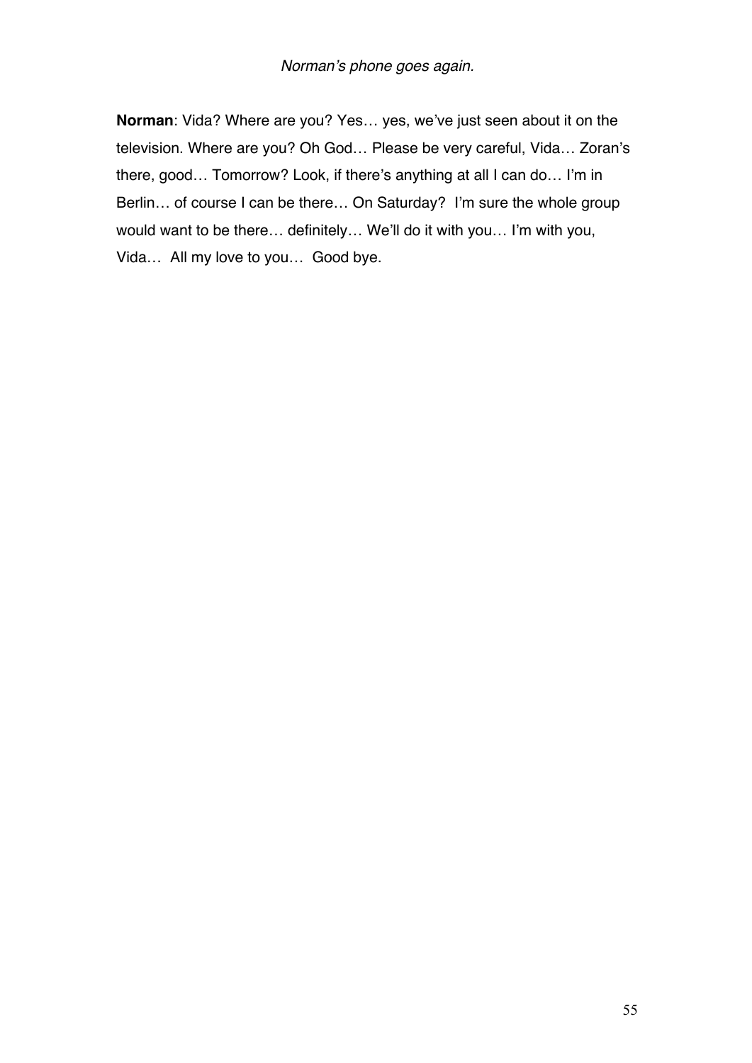*Norman's phone goes again.*

**Norman**: Vida? Where are you? Yes… yes, we've just seen about it on the television. Where are you? Oh God… Please be very careful, Vida… Zoran's there, good… Tomorrow? Look, if there's anything at all I can do… I'm in Berlin… of course I can be there… On Saturday?  I'm sure the whole group would want to be there… definitely… We'll do it with you… I'm with you, Vida…  All my love to you…  Good bye.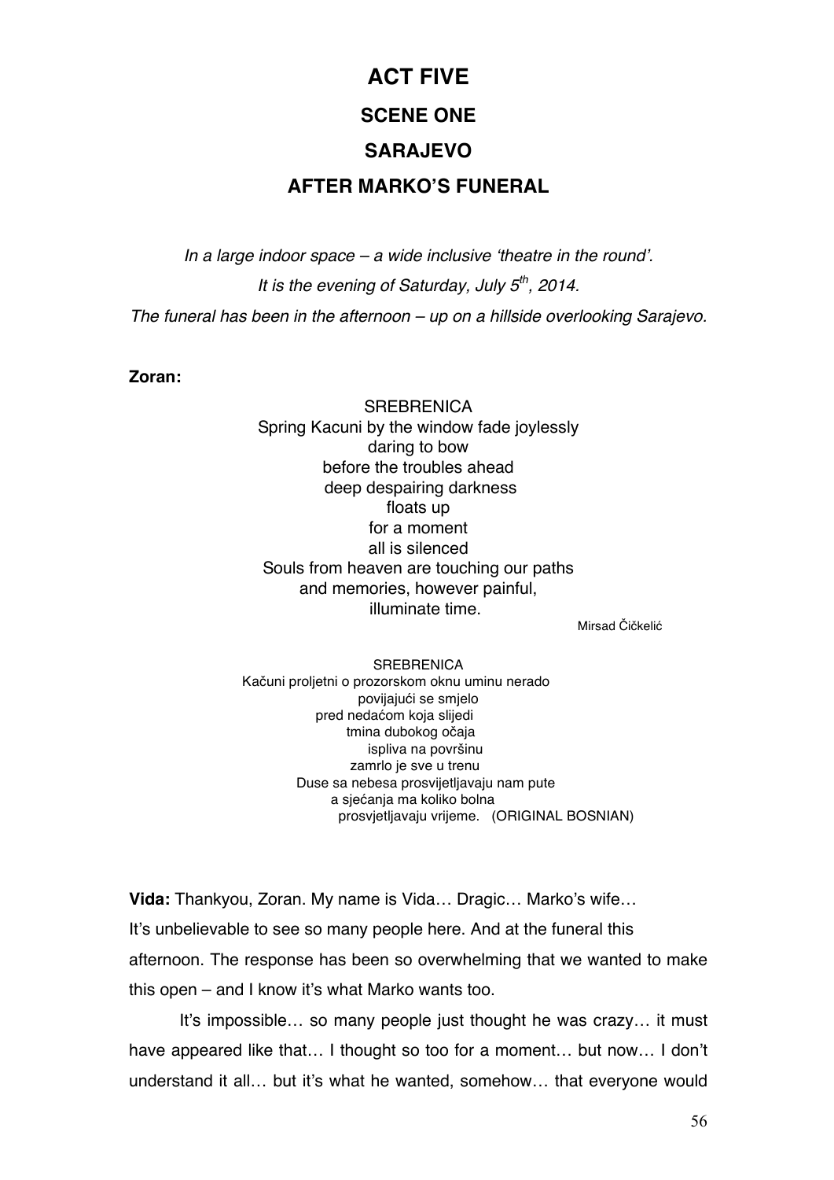# ACT FIVE

## SCENE ONE

## SARAJEVO

## AFTER MARKO'S FUNERAL

*In a large indoor space – a wide inclusive 'theatre in the round'.*

*It is the evening of Saturday, July 5th, 2014.*

*The funeral has been in the afternoon – up on a hillside overlooking Sarajevo.*

**Zoran:**

SREBRENICA
Spring Kacuni by the window fade joylessly
daring to bow
before the troubles ahead
deep despairing darkness
floats up
for a moment
all is silenced
Souls from heaven are touching our paths
and memories, however painful,
illuminate time.

Mirsad Čičkelić

SREBRENICA
Kačuni proljetni o prozorskom oknu uminu nerado
povijajući se smjelo
pred nedaćom koja slijedi
tmina dubokog očaja
ispliva na površinu
zamrlo je sve u trenu
Duse sa nebesa prosvijetljavaju nam pute
a sjećanja ma koliko bolna
prosvjetljavaju vrijeme. (ORIGINAL BOSNIAN)

**Vida:** Thankyou, Zoran. My name is Vida… Dragic… Marko's wife… It's unbelievable to see so many people here. And at the funeral this afternoon. The response has been so overwhelming that we wanted to make this open – and I know it's what Marko wants too.

It's impossible… so many people just thought he was crazy… it must have appeared like that… I thought so too for a moment… but now… I don't understand it all… but it's what he wanted, somehow… that everyone would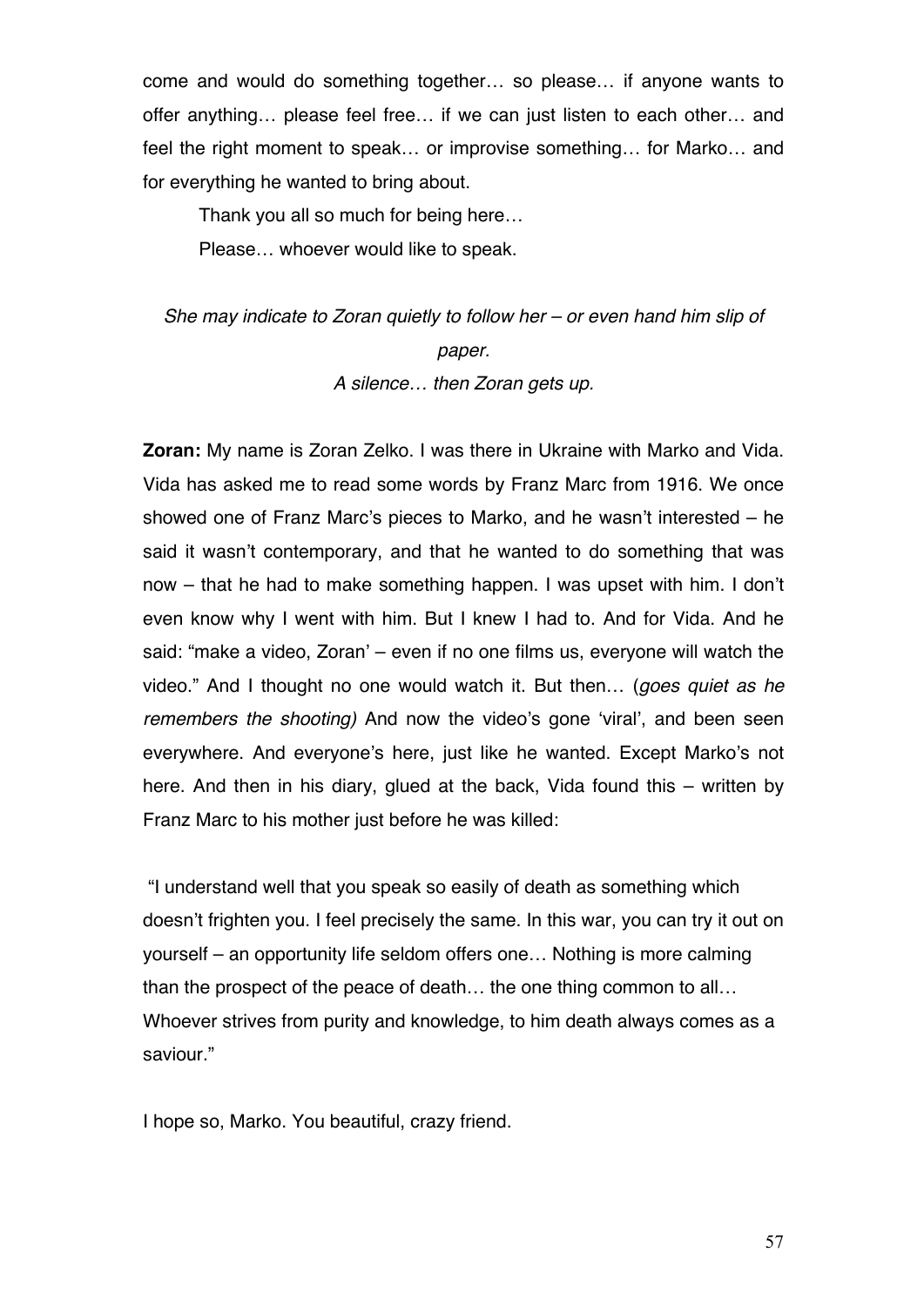come and would do something together… so please… if anyone wants to offer anything… please feel free… if we can just listen to each other… and feel the right moment to speak… or improvise something… for Marko… and for everything he wanted to bring about.

Thank you all so much for being here…

Please… whoever would like to speak.

*She may indicate to Zoran quietly to follow her – or even hand him slip of paper.*

*A silence… then Zoran gets up.*

**Zoran:** My name is Zoran Zelko. I was there in Ukraine with Marko and Vida. Vida has asked me to read some words by Franz Marc from 1916. We once showed one of Franz Marc's pieces to Marko, and he wasn't interested – he said it wasn't contemporary, and that he wanted to do something that was now – that he had to make something happen. I was upset with him. I don't even know why I went with him. But I knew I had to. And for Vida. And he said: "make a video, Zoran' – even if no one films us, everyone will watch the video." And I thought no one would watch it. But then… (*goes quiet as he remembers the shooting)* And now the video's gone 'viral', and been seen everywhere. And everyone's here, just like he wanted. Except Marko's not here. And then in his diary, glued at the back, Vida found this – written by Franz Marc to his mother just before he was killed:

"I understand well that you speak so easily of death as something which doesn't frighten you. I feel precisely the same. In this war, you can try it out on yourself – an opportunity life seldom offers one… Nothing is more calming than the prospect of the peace of death… the one thing common to all… Whoever strives from purity and knowledge, to him death always comes as a saviour."

I hope so, Marko. You beautiful, crazy friend.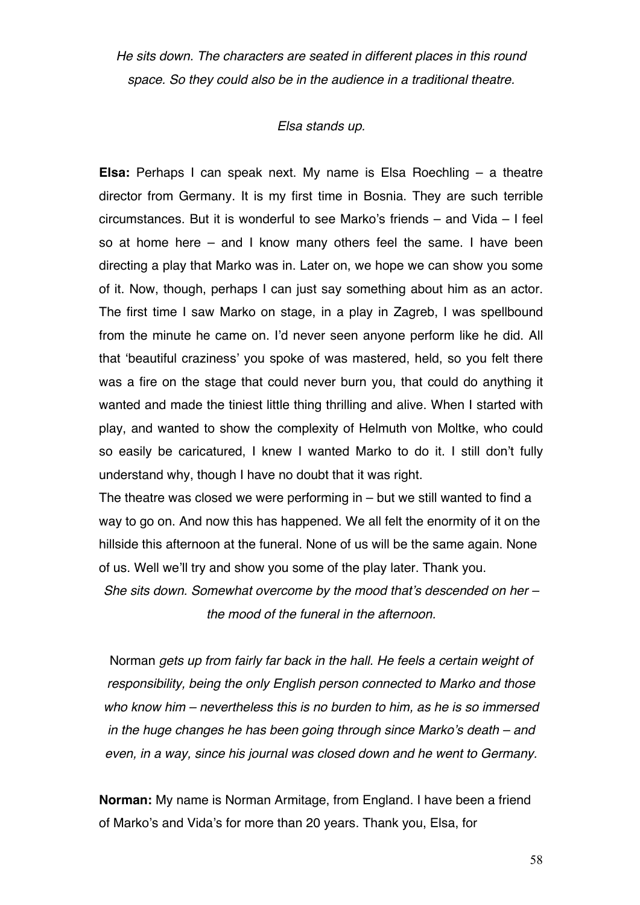*He sits down. The characters are seated in different places in this round space. So they could also be in the audience in a traditional theatre.*

*Elsa stands up.*

**Elsa:** Perhaps I can speak next. My name is Elsa Roechling – a theatre director from Germany. It is my first time in Bosnia. They are such terrible circumstances. But it is wonderful to see Marko's friends – and Vida – I feel so at home here – and I know many others feel the same. I have been directing a play that Marko was in. Later on, we hope we can show you some of it. Now, though, perhaps I can just say something about him as an actor. The first time I saw Marko on stage, in a play in Zagreb, I was spellbound from the minute he came on. I'd never seen anyone perform like he did. All that 'beautiful craziness' you spoke of was mastered, held, so you felt there was a fire on the stage that could never burn you, that could do anything it wanted and made the tiniest little thing thrilling and alive. When I started with play, and wanted to show the complexity of Helmuth von Moltke, who could so easily be caricatured, I knew I wanted Marko to do it. I still don't fully understand why, though I have no doubt that it was right.
The theatre was closed we were performing in – but we still wanted to find a way to go on. And now this has happened. We all felt the enormity of it on the hillside this afternoon at the funeral. None of us will be the same again. None of us. Well we'll try and show you some of the play later. Thank you.

*She sits down. Somewhat overcome by the mood that's descended on her – the mood of the funeral in the afternoon.*

Norman *gets up from fairly far back in the hall. He feels a certain weight of responsibility, being the only English person connected to Marko and those who know him – nevertheless this is no burden to him, as he is so immersed in the huge changes he has been going through since Marko's death – and even, in a way, since his journal was closed down and he went to Germany.*

**Norman:** My name is Norman Armitage, from England. I have been a friend of Marko's and Vida's for more than 20 years. Thank you, Elsa, for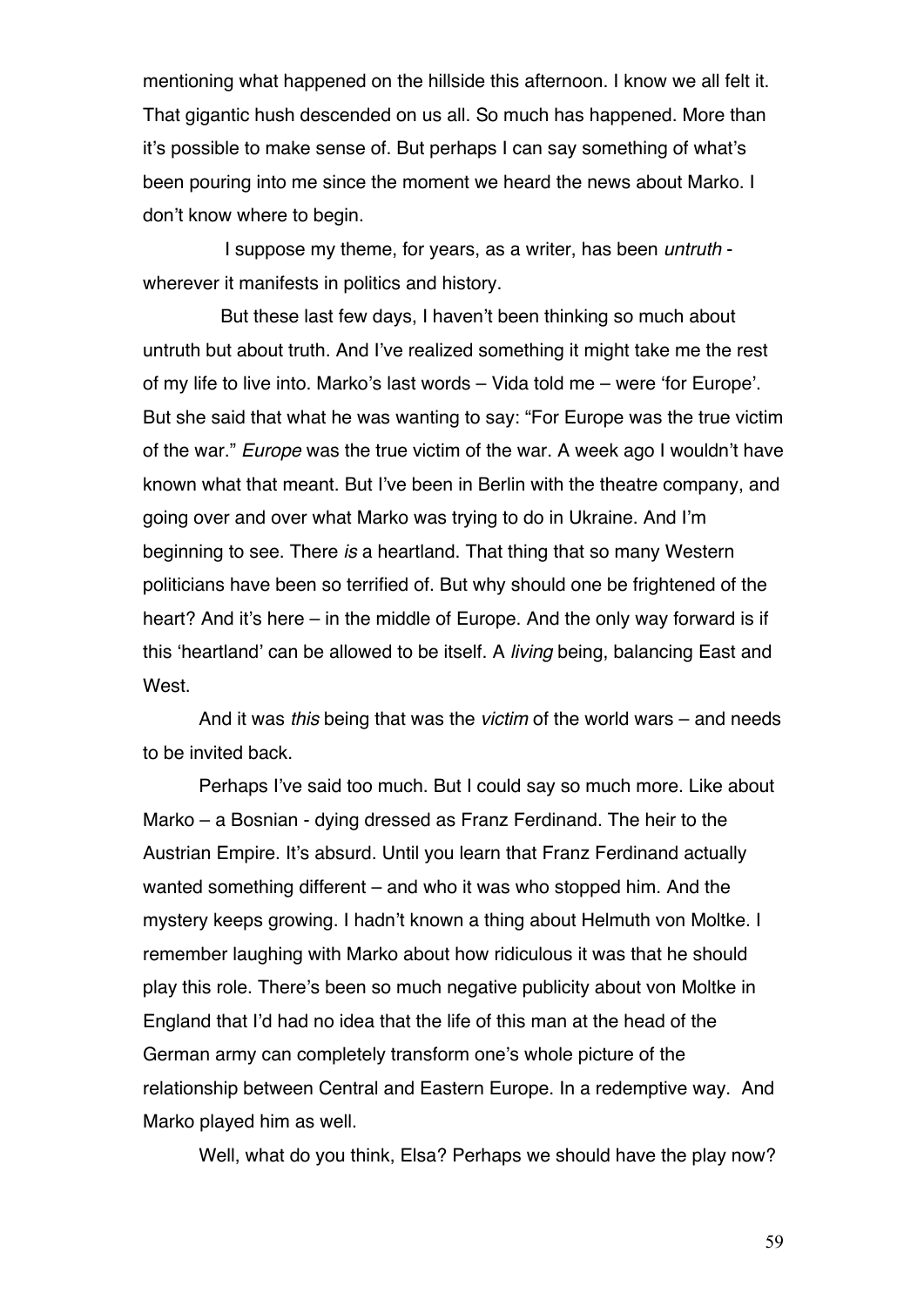mentioning what happened on the hillside this afternoon. I know we all felt it. That gigantic hush descended on us all. So much has happened. More than it's possible to make sense of. But perhaps I can say something of what's been pouring into me since the moment we heard the news about Marko. I don't know where to begin.

I suppose my theme, for years, as a writer, has been *untruth* - wherever it manifests in politics and history.

But these last few days, I haven't been thinking so much about untruth but about truth. And I've realized something it might take me the rest of my life to live into. Marko's last words – Vida told me – were 'for Europe'. But she said that what he was wanting to say: "For Europe was the true victim of the war." *Europe* was the true victim of the war. A week ago I wouldn't have known what that meant. But I've been in Berlin with the theatre company, and going over and over what Marko was trying to do in Ukraine. And I'm beginning to see. There *is* a heartland. That thing that so many Western politicians have been so terrified of. But why should one be frightened of the heart? And it's here – in the middle of Europe. And the only way forward is if this 'heartland' can be allowed to be itself. A *living* being, balancing East and West.

And it was *this* being that was the *victim* of the world wars – and needs to be invited back.

Perhaps I've said too much. But I could say so much more. Like about Marko – a Bosnian - dying dressed as Franz Ferdinand. The heir to the Austrian Empire. It's absurd. Until you learn that Franz Ferdinand actually wanted something different – and who it was who stopped him. And the mystery keeps growing. I hadn't known a thing about Helmuth von Moltke. I remember laughing with Marko about how ridiculous it was that he should play this role. There's been so much negative publicity about von Moltke in England that I'd had no idea that the life of this man at the head of the German army can completely transform one's whole picture of the relationship between Central and Eastern Europe. In a redemptive way. And Marko played him as well.

Well, what do you think, Elsa? Perhaps we should have the play now?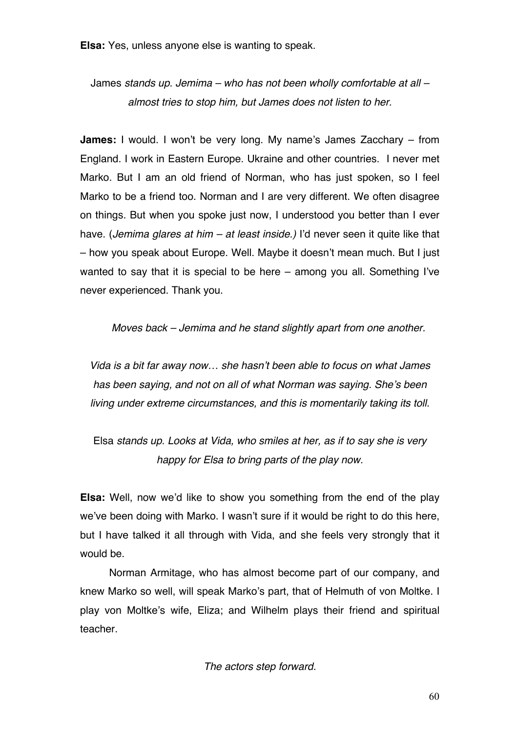**Elsa:** Yes, unless anyone else is wanting to speak.

James *stands up. Jemima – who has not been wholly comfortable at all – almost tries to stop him, but James does not listen to her.*

**James:** I would. I won't be very long. My name's James Zacchary – from England. I work in Eastern Europe. Ukraine and other countries. I never met Marko. But I am an old friend of Norman, who has just spoken, so I feel Marko to be a friend too. Norman and I are very different. We often disagree on things. But when you spoke just now, I understood you better than I ever have. (*Jemima glares at him – at least inside.)* I'd never seen it quite like that – how you speak about Europe. Well. Maybe it doesn't mean much. But I just wanted to say that it is special to be here – among you all. Something I've never experienced. Thank you.

*Moves back – Jemima and he stand slightly apart from one another.*

*Vida is a bit far away now… she hasn't been able to focus on what James has been saying, and not on all of what Norman was saying. She's been living under extreme circumstances, and this is momentarily taking its toll.*

Elsa *stands up. Looks at Vida, who smiles at her, as if to say she is very happy for Elsa to bring parts of the play now.*

**Elsa:** Well, now we'd like to show you something from the end of the play we've been doing with Marko. I wasn't sure if it would be right to do this here, but I have talked it all through with Vida, and she feels very strongly that it would be.

Norman Armitage, who has almost become part of our company, and knew Marko so well, will speak Marko's part, that of Helmuth of von Moltke. I play von Moltke's wife, Eliza; and Wilhelm plays their friend and spiritual teacher.

*The actors step forward.*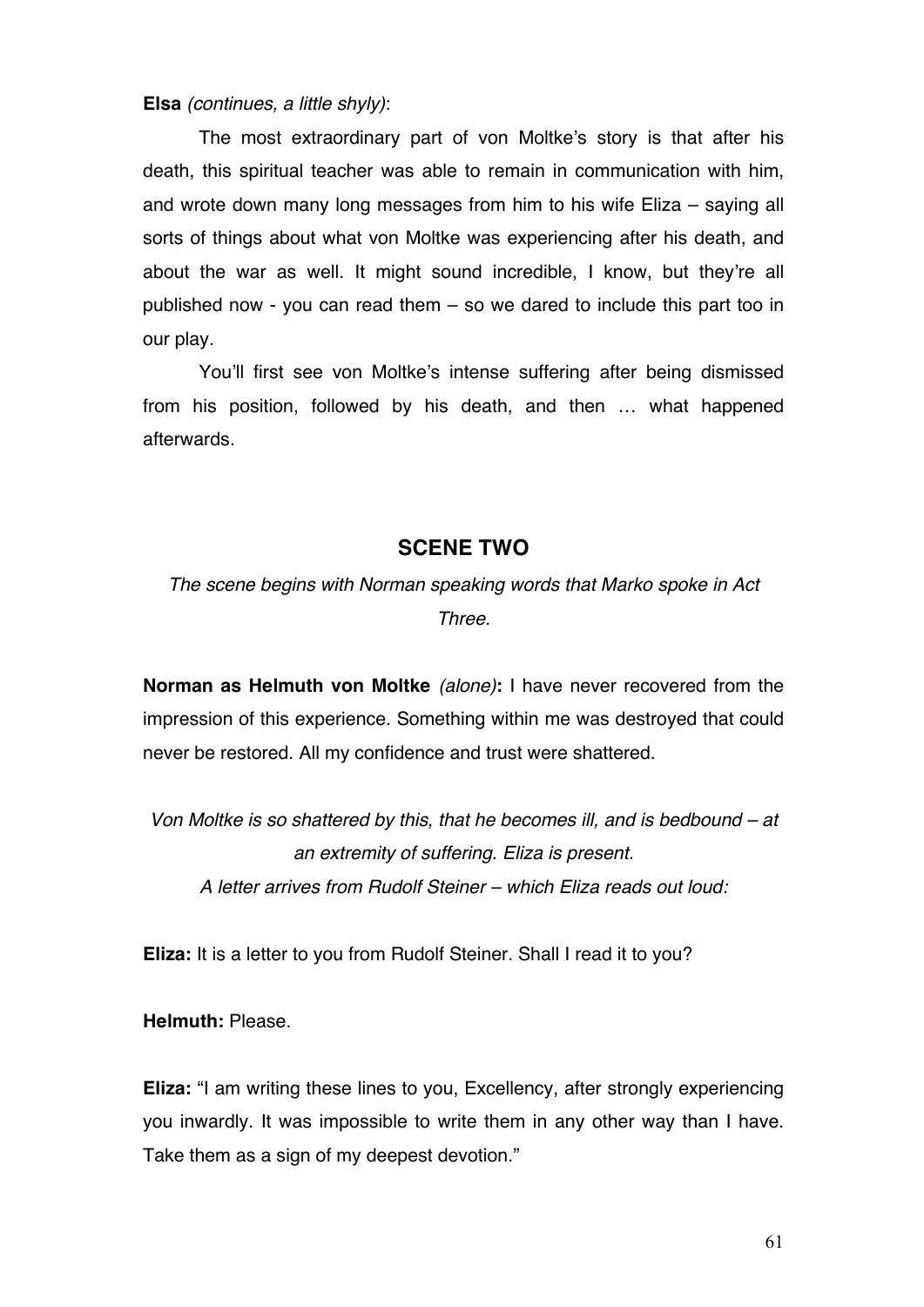**Elsa** *(continues, a little shyly)*:

The most extraordinary part of von Moltke's story is that after his death, this spiritual teacher was able to remain in communication with him, and wrote down many long messages from him to his wife Eliza – saying all sorts of things about what von Moltke was experiencing after his death, and about the war as well. It might sound incredible, I know, but they're all published now - you can read them – so we dared to include this part too in our play.

You'll first see von Moltke's intense suffering after being dismissed from his position, followed by his death, and then … what happened afterwards.

## SCENE TWO

*The scene begins with Norman speaking words that Marko spoke in Act Three.*

**Norman as Helmuth von Moltke** *(alone)***:** I have never recovered from the impression of this experience. Something within me was destroyed that could never be restored. All my confidence and trust were shattered.

*Von Moltke is so shattered by this, that he becomes ill, and is bedbound – at an extremity of suffering. Eliza is present.*
*A letter arrives from Rudolf Steiner – which Eliza reads out loud:*

**Eliza:** It is a letter to you from Rudolf Steiner. Shall I read it to you?

**Helmuth:** Please.

**Eliza:** "I am writing these lines to you, Excellency, after strongly experiencing you inwardly. It was impossible to write them in any other way than I have. Take them as a sign of my deepest devotion."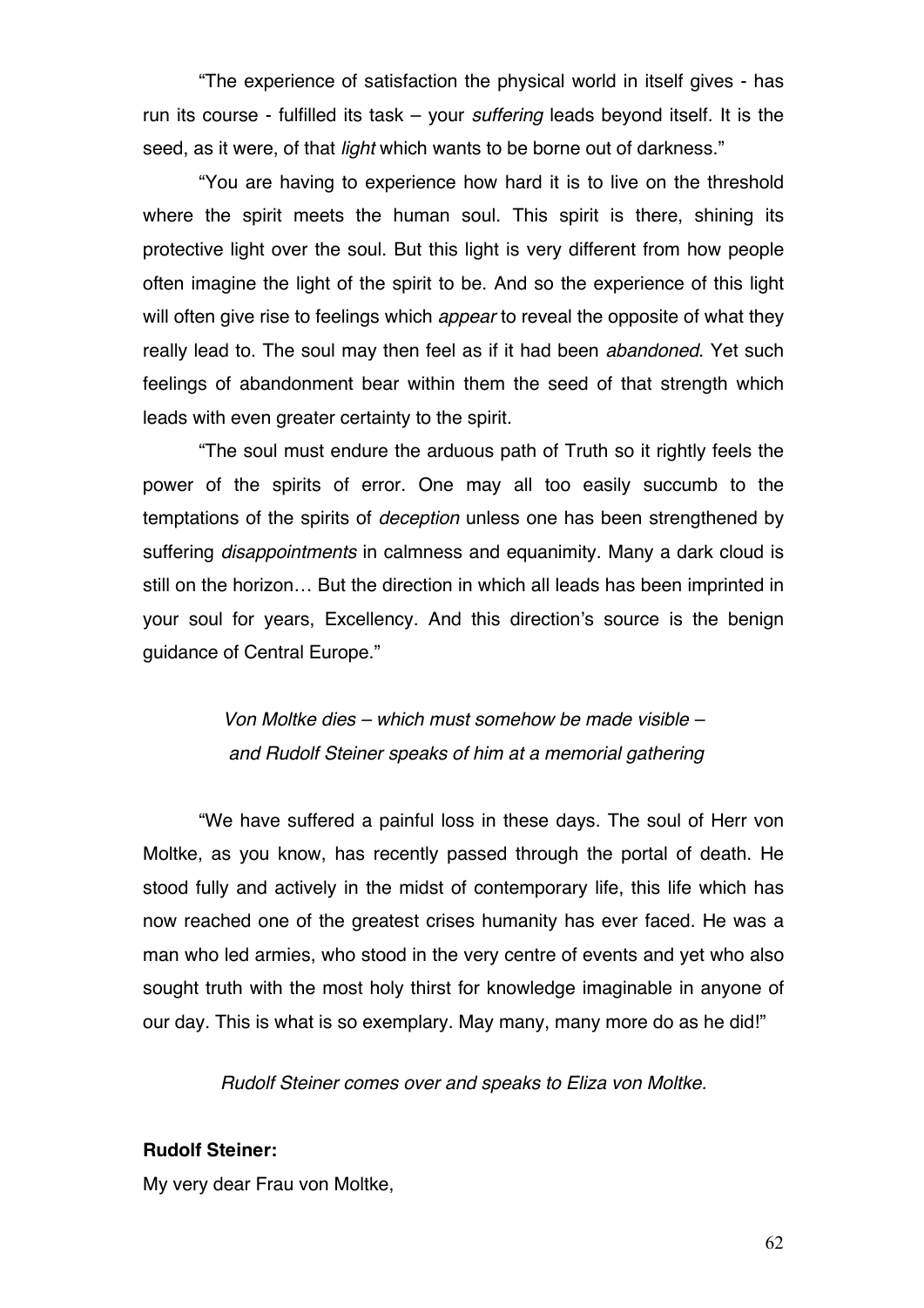"The experience of satisfaction the physical world in itself gives - has run its course - fulfilled its task – your *suffering* leads beyond itself. It is the seed, as it were, of that *light* which wants to be borne out of darkness."

"You are having to experience how hard it is to live on the threshold where the spirit meets the human soul. This spirit is there, shining its protective light over the soul. But this light is very different from how people often imagine the light of the spirit to be. And so the experience of this light will often give rise to feelings which *appear* to reveal the opposite of what they really lead to. The soul may then feel as if it had been *abandoned*. Yet such feelings of abandonment bear within them the seed of that strength which leads with even greater certainty to the spirit.

"The soul must endure the arduous path of Truth so it rightly feels the power of the spirits of error. One may all too easily succumb to the temptations of the spirits of *deception* unless one has been strengthened by suffering *disappointments* in calmness and equanimity. Many a dark cloud is still on the horizon… But the direction in which all leads has been imprinted in your soul for years, Excellency. And this direction's source is the benign guidance of Central Europe."

*Von Moltke dies – which must somehow be made visible – and Rudolf Steiner speaks of him at a memorial gathering*

"We have suffered a painful loss in these days. The soul of Herr von Moltke, as you know, has recently passed through the portal of death. He stood fully and actively in the midst of contemporary life, this life which has now reached one of the greatest crises humanity has ever faced. He was a man who led armies, who stood in the very centre of events and yet who also sought truth with the most holy thirst for knowledge imaginable in anyone of our day. This is what is so exemplary. May many, many more do as he did!"

*Rudolf Steiner comes over and speaks to Eliza von Moltke.*

**Rudolf Steiner:**

My very dear Frau von Moltke,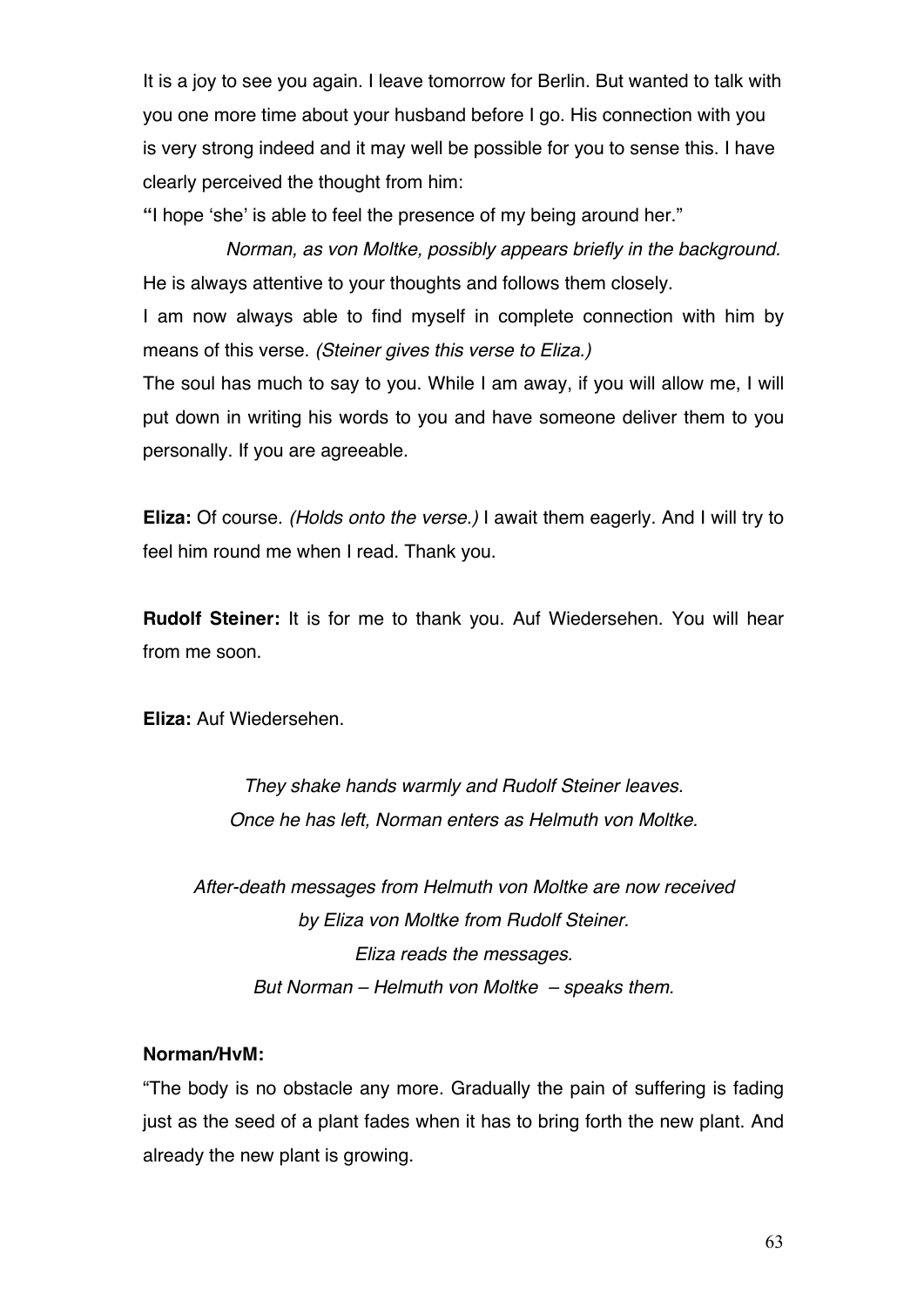It is a joy to see you again. I leave tomorrow for Berlin. But wanted to talk with you one more time about your husband before I go. His connection with you is very strong indeed and it may well be possible for you to sense this. I have clearly perceived the thought from him:

"I hope 'she' is able to feel the presence of my being around her."

*Norman, as von Moltke, possibly appears briefly in the background.*

He is always attentive to your thoughts and follows them closely.

I am now always able to find myself in complete connection with him by means of this verse. *(Steiner gives this verse to Eliza.)*

The soul has much to say to you. While I am away, if you will allow me, I will put down in writing his words to you and have someone deliver them to you personally. If you are agreeable.

**Eliza:** Of course. *(Holds onto the verse.)* I await them eagerly. And I will try to feel him round me when I read. Thank you.

**Rudolf Steiner:** It is for me to thank you. Auf Wiedersehen. You will hear from me soon.

**Eliza:** Auf Wiedersehen.

*They shake hands warmly and Rudolf Steiner leaves.*
*Once he has left, Norman enters as Helmuth von Moltke.*

*After-death messages from Helmuth von Moltke are now received by Eliza von Moltke from Rudolf Steiner.*
*Eliza reads the messages.*
*But Norman – Helmuth von Moltke – speaks them.*

**Norman/HvM:**

"The body is no obstacle any more. Gradually the pain of suffering is fading just as the seed of a plant fades when it has to bring forth the new plant. And already the new plant is growing.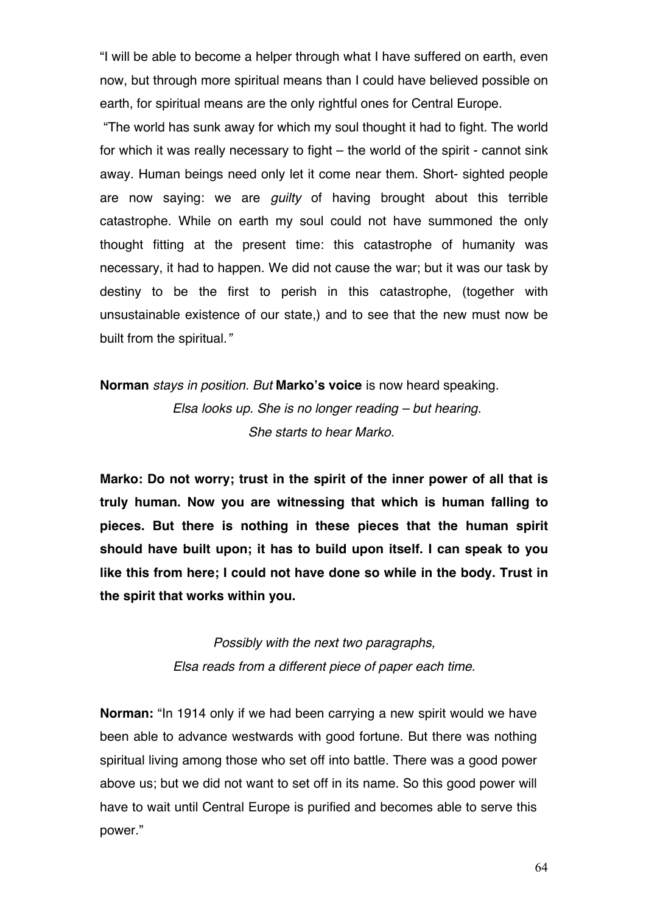"I will be able to become a helper through what I have suffered on earth, even now, but through more spiritual means than I could have believed possible on earth, for spiritual means are the only rightful ones for Central Europe.

"The world has sunk away for which my soul thought it had to fight. The world for which it was really necessary to fight – the world of the spirit - cannot sink away. Human beings need only let it come near them. Short- sighted people are now saying: we are *guilty* of having brought about this terrible catastrophe. While on earth my soul could not have summoned the only thought fitting at the present time: this catastrophe of humanity was necessary, it had to happen. We did not cause the war; but it was our task by destiny to be the first to perish in this catastrophe, (together with unsustainable existence of our state,) and to see that the new must now be built from the spiritual.*"*

**Norman** *stays in position. But* **Marko's voice** is now heard speaking.

*Elsa looks up. She is no longer reading – but hearing.*
*She starts to hear Marko.*

**Marko: Do not worry; trust in the spirit of the inner power of all that is truly human. Now you are witnessing that which is human falling to pieces. But there is nothing in these pieces that the human spirit should have built upon; it has to build upon itself. I can speak to you like this from here; I could not have done so while in the body. Trust in the spirit that works within you.**

*Possibly with the next two paragraphs,*
*Elsa reads from a different piece of paper each time.*

**Norman:** "In 1914 only if we had been carrying a new spirit would we have been able to advance westwards with good fortune. But there was nothing spiritual living among those who set off into battle. There was a good power above us; but we did not want to set off in its name. So this good power will have to wait until Central Europe is purified and becomes able to serve this power."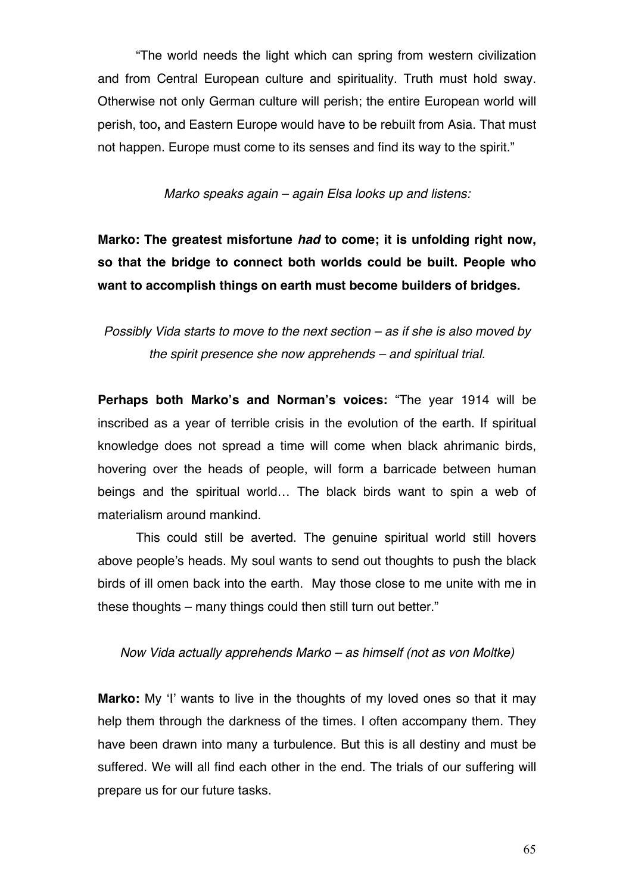"The world needs the light which can spring from western civilization and from Central European culture and spirituality. Truth must hold sway. Otherwise not only German culture will perish; the entire European world will perish, too**,** and Eastern Europe would have to be rebuilt from Asia. That must not happen. Europe must come to its senses and find its way to the spirit."

*Marko speaks again – again Elsa looks up and listens:*

**Marko: The greatest misfortune *had* to come; it is unfolding right now, so that the bridge to connect both worlds could be built. People who want to accomplish things on earth must become builders of bridges.**

*Possibly Vida starts to move to the next section – as if she is also moved by the spirit presence she now apprehends – and spiritual trial.*

**Perhaps both Marko's and Norman's voices:** "The year 1914 will be inscribed as a year of terrible crisis in the evolution of the earth. If spiritual knowledge does not spread a time will come when black ahrimanic birds, hovering over the heads of people, will form a barricade between human beings and the spiritual world… The black birds want to spin a web of materialism around mankind.

This could still be averted. The genuine spiritual world still hovers above people's heads. My soul wants to send out thoughts to push the black birds of ill omen back into the earth. May those close to me unite with me in these thoughts – many things could then still turn out better."

*Now Vida actually apprehends Marko – as himself (not as von Moltke)*

**Marko:** My 'I' wants to live in the thoughts of my loved ones so that it may help them through the darkness of the times. I often accompany them. They have been drawn into many a turbulence. But this is all destiny and must be suffered. We will all find each other in the end. The trials of our suffering will prepare us for our future tasks.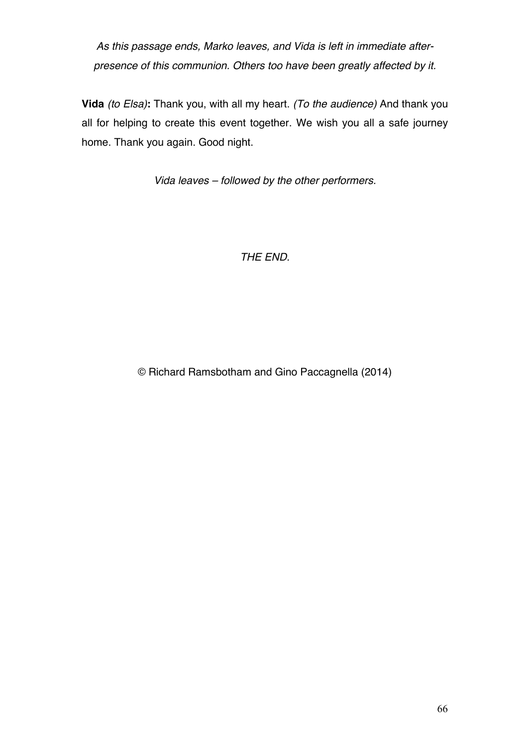*As this passage ends, Marko leaves, and Vida is left in immediate after-presence of this communion. Others too have been greatly affected by it.*

**Vida** *(to Elsa)***:** Thank you, with all my heart. *(To the audience)* And thank you all for helping to create this event together. We wish you all a safe journey home. Thank you again. Good night.

*Vida leaves – followed by the other performers*.

*THE END.*

© Richard Ramsbotham and Gino Paccagnella (2014)